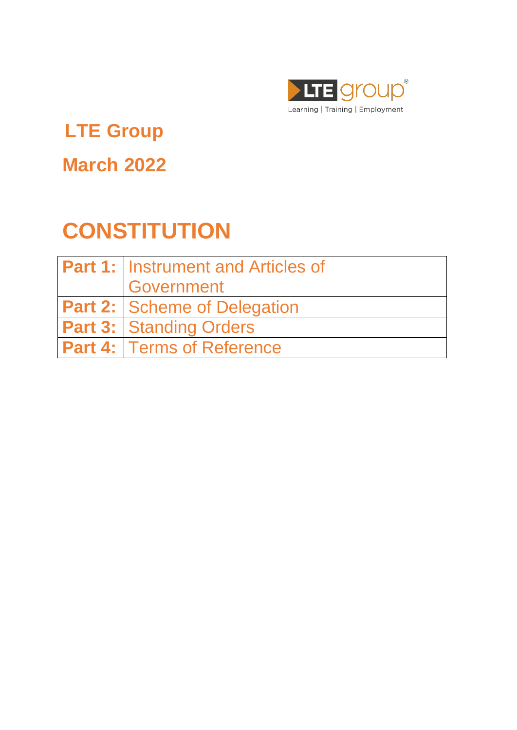LTE group®
Learning | Training | Employment

## LTE Group

## March 2022

# CONSTITUTION

| | |
|---|---|
| **Part 1:** | Instrument and Articles of Government |
| **Part 2:** | Scheme of Delegation |
| **Part 3:** | Standing Orders |
| **Part 4:** | Terms of Reference |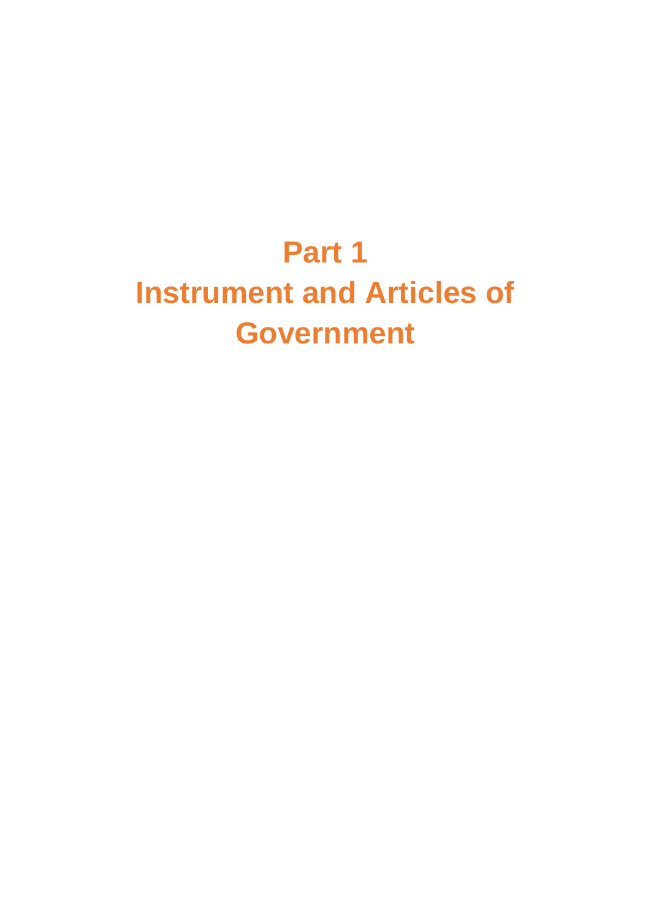# Part 1
# Instrument and Articles of Government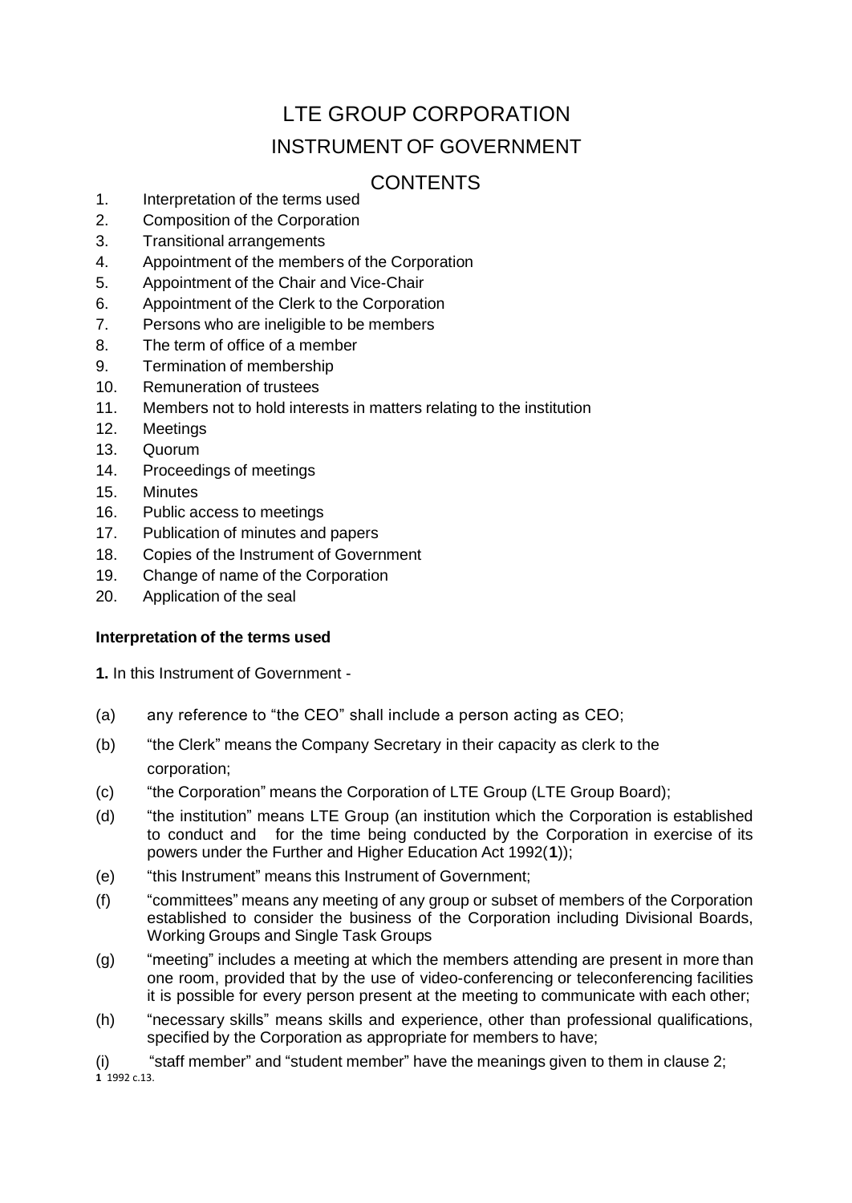# LTE GROUP CORPORATION

## INSTRUMENT OF GOVERNMENT

## CONTENTS

1. Interpretation of the terms used
2. Composition of the Corporation
3. Transitional arrangements
4. Appointment of the members of the Corporation
5. Appointment of the Chair and Vice-Chair
6. Appointment of the Clerk to the Corporation
7. Persons who are ineligible to be members
8. The term of office of a member
9. Termination of membership
10. Remuneration of trustees
11. Members not to hold interests in matters relating to the institution
12. Meetings
13. Quorum
14. Proceedings of meetings
15. Minutes
16. Public access to meetings
17. Publication of minutes and papers
18. Copies of the Instrument of Government
19. Change of name of the Corporation
20. Application of the seal

**Interpretation of the terms used**

**1.** In this Instrument of Government -

(a) any reference to "the CEO" shall include a person acting as CEO;

(b) "the Clerk" means the Company Secretary in their capacity as clerk to the corporation;

(c) "the Corporation" means the Corporation of LTE Group (LTE Group Board);

(d) "the institution" means LTE Group (an institution which the Corporation is established to conduct and for the time being conducted by the Corporation in exercise of its powers under the Further and Higher Education Act 1992([1]));

(e) "this Instrument" means this Instrument of Government;

(f) "committees" means any meeting of any group or subset of members of the Corporation established to consider the business of the Corporation including Divisional Boards, Working Groups and Single Task Groups

(g) "meeting" includes a meeting at which the members attending are present in more than one room, provided that by the use of video-conferencing or teleconferencing facilities it is possible for every person present at the meeting to communicate with each other;

(h) "necessary skills" means skills and experience, other than professional qualifications, specified by the Corporation as appropriate for members to have;

(i) "staff member" and "student member" have the meanings given to them in clause 2;

[1] 1992 c.13.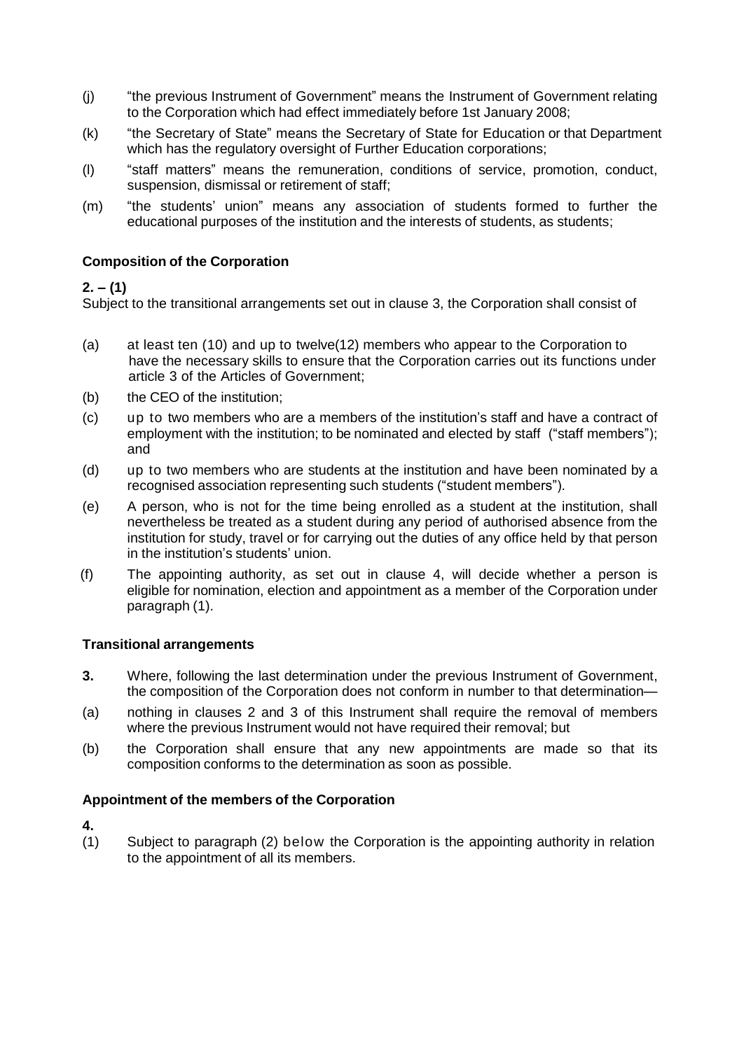(j) "the previous Instrument of Government" means the Instrument of Government relating to the Corporation which had effect immediately before 1st January 2008;

(k) "the Secretary of State" means the Secretary of State for Education or that Department which has the regulatory oversight of Further Education corporations;

(l) "staff matters" means the remuneration, conditions of service, promotion, conduct, suspension, dismissal or retirement of staff;

(m) "the students' union" means any association of students formed to further the educational purposes of the institution and the interests of students, as students;

**Composition of the Corporation**

**2. – (1)**
Subject to the transitional arrangements set out in clause 3, the Corporation shall consist of

(a) at least ten (10) and up to twelve(12) members who appear to the Corporation to have the necessary skills to ensure that the Corporation carries out its functions under article 3 of the Articles of Government;

(b) the CEO of the institution;

(c) up to two members who are a members of the institution's staff and have a contract of employment with the institution; to be nominated and elected by staff ("staff members"); and

(d) up to two members who are students at the institution and have been nominated by a recognised association representing such students ("student members").

(e) A person, who is not for the time being enrolled as a student at the institution, shall nevertheless be treated as a student during any period of authorised absence from the institution for study, travel or for carrying out the duties of any office held by that person in the institution's students' union.

(f) The appointing authority, as set out in clause 4, will decide whether a person is eligible for nomination, election and appointment as a member of the Corporation under paragraph (1).

**Transitional arrangements**

**3.** Where, following the last determination under the previous Instrument of Government, the composition of the Corporation does not conform in number to that determination—

(a) nothing in clauses 2 and 3 of this Instrument shall require the removal of members where the previous Instrument would not have required their removal; but

(b) the Corporation shall ensure that any new appointments are made so that its composition conforms to the determination as soon as possible.

**Appointment of the members of the Corporation**

**4.**

(1) Subject to paragraph (2) below the Corporation is the appointing authority in relation to the appointment of all its members.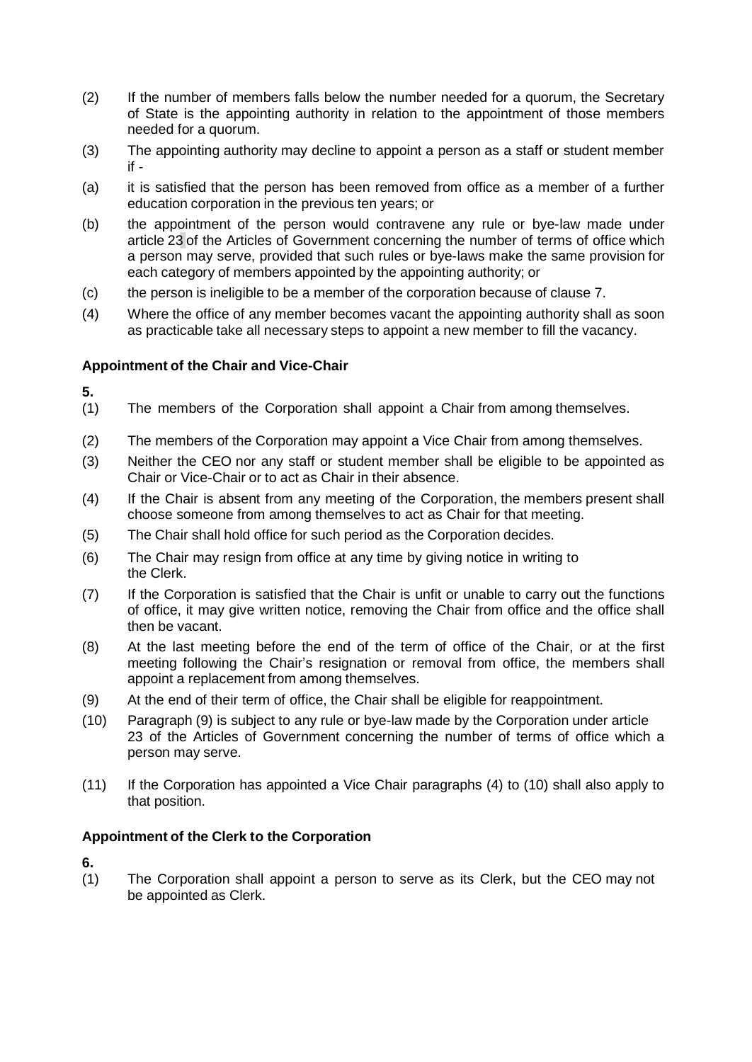(2) If the number of members falls below the number needed for a quorum, the Secretary of State is the appointing authority in relation to the appointment of those members needed for a quorum.

(3) The appointing authority may decline to appoint a person as a staff or student member if -

(a) it is satisfied that the person has been removed from office as a member of a further education corporation in the previous ten years; or

(b) the appointment of the person would contravene any rule or bye-law made under article 23 of the Articles of Government concerning the number of terms of office which a person may serve, provided that such rules or bye-laws make the same provision for each category of members appointed by the appointing authority; or

(c) the person is ineligible to be a member of the corporation because of clause 7.

(4) Where the office of any member becomes vacant the appointing authority shall as soon as practicable take all necessary steps to appoint a new member to fill the vacancy.

**Appointment of the Chair and Vice-Chair**

**5.**

(1) The members of the Corporation shall appoint a Chair from among themselves.

(2) The members of the Corporation may appoint a Vice Chair from among themselves.

(3) Neither the CEO nor any staff or student member shall be eligible to be appointed as Chair or Vice-Chair or to act as Chair in their absence.

(4) If the Chair is absent from any meeting of the Corporation, the members present shall choose someone from among themselves to act as Chair for that meeting.

(5) The Chair shall hold office for such period as the Corporation decides.

(6) The Chair may resign from office at any time by giving notice in writing to the Clerk.

(7) If the Corporation is satisfied that the Chair is unfit or unable to carry out the functions of office, it may give written notice, removing the Chair from office and the office shall then be vacant.

(8) At the last meeting before the end of the term of office of the Chair, or at the first meeting following the Chair's resignation or removal from office, the members shall appoint a replacement from among themselves.

(9) At the end of their term of office, the Chair shall be eligible for reappointment.

(10) Paragraph (9) is subject to any rule or bye-law made by the Corporation under article 23 of the Articles of Government concerning the number of terms of office which a person may serve.

(11) If the Corporation has appointed a Vice Chair paragraphs (4) to (10) shall also apply to that position.

**Appointment of the Clerk to the Corporation**

**6.**

(1) The Corporation shall appoint a person to serve as its Clerk, but the CEO may not be appointed as Clerk.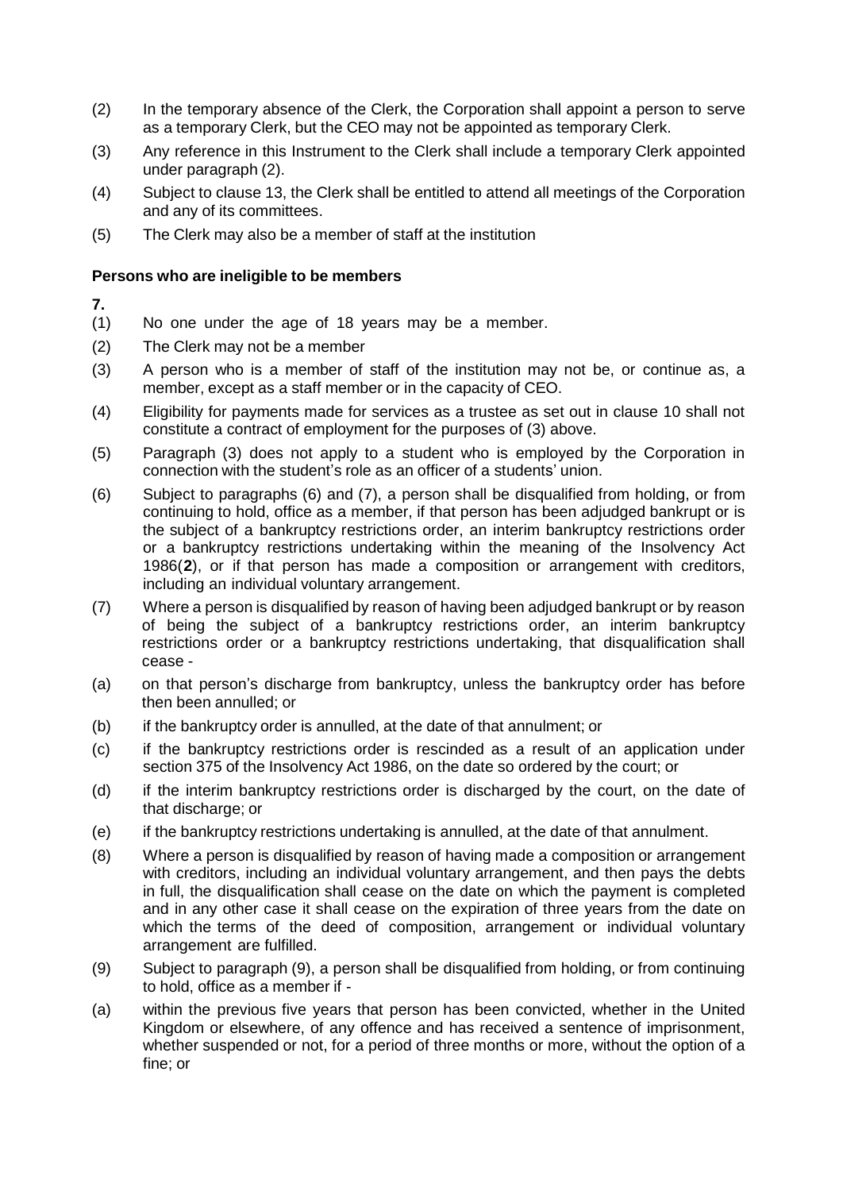(2) In the temporary absence of the Clerk, the Corporation shall appoint a person to serve as a temporary Clerk, but the CEO may not be appointed as temporary Clerk.

(3) Any reference in this Instrument to the Clerk shall include a temporary Clerk appointed under paragraph (2).

(4) Subject to clause 13, the Clerk shall be entitled to attend all meetings of the Corporation and any of its committees.

(5) The Clerk may also be a member of staff at the institution

**Persons who are ineligible to be members**

**7.**

(1) No one under the age of 18 years may be a member.

(2) The Clerk may not be a member

(3) A person who is a member of staff of the institution may not be, or continue as, a member, except as a staff member or in the capacity of CEO.

(4) Eligibility for payments made for services as a trustee as set out in clause 10 shall not constitute a contract of employment for the purposes of (3) above.

(5) Paragraph (3) does not apply to a student who is employed by the Corporation in connection with the student's role as an officer of a students' union.

(6) Subject to paragraphs (6) and (7), a person shall be disqualified from holding, or from continuing to hold, office as a member, if that person has been adjudged bankrupt or is the subject of a bankruptcy restrictions order, an interim bankruptcy restrictions order or a bankruptcy restrictions undertaking within the meaning of the Insolvency Act 1986(**2**), or if that person has made a composition or arrangement with creditors, including an individual voluntary arrangement.

(7) Where a person is disqualified by reason of having been adjudged bankrupt or by reason of being the subject of a bankruptcy restrictions order, an interim bankruptcy restrictions order or a bankruptcy restrictions undertaking, that disqualification shall cease -

(a) on that person's discharge from bankruptcy, unless the bankruptcy order has before then been annulled; or

(b) if the bankruptcy order is annulled, at the date of that annulment; or

(c) if the bankruptcy restrictions order is rescinded as a result of an application under section 375 of the Insolvency Act 1986, on the date so ordered by the court; or

(d) if the interim bankruptcy restrictions order is discharged by the court, on the date of that discharge; or

(e) if the bankruptcy restrictions undertaking is annulled, at the date of that annulment.

(8) Where a person is disqualified by reason of having made a composition or arrangement with creditors, including an individual voluntary arrangement, and then pays the debts in full, the disqualification shall cease on the date on which the payment is completed and in any other case it shall cease on the expiration of three years from the date on which the terms of the deed of composition, arrangement or individual voluntary arrangement are fulfilled.

(9) Subject to paragraph (9), a person shall be disqualified from holding, or from continuing to hold, office as a member if -

(a) within the previous five years that person has been convicted, whether in the United Kingdom or elsewhere, of any offence and has received a sentence of imprisonment, whether suspended or not, for a period of three months or more, without the option of a fine; or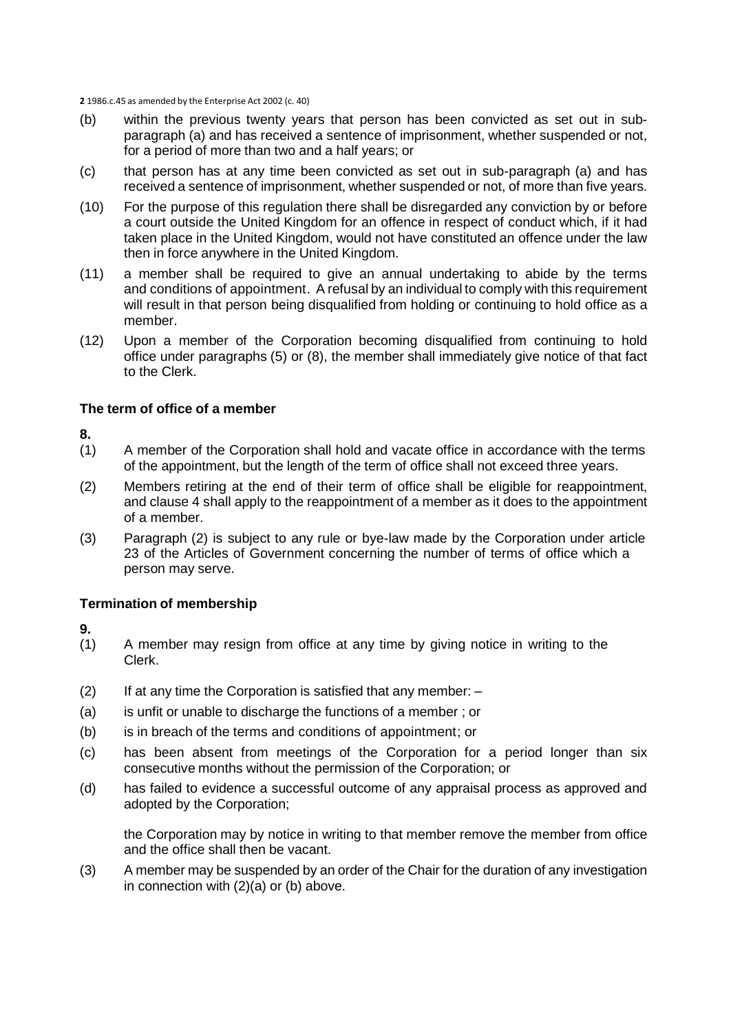**2** 1986.c.45 as amended by the Enterprise Act 2002 (c. 40)

(b) within the previous twenty years that person has been convicted as set out in sub-paragraph (a) and has received a sentence of imprisonment, whether suspended or not, for a period of more than two and a half years; or

(c) that person has at any time been convicted as set out in sub-paragraph (a) and has received a sentence of imprisonment, whether suspended or not, of more than five years.

(10) For the purpose of this regulation there shall be disregarded any conviction by or before a court outside the United Kingdom for an offence in respect of conduct which, if it had taken place in the United Kingdom, would not have constituted an offence under the law then in force anywhere in the United Kingdom.

(11) a member shall be required to give an annual undertaking to abide by the terms and conditions of appointment. A refusal by an individual to comply with this requirement will result in that person being disqualified from holding or continuing to hold office as a member.

(12) Upon a member of the Corporation becoming disqualified from continuing to hold office under paragraphs (5) or (8), the member shall immediately give notice of that fact to the Clerk.

### The term of office of a member

**8.**

(1) A member of the Corporation shall hold and vacate office in accordance with the terms of the appointment, but the length of the term of office shall not exceed three years.

(2) Members retiring at the end of their term of office shall be eligible for reappointment, and clause 4 shall apply to the reappointment of a member as it does to the appointment of a member.

(3) Paragraph (2) is subject to any rule or bye-law made by the Corporation under article 23 of the Articles of Government concerning the number of terms of office which a person may serve.

### Termination of membership

**9.**

(1) A member may resign from office at any time by giving notice in writing to the Clerk.

(2) If at any time the Corporation is satisfied that any member: –

(a) is unfit or unable to discharge the functions of a member ; or

(b) is in breach of the terms and conditions of appointment; or

(c) has been absent from meetings of the Corporation for a period longer than six consecutive months without the permission of the Corporation; or

(d) has failed to evidence a successful outcome of any appraisal process as approved and adopted by the Corporation;

the Corporation may by notice in writing to that member remove the member from office and the office shall then be vacant.

(3) A member may be suspended by an order of the Chair for the duration of any investigation in connection with (2)(a) or (b) above.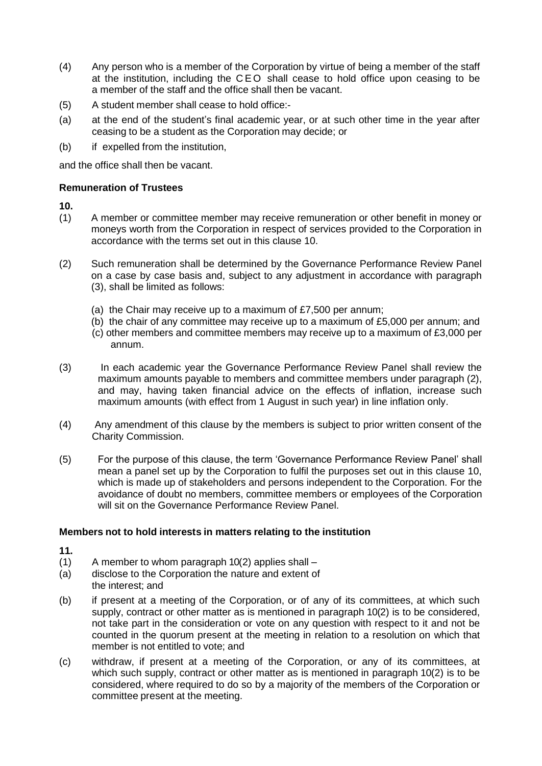(4) Any person who is a member of the Corporation by virtue of being a member of the staff at the institution, including the CEO shall cease to hold office upon ceasing to be a member of the staff and the office shall then be vacant.

(5) A student member shall cease to hold office:-

(a) at the end of the student's final academic year, or at such other time in the year after ceasing to be a student as the Corporation may decide; or

(b) if expelled from the institution,

and the office shall then be vacant.

**Remuneration of Trustees**

**10.**

(1) A member or committee member may receive remuneration or other benefit in money or moneys worth from the Corporation in respect of services provided to the Corporation in accordance with the terms set out in this clause 10.

(2) Such remuneration shall be determined by the Governance Performance Review Panel on a case by case basis and, subject to any adjustment in accordance with paragraph (3), shall be limited as follows:

(a) the Chair may receive up to a maximum of £7,500 per annum;
(b) the chair of any committee may receive up to a maximum of £5,000 per annum; and
(c) other members and committee members may receive up to a maximum of £3,000 per annum.

(3) In each academic year the Governance Performance Review Panel shall review the maximum amounts payable to members and committee members under paragraph (2), and may, having taken financial advice on the effects of inflation, increase such maximum amounts (with effect from 1 August in such year) in line inflation only.

(4) Any amendment of this clause by the members is subject to prior written consent of the Charity Commission.

(5) For the purpose of this clause, the term 'Governance Performance Review Panel' shall mean a panel set up by the Corporation to fulfil the purposes set out in this clause 10, which is made up of stakeholders and persons independent to the Corporation. For the avoidance of doubt no members, committee members or employees of the Corporation will sit on the Governance Performance Review Panel.

**Members not to hold interests in matters relating to the institution**

**11.**

(1) A member to whom paragraph 10(2) applies shall –

(a) disclose to the Corporation the nature and extent of the interest; and

(b) if present at a meeting of the Corporation, or of any of its committees, at which such supply, contract or other matter as is mentioned in paragraph 10(2) is to be considered, not take part in the consideration or vote on any question with respect to it and not be counted in the quorum present at the meeting in relation to a resolution on which that member is not entitled to vote; and

(c) withdraw, if present at a meeting of the Corporation, or any of its committees, at which such supply, contract or other matter as is mentioned in paragraph 10(2) is to be considered, where required to do so by a majority of the members of the Corporation or committee present at the meeting.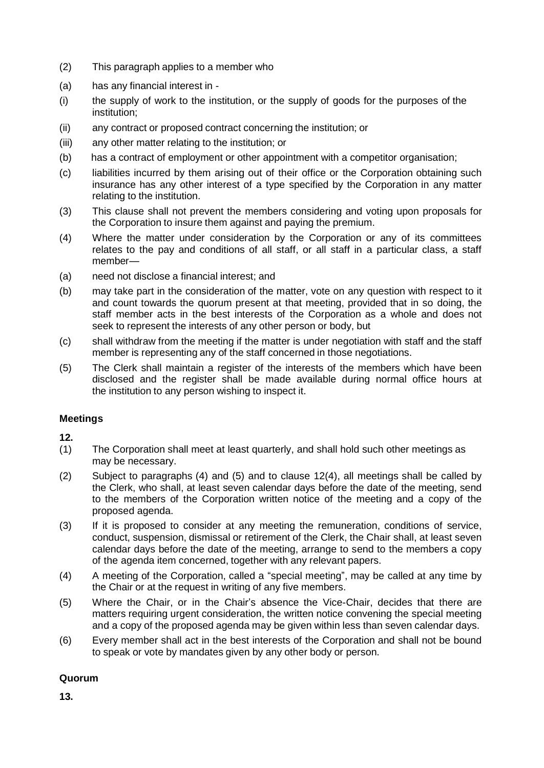(2) This paragraph applies to a member who

(a) has any financial interest in -

(i) the supply of work to the institution, or the supply of goods for the purposes of the institution;

(ii) any contract or proposed contract concerning the institution; or

(iii) any other matter relating to the institution; or

(b) has a contract of employment or other appointment with a competitor organisation;

(c) liabilities incurred by them arising out of their office or the Corporation obtaining such insurance has any other interest of a type specified by the Corporation in any matter relating to the institution.

(3) This clause shall not prevent the members considering and voting upon proposals for the Corporation to insure them against and paying the premium.

(4) Where the matter under consideration by the Corporation or any of its committees relates to the pay and conditions of all staff, or all staff in a particular class, a staff member—

(a) need not disclose a financial interest; and

(b) may take part in the consideration of the matter, vote on any question with respect to it and count towards the quorum present at that meeting, provided that in so doing, the staff member acts in the best interests of the Corporation as a whole and does not seek to represent the interests of any other person or body, but

(c) shall withdraw from the meeting if the matter is under negotiation with staff and the staff member is representing any of the staff concerned in those negotiations.

(5) The Clerk shall maintain a register of the interests of the members which have been disclosed and the register shall be made available during normal office hours at the institution to any person wishing to inspect it.

## Meetings

**12.**

(1) The Corporation shall meet at least quarterly, and shall hold such other meetings as may be necessary.

(2) Subject to paragraphs (4) and (5) and to clause 12(4), all meetings shall be called by the Clerk, who shall, at least seven calendar days before the date of the meeting, send to the members of the Corporation written notice of the meeting and a copy of the proposed agenda.

(3) If it is proposed to consider at any meeting the remuneration, conditions of service, conduct, suspension, dismissal or retirement of the Clerk, the Chair shall, at least seven calendar days before the date of the meeting, arrange to send to the members a copy of the agenda item concerned, together with any relevant papers.

(4) A meeting of the Corporation, called a "special meeting", may be called at any time by the Chair or at the request in writing of any five members.

(5) Where the Chair, or in the Chair's absence the Vice-Chair, decides that there are matters requiring urgent consideration, the written notice convening the special meeting and a copy of the proposed agenda may be given within less than seven calendar days.

(6) Every member shall act in the best interests of the Corporation and shall not be bound to speak or vote by mandates given by any other body or person.

## Quorum

**13.**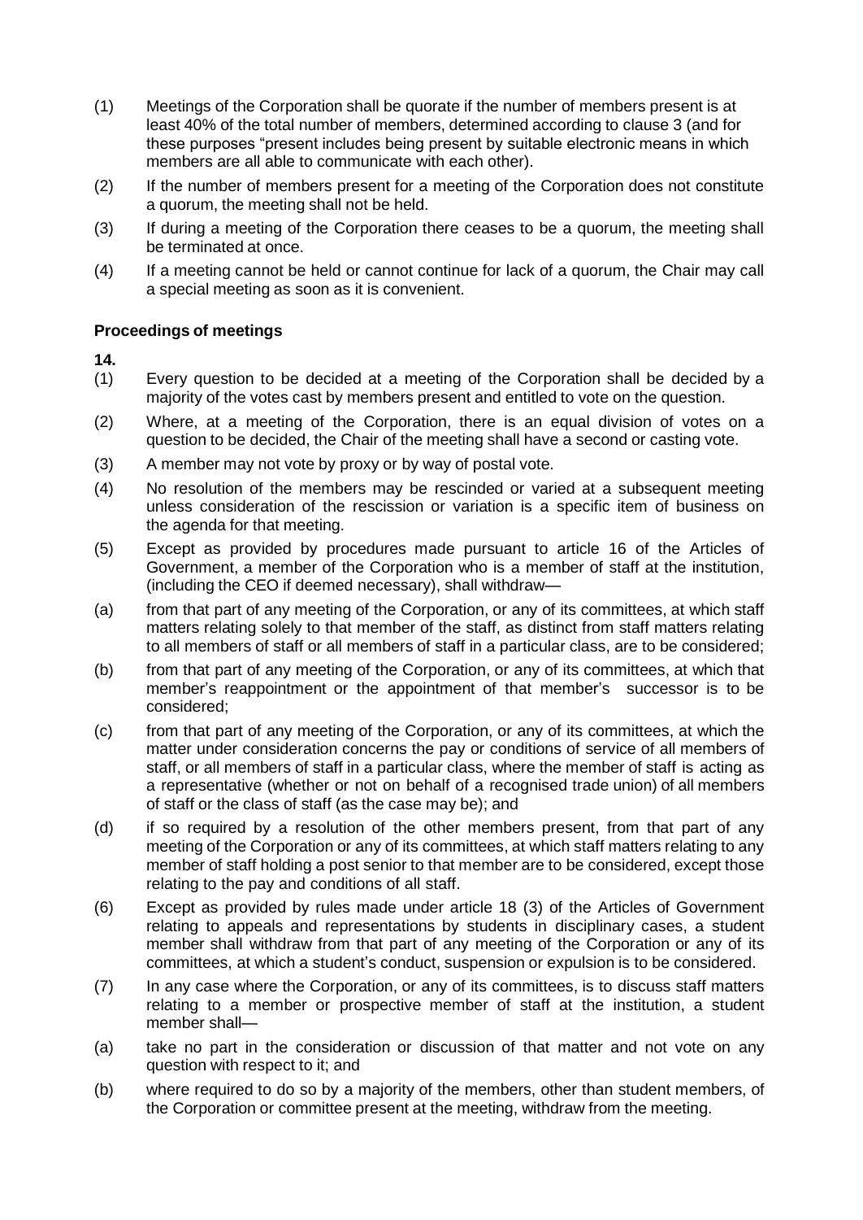(1) Meetings of the Corporation shall be quorate if the number of members present is at least 40% of the total number of members, determined according to clause 3 (and for these purposes "present includes being present by suitable electronic means in which members are all able to communicate with each other).

(2) If the number of members present for a meeting of the Corporation does not constitute a quorum, the meeting shall not be held.

(3) If during a meeting of the Corporation there ceases to be a quorum, the meeting shall be terminated at once.

(4) If a meeting cannot be held or cannot continue for lack of a quorum, the Chair may call a special meeting as soon as it is convenient.

**Proceedings of meetings**

**14.**

(1) Every question to be decided at a meeting of the Corporation shall be decided by a majority of the votes cast by members present and entitled to vote on the question.

(2) Where, at a meeting of the Corporation, there is an equal division of votes on a question to be decided, the Chair of the meeting shall have a second or casting vote.

(3) A member may not vote by proxy or by way of postal vote.

(4) No resolution of the members may be rescinded or varied at a subsequent meeting unless consideration of the rescission or variation is a specific item of business on the agenda for that meeting.

(5) Except as provided by procedures made pursuant to article 16 of the Articles of Government, a member of the Corporation who is a member of staff at the institution, (including the CEO if deemed necessary), shall withdraw—

(a) from that part of any meeting of the Corporation, or any of its committees, at which staff matters relating solely to that member of the staff, as distinct from staff matters relating to all members of staff or all members of staff in a particular class, are to be considered;

(b) from that part of any meeting of the Corporation, or any of its committees, at which that member's reappointment or the appointment of that member's successor is to be considered;

(c) from that part of any meeting of the Corporation, or any of its committees, at which the matter under consideration concerns the pay or conditions of service of all members of staff, or all members of staff in a particular class, where the member of staff is acting as a representative (whether or not on behalf of a recognised trade union) of all members of staff or the class of staff (as the case may be); and

(d) if so required by a resolution of the other members present, from that part of any meeting of the Corporation or any of its committees, at which staff matters relating to any member of staff holding a post senior to that member are to be considered, except those relating to the pay and conditions of all staff.

(6) Except as provided by rules made under article 18 (3) of the Articles of Government relating to appeals and representations by students in disciplinary cases, a student member shall withdraw from that part of any meeting of the Corporation or any of its committees, at which a student's conduct, suspension or expulsion is to be considered.

(7) In any case where the Corporation, or any of its committees, is to discuss staff matters relating to a member or prospective member of staff at the institution, a student member shall—

(a) take no part in the consideration or discussion of that matter and not vote on any question with respect to it; and

(b) where required to do so by a majority of the members, other than student members, of the Corporation or committee present at the meeting, withdraw from the meeting.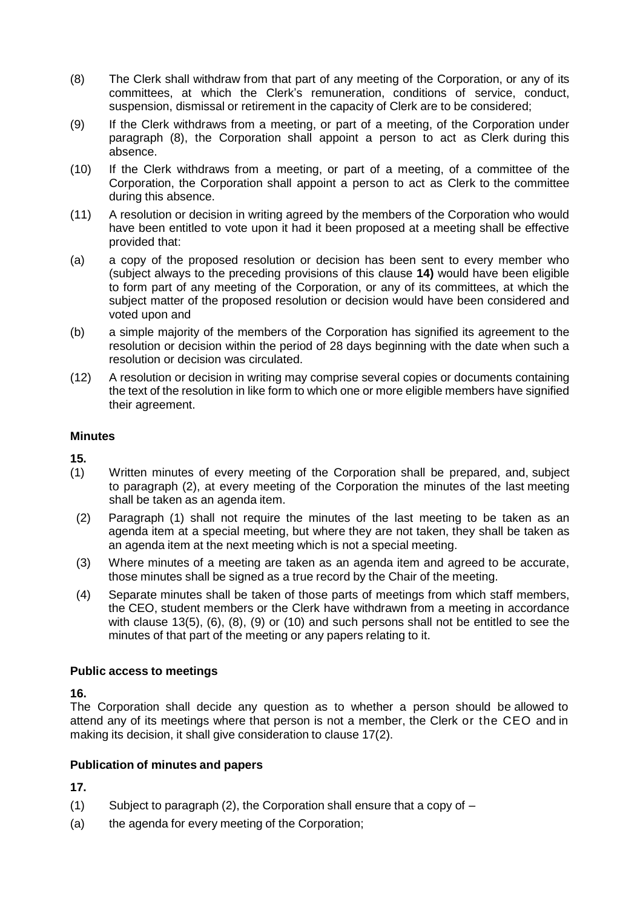(8) The Clerk shall withdraw from that part of any meeting of the Corporation, or any of its committees, at which the Clerk's remuneration, conditions of service, conduct, suspension, dismissal or retirement in the capacity of Clerk are to be considered;

(9) If the Clerk withdraws from a meeting, or part of a meeting, of the Corporation under paragraph (8), the Corporation shall appoint a person to act as Clerk during this absence.

(10) If the Clerk withdraws from a meeting, or part of a meeting, of a committee of the Corporation, the Corporation shall appoint a person to act as Clerk to the committee during this absence.

(11) A resolution or decision in writing agreed by the members of the Corporation who would have been entitled to vote upon it had it been proposed at a meeting shall be effective provided that:

(a) a copy of the proposed resolution or decision has been sent to every member who (subject always to the preceding provisions of this clause **14)** would have been eligible to form part of any meeting of the Corporation, or any of its committees, at which the subject matter of the proposed resolution or decision would have been considered and voted upon and

(b) a simple majority of the members of the Corporation has signified its agreement to the resolution or decision within the period of 28 days beginning with the date when such a resolution or decision was circulated.

(12) A resolution or decision in writing may comprise several copies or documents containing the text of the resolution in like form to which one or more eligible members have signified their agreement.

### Minutes

**15.**

(1) Written minutes of every meeting of the Corporation shall be prepared, and, subject to paragraph (2), at every meeting of the Corporation the minutes of the last meeting shall be taken as an agenda item.

(2) Paragraph (1) shall not require the minutes of the last meeting to be taken as an agenda item at a special meeting, but where they are not taken, they shall be taken as an agenda item at the next meeting which is not a special meeting.

(3) Where minutes of a meeting are taken as an agenda item and agreed to be accurate, those minutes shall be signed as a true record by the Chair of the meeting.

(4) Separate minutes shall be taken of those parts of meetings from which staff members, the CEO, student members or the Clerk have withdrawn from a meeting in accordance with clause 13(5), (6), (8), (9) or (10) and such persons shall not be entitled to see the minutes of that part of the meeting or any papers relating to it.

### Public access to meetings

**16.**

The Corporation shall decide any question as to whether a person should be allowed to attend any of its meetings where that person is not a member, the Clerk or the CEO and in making its decision, it shall give consideration to clause 17(2).

### Publication of minutes and papers

**17.**

(1) Subject to paragraph (2), the Corporation shall ensure that a copy of –

(a) the agenda for every meeting of the Corporation;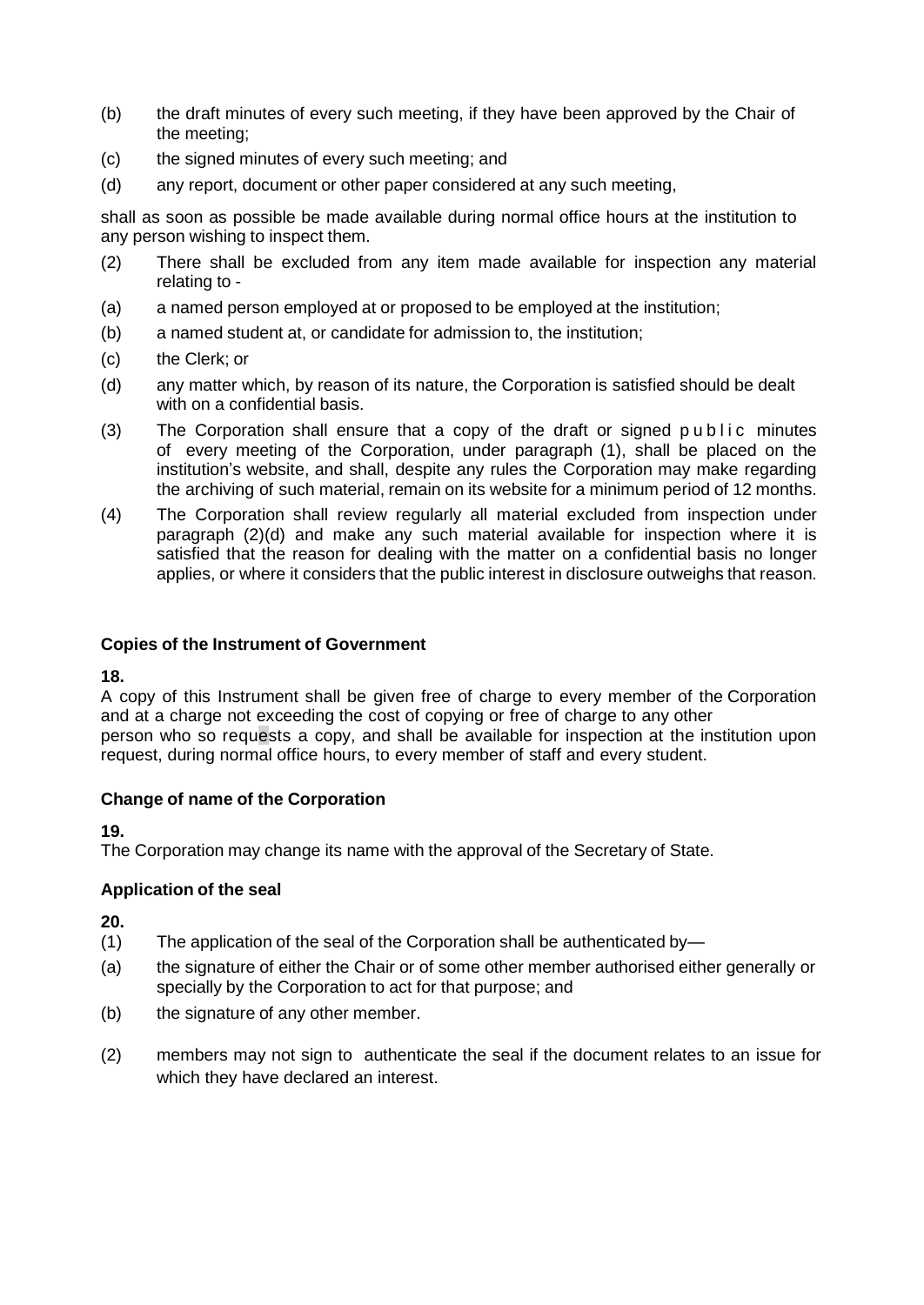(b) the draft minutes of every such meeting, if they have been approved by the Chair of the meeting;

(c) the signed minutes of every such meeting; and

(d) any report, document or other paper considered at any such meeting,

shall as soon as possible be made available during normal office hours at the institution to any person wishing to inspect them.

(2) There shall be excluded from any item made available for inspection any material relating to -

(a) a named person employed at or proposed to be employed at the institution;

(b) a named student at, or candidate for admission to, the institution;

(c) the Clerk; or

(d) any matter which, by reason of its nature, the Corporation is satisfied should be dealt with on a confidential basis.

(3) The Corporation shall ensure that a copy of the draft or signed public minutes of every meeting of the Corporation, under paragraph (1), shall be placed on the institution's website, and shall, despite any rules the Corporation may make regarding the archiving of such material, remain on its website for a minimum period of 12 months.

(4) The Corporation shall review regularly all material excluded from inspection under paragraph (2)(d) and make any such material available for inspection where it is satisfied that the reason for dealing with the matter on a confidential basis no longer applies, or where it considers that the public interest in disclosure outweighs that reason.

### Copies of the Instrument of Government

**18.**

A copy of this Instrument shall be given free of charge to every member of the Corporation and at a charge not exceeding the cost of copying or free of charge to any other person who so requests a copy, and shall be available for inspection at the institution upon request, during normal office hours, to every member of staff and every student.

### Change of name of the Corporation

**19.**

The Corporation may change its name with the approval of the Secretary of State.

### Application of the seal

**20.**

(1) The application of the seal of the Corporation shall be authenticated by—

(a) the signature of either the Chair or of some other member authorised either generally or specially by the Corporation to act for that purpose; and

(b) the signature of any other member.

(2) members may not sign to authenticate the seal if the document relates to an issue for which they have declared an interest.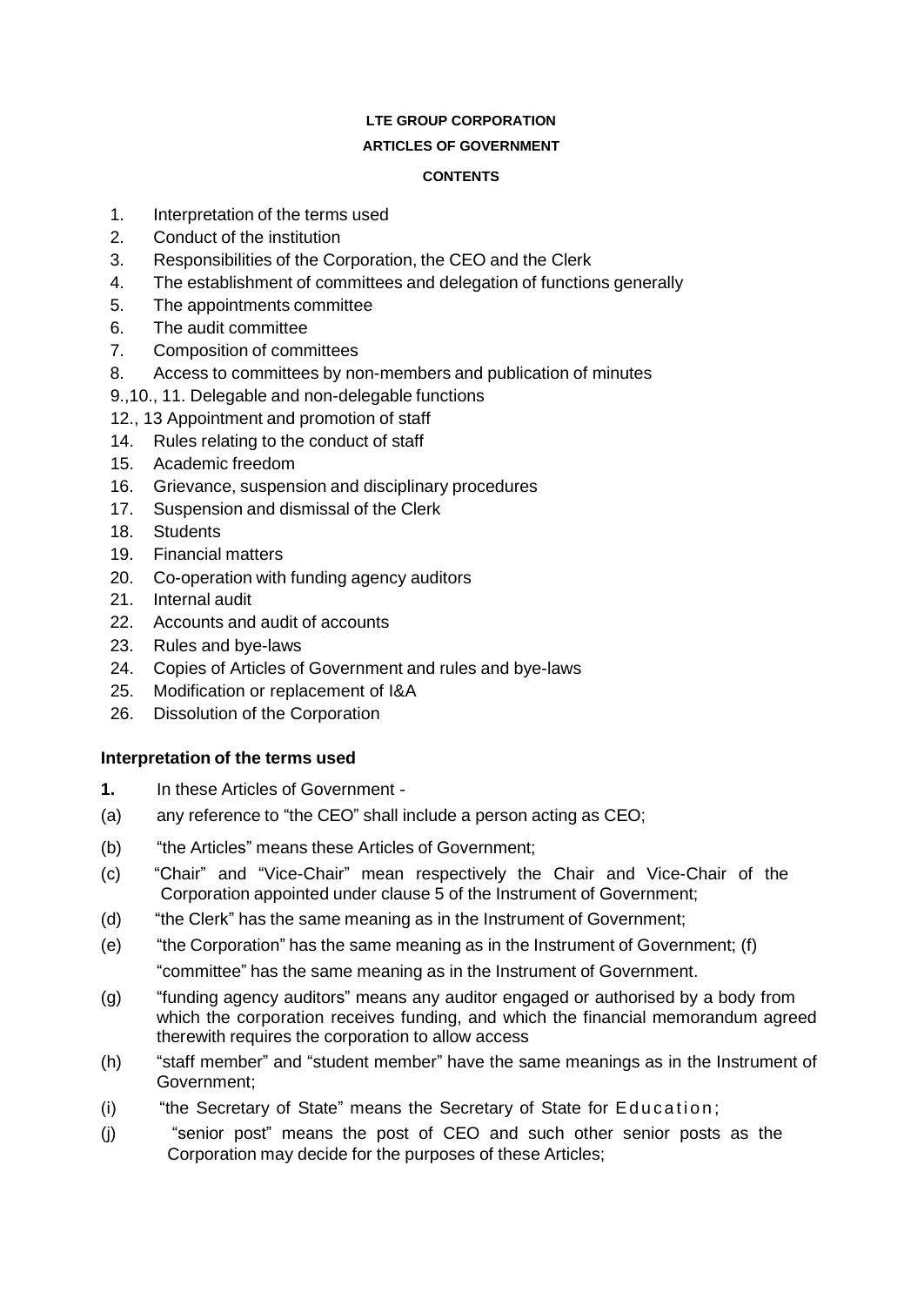**LTE GROUP CORPORATION**

**ARTICLES OF GOVERNMENT**

**CONTENTS**

1. Interpretation of the terms used
2. Conduct of the institution
3. Responsibilities of the Corporation, the CEO and the Clerk
4. The establishment of committees and delegation of functions generally
5. The appointments committee
6. The audit committee
7. Composition of committees
8. Access to committees by non-members and publication of minutes

9.,10., 11. Delegable and non-delegable functions

12., 13 Appointment and promotion of staff

14. Rules relating to the conduct of staff
15. Academic freedom
16. Grievance, suspension and disciplinary procedures
17. Suspension and dismissal of the Clerk
18. Students
19. Financial matters
20. Co-operation with funding agency auditors
21. Internal audit
22. Accounts and audit of accounts
23. Rules and bye-laws
24. Copies of Articles of Government and rules and bye-laws
25. Modification or replacement of I&A
26. Dissolution of the Corporation

### Interpretation of the terms used

**1.** In these Articles of Government -

(a) any reference to "the CEO" shall include a person acting as CEO;

(b) "the Articles" means these Articles of Government;

(c) "Chair" and "Vice-Chair" mean respectively the Chair and Vice-Chair of the Corporation appointed under clause 5 of the Instrument of Government;

(d) "the Clerk" has the same meaning as in the Instrument of Government;

(e) "the Corporation" has the same meaning as in the Instrument of Government; (f) "committee" has the same meaning as in the Instrument of Government.

(g) "funding agency auditors" means any auditor engaged or authorised by a body from which the corporation receives funding, and which the financial memorandum agreed therewith requires the corporation to allow access

(h) "staff member" and "student member" have the same meanings as in the Instrument of Government;

(i) "the Secretary of State" means the Secretary of State for Education;

(j) "senior post" means the post of CEO and such other senior posts as the Corporation may decide for the purposes of these Articles;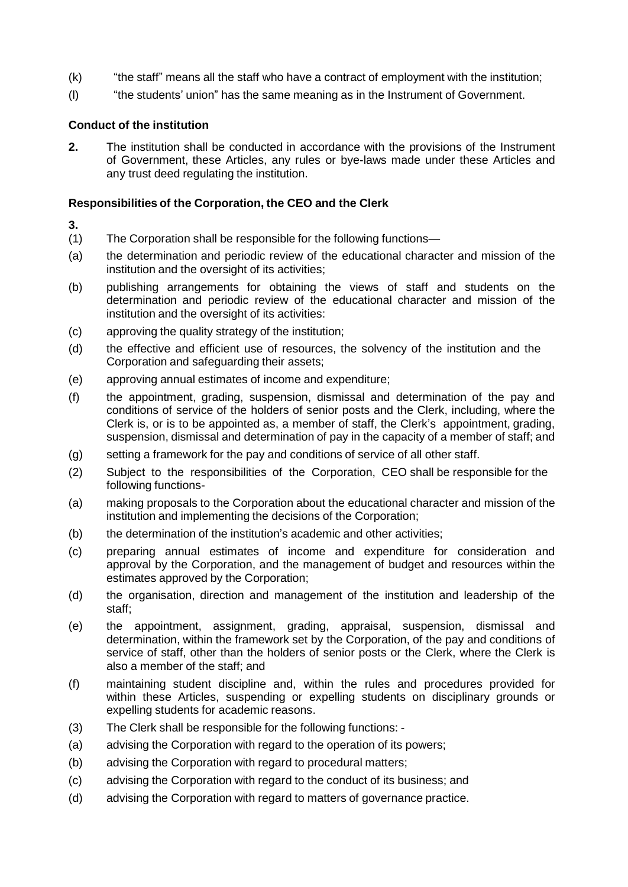(k) "the staff" means all the staff who have a contract of employment with the institution;

(l) "the students' union" has the same meaning as in the Instrument of Government.

**Conduct of the institution**

**2.** The institution shall be conducted in accordance with the provisions of the Instrument of Government, these Articles, any rules or bye-laws made under these Articles and any trust deed regulating the institution.

**Responsibilities of the Corporation, the CEO and the Clerk**

**3.**

(1) The Corporation shall be responsible for the following functions—

(a) the determination and periodic review of the educational character and mission of the institution and the oversight of its activities;

(b) publishing arrangements for obtaining the views of staff and students on the determination and periodic review of the educational character and mission of the institution and the oversight of its activities:

(c) approving the quality strategy of the institution;

(d) the effective and efficient use of resources, the solvency of the institution and the Corporation and safeguarding their assets;

(e) approving annual estimates of income and expenditure;

(f) the appointment, grading, suspension, dismissal and determination of the pay and conditions of service of the holders of senior posts and the Clerk, including, where the Clerk is, or is to be appointed as, a member of staff, the Clerk's appointment, grading, suspension, dismissal and determination of pay in the capacity of a member of staff; and

(g) setting a framework for the pay and conditions of service of all other staff.

(2) Subject to the responsibilities of the Corporation, CEO shall be responsible for the following functions-

(a) making proposals to the Corporation about the educational character and mission of the institution and implementing the decisions of the Corporation;

(b) the determination of the institution's academic and other activities;

(c) preparing annual estimates of income and expenditure for consideration and approval by the Corporation, and the management of budget and resources within the estimates approved by the Corporation;

(d) the organisation, direction and management of the institution and leadership of the staff;

(e) the appointment, assignment, grading, appraisal, suspension, dismissal and determination, within the framework set by the Corporation, of the pay and conditions of service of staff, other than the holders of senior posts or the Clerk, where the Clerk is also a member of the staff; and

(f) maintaining student discipline and, within the rules and procedures provided for within these Articles, suspending or expelling students on disciplinary grounds or expelling students for academic reasons.

(3) The Clerk shall be responsible for the following functions: -

(a) advising the Corporation with regard to the operation of its powers;

(b) advising the Corporation with regard to procedural matters;

(c) advising the Corporation with regard to the conduct of its business; and

(d) advising the Corporation with regard to matters of governance practice.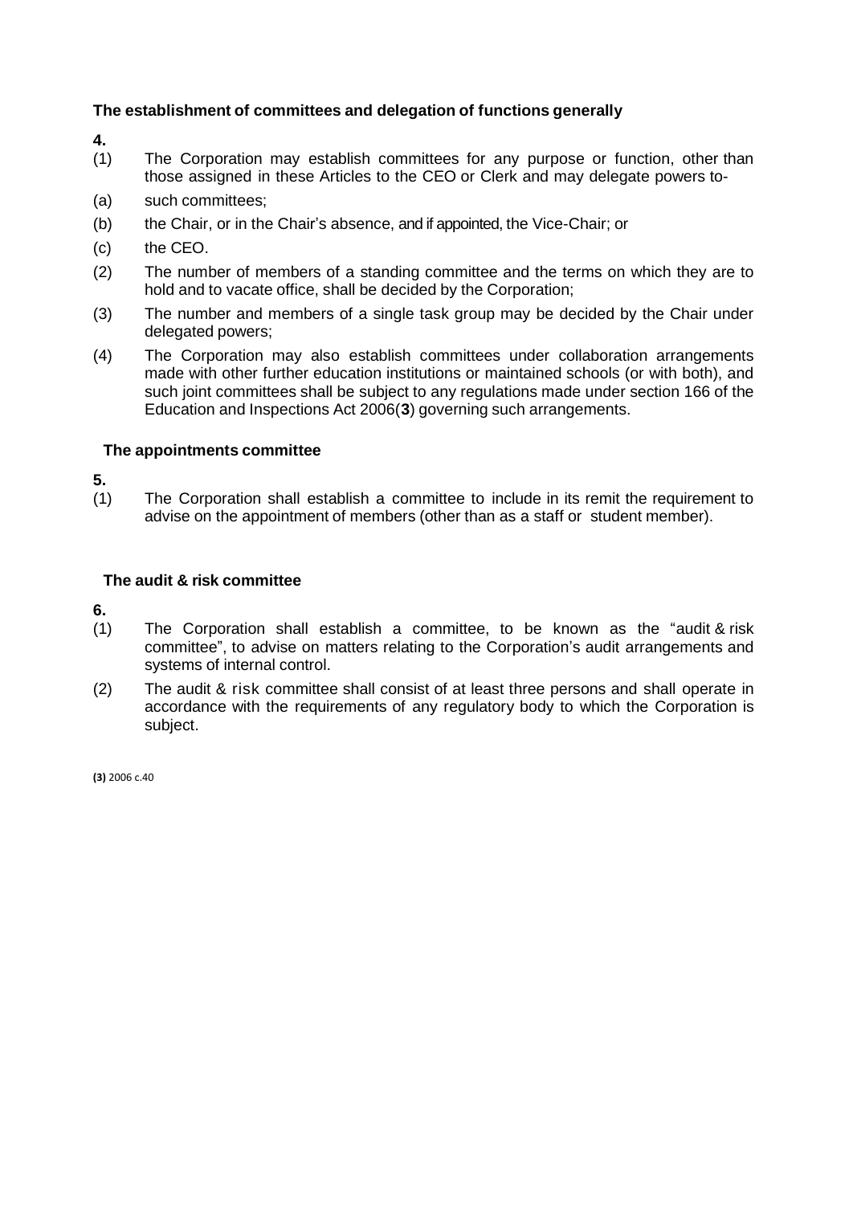**The establishment of committees and delegation of functions generally**

**4.**

(1) The Corporation may establish committees for any purpose or function, other than those assigned in these Articles to the CEO or Clerk and may delegate powers to-

(a) such committees;

(b) the Chair, or in the Chair's absence, and if appointed, the Vice-Chair; or

(c) the CEO.

(2) The number of members of a standing committee and the terms on which they are to hold and to vacate office, shall be decided by the Corporation;

(3) The number and members of a single task group may be decided by the Chair under delegated powers;

(4) The Corporation may also establish committees under collaboration arrangements made with other further education institutions or maintained schools (or with both), and such joint committees shall be subject to any regulations made under section 166 of the Education and Inspections Act 2006(**3**) governing such arrangements.

**The appointments committee**

**5.**

(1) The Corporation shall establish a committee to include in its remit the requirement to advise on the appointment of members (other than as a staff or student member).

**The audit & risk committee**

**6.**

(1) The Corporation shall establish a committee, to be known as the "audit & risk committee", to advise on matters relating to the Corporation's audit arrangements and systems of internal control.

(2) The audit & risk committee shall consist of at least three persons and shall operate in accordance with the requirements of any regulatory body to which the Corporation is subject.

**(3)** 2006 c.40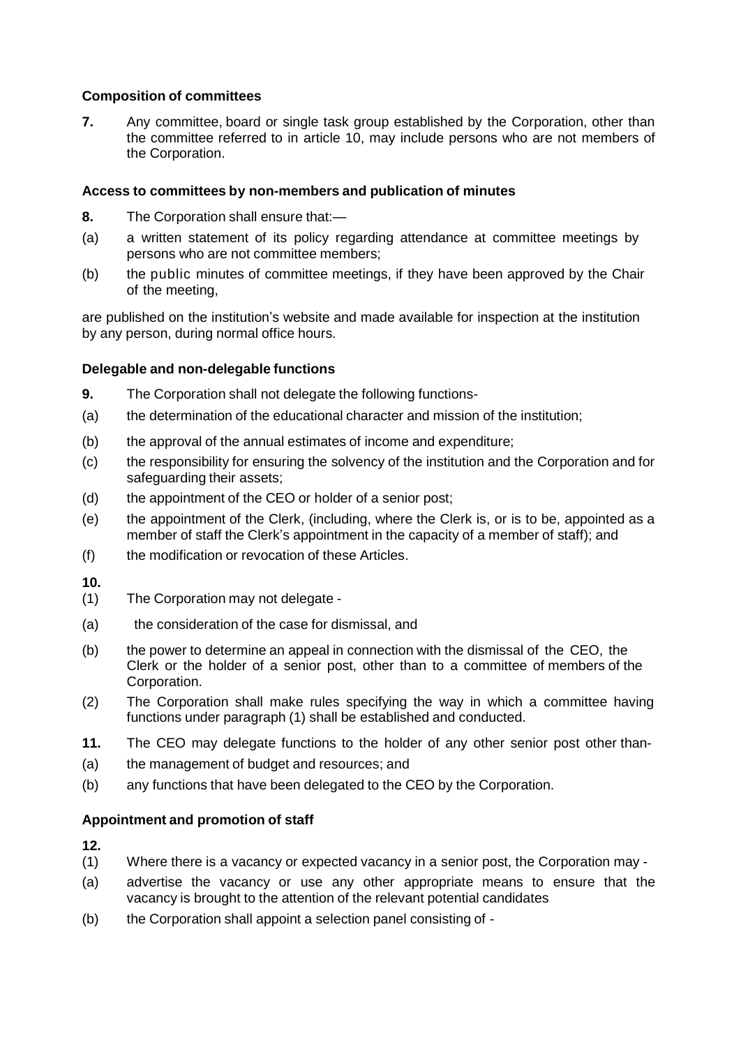### Composition of committees

**7.** Any committee, board or single task group established by the Corporation, other than the committee referred to in article 10, may include persons who are not members of the Corporation.

### Access to committees by non-members and publication of minutes

**8.** The Corporation shall ensure that:—

(a) a written statement of its policy regarding attendance at committee meetings by persons who are not committee members;

(b) the public minutes of committee meetings, if they have been approved by the Chair of the meeting,

are published on the institution's website and made available for inspection at the institution by any person, during normal office hours.

### Delegable and non-delegable functions

**9.** The Corporation shall not delegate the following functions-

(a) the determination of the educational character and mission of the institution;

(b) the approval of the annual estimates of income and expenditure;

(c) the responsibility for ensuring the solvency of the institution and the Corporation and for safeguarding their assets;

(d) the appointment of the CEO or holder of a senior post;

(e) the appointment of the Clerk, (including, where the Clerk is, or is to be, appointed as a member of staff the Clerk's appointment in the capacity of a member of staff); and

(f) the modification or revocation of these Articles.

**10.**

(1) The Corporation may not delegate -

(a) the consideration of the case for dismissal, and

(b) the power to determine an appeal in connection with the dismissal of the CEO, the Clerk or the holder of a senior post, other than to a committee of members of the Corporation.

(2) The Corporation shall make rules specifying the way in which a committee having functions under paragraph (1) shall be established and conducted.

**11.** The CEO may delegate functions to the holder of any other senior post other than-

(a) the management of budget and resources; and

(b) any functions that have been delegated to the CEO by the Corporation.

### Appointment and promotion of staff

**12.**

(1) Where there is a vacancy or expected vacancy in a senior post, the Corporation may -

(a) advertise the vacancy or use any other appropriate means to ensure that the vacancy is brought to the attention of the relevant potential candidates

(b) the Corporation shall appoint a selection panel consisting of -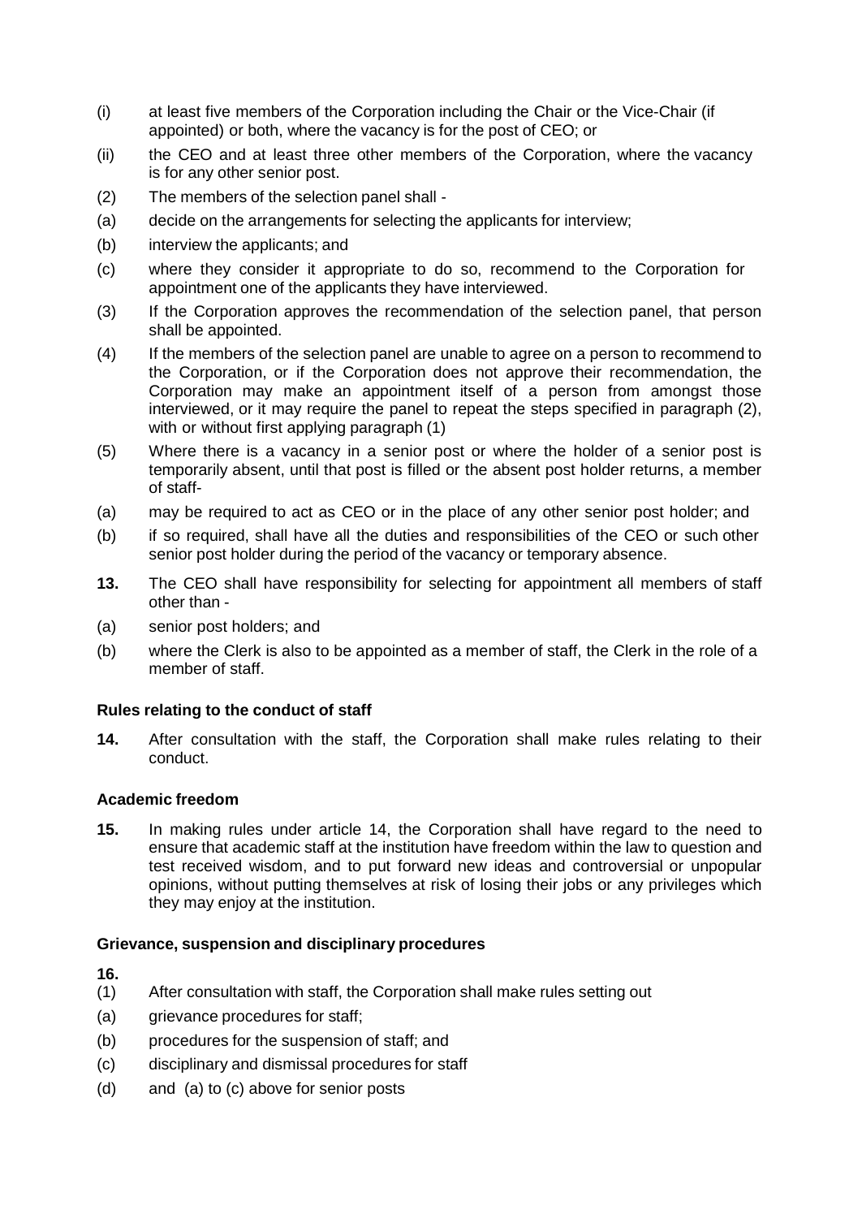(i) at least five members of the Corporation including the Chair or the Vice-Chair (if appointed) or both, where the vacancy is for the post of CEO; or

(ii) the CEO and at least three other members of the Corporation, where the vacancy is for any other senior post.

(2) The members of the selection panel shall -

(a) decide on the arrangements for selecting the applicants for interview;

(b) interview the applicants; and

(c) where they consider it appropriate to do so, recommend to the Corporation for appointment one of the applicants they have interviewed.

(3) If the Corporation approves the recommendation of the selection panel, that person shall be appointed.

(4) If the members of the selection panel are unable to agree on a person to recommend to the Corporation, or if the Corporation does not approve their recommendation, the Corporation may make an appointment itself of a person from amongst those interviewed, or it may require the panel to repeat the steps specified in paragraph (2), with or without first applying paragraph (1)

(5) Where there is a vacancy in a senior post or where the holder of a senior post is temporarily absent, until that post is filled or the absent post holder returns, a member of staff-

(a) may be required to act as CEO or in the place of any other senior post holder; and

(b) if so required, shall have all the duties and responsibilities of the CEO or such other senior post holder during the period of the vacancy or temporary absence.

**13.** The CEO shall have responsibility for selecting for appointment all members of staff other than -

(a) senior post holders; and

(b) where the Clerk is also to be appointed as a member of staff, the Clerk in the role of a member of staff.

**Rules relating to the conduct of staff**

**14.** After consultation with the staff, the Corporation shall make rules relating to their conduct.

**Academic freedom**

**15.** In making rules under article 14, the Corporation shall have regard to the need to ensure that academic staff at the institution have freedom within the law to question and test received wisdom, and to put forward new ideas and controversial or unpopular opinions, without putting themselves at risk of losing their jobs or any privileges which they may enjoy at the institution.

**Grievance, suspension and disciplinary procedures**

**16.**

(1) After consultation with staff, the Corporation shall make rules setting out

(a) grievance procedures for staff;

(b) procedures for the suspension of staff; and

(c) disciplinary and dismissal procedures for staff

(d) and (a) to (c) above for senior posts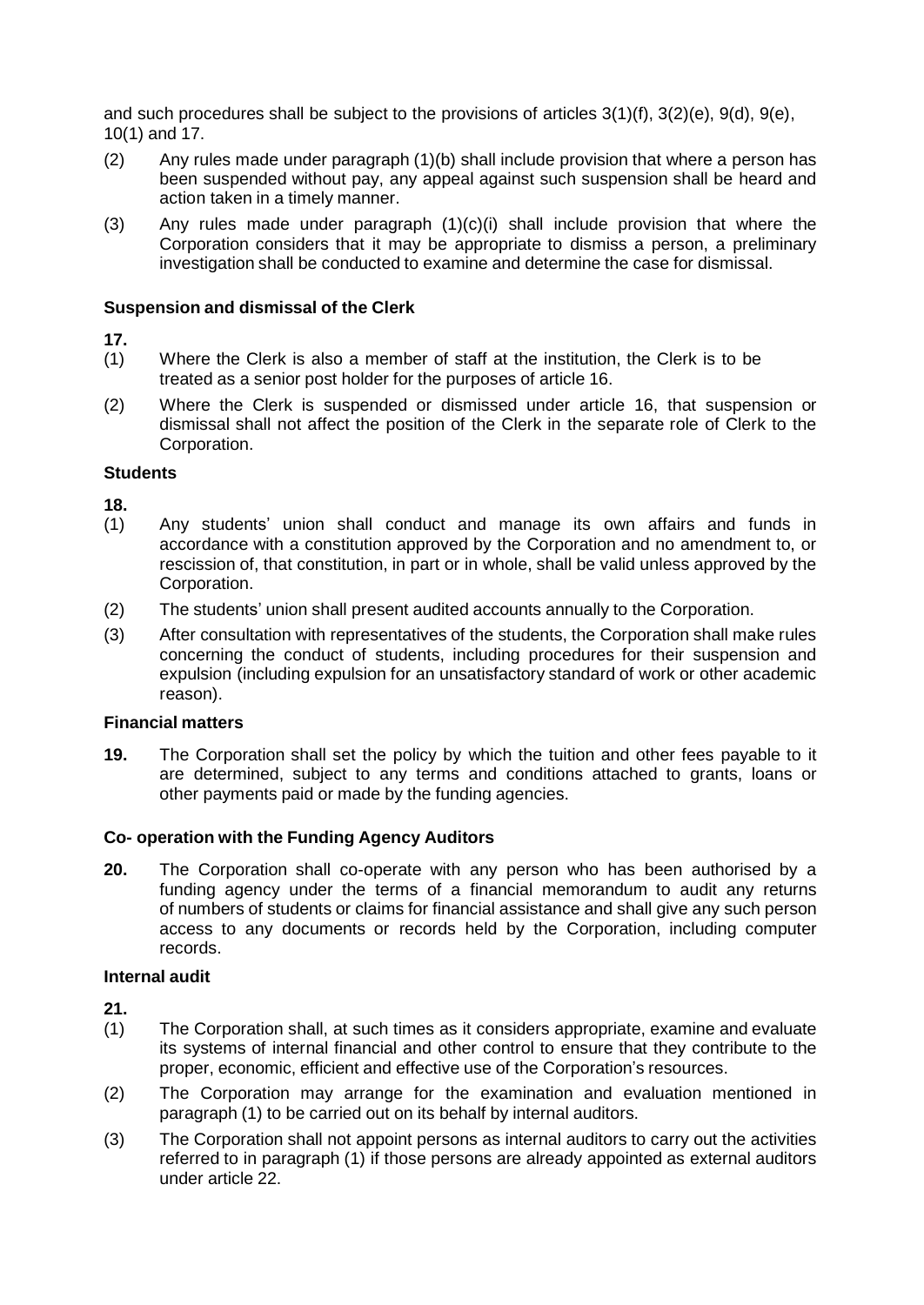and such procedures shall be subject to the provisions of articles 3(1)(f), 3(2)(e), 9(d), 9(e), 10(1) and 17.

(2) Any rules made under paragraph (1)(b) shall include provision that where a person has been suspended without pay, any appeal against such suspension shall be heard and action taken in a timely manner.

(3) Any rules made under paragraph (1)(c)(i) shall include provision that where the Corporation considers that it may be appropriate to dismiss a person, a preliminary investigation shall be conducted to examine and determine the case for dismissal.

### Suspension and dismissal of the Clerk

**17.**

(1) Where the Clerk is also a member of staff at the institution, the Clerk is to be treated as a senior post holder for the purposes of article 16.

(2) Where the Clerk is suspended or dismissed under article 16, that suspension or dismissal shall not affect the position of the Clerk in the separate role of Clerk to the Corporation.

### Students

**18.**

(1) Any students' union shall conduct and manage its own affairs and funds in accordance with a constitution approved by the Corporation and no amendment to, or rescission of, that constitution, in part or in whole, shall be valid unless approved by the Corporation.

(2) The students' union shall present audited accounts annually to the Corporation.

(3) After consultation with representatives of the students, the Corporation shall make rules concerning the conduct of students, including procedures for their suspension and expulsion (including expulsion for an unsatisfactory standard of work or other academic reason).

### Financial matters

**19.** The Corporation shall set the policy by which the tuition and other fees payable to it are determined, subject to any terms and conditions attached to grants, loans or other payments paid or made by the funding agencies.

### Co- operation with the Funding Agency Auditors

**20.** The Corporation shall co-operate with any person who has been authorised by a funding agency under the terms of a financial memorandum to audit any returns of numbers of students or claims for financial assistance and shall give any such person access to any documents or records held by the Corporation, including computer records.

### Internal audit

**21.**

(1) The Corporation shall, at such times as it considers appropriate, examine and evaluate its systems of internal financial and other control to ensure that they contribute to the proper, economic, efficient and effective use of the Corporation's resources.

(2) The Corporation may arrange for the examination and evaluation mentioned in paragraph (1) to be carried out on its behalf by internal auditors.

(3) The Corporation shall not appoint persons as internal auditors to carry out the activities referred to in paragraph (1) if those persons are already appointed as external auditors under article 22.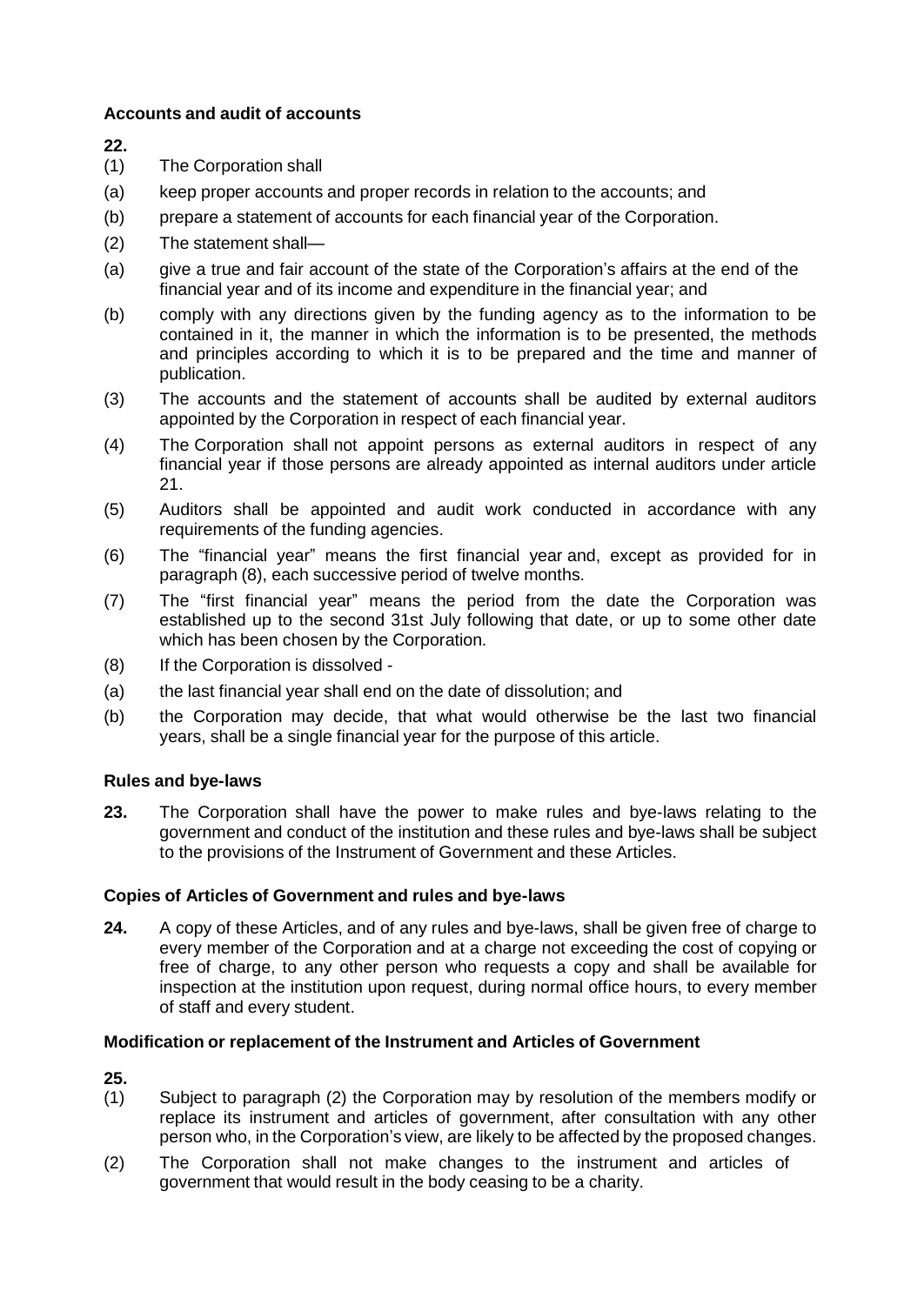**Accounts and audit of accounts**

**22.**

(1) The Corporation shall

(a) keep proper accounts and proper records in relation to the accounts; and

(b) prepare a statement of accounts for each financial year of the Corporation.

(2) The statement shall—

(a) give a true and fair account of the state of the Corporation's affairs at the end of the financial year and of its income and expenditure in the financial year; and

(b) comply with any directions given by the funding agency as to the information to be contained in it, the manner in which the information is to be presented, the methods and principles according to which it is to be prepared and the time and manner of publication.

(3) The accounts and the statement of accounts shall be audited by external auditors appointed by the Corporation in respect of each financial year.

(4) The Corporation shall not appoint persons as external auditors in respect of any financial year if those persons are already appointed as internal auditors under article 21.

(5) Auditors shall be appointed and audit work conducted in accordance with any requirements of the funding agencies.

(6) The "financial year" means the first financial year and, except as provided for in paragraph (8), each successive period of twelve months.

(7) The "first financial year" means the period from the date the Corporation was established up to the second 31st July following that date, or up to some other date which has been chosen by the Corporation.

(8) If the Corporation is dissolved -

(a) the last financial year shall end on the date of dissolution; and

(b) the Corporation may decide, that what would otherwise be the last two financial years, shall be a single financial year for the purpose of this article.

**Rules and bye-laws**

**23.** The Corporation shall have the power to make rules and bye-laws relating to the government and conduct of the institution and these rules and bye-laws shall be subject to the provisions of the Instrument of Government and these Articles.

**Copies of Articles of Government and rules and bye-laws**

**24.** A copy of these Articles, and of any rules and bye-laws, shall be given free of charge to every member of the Corporation and at a charge not exceeding the cost of copying or free of charge, to any other person who requests a copy and shall be available for inspection at the institution upon request, during normal office hours, to every member of staff and every student.

**Modification or replacement of the Instrument and Articles of Government**

**25.**

(1) Subject to paragraph (2) the Corporation may by resolution of the members modify or replace its instrument and articles of government, after consultation with any other person who, in the Corporation's view, are likely to be affected by the proposed changes.

(2) The Corporation shall not make changes to the instrument and articles of government that would result in the body ceasing to be a charity.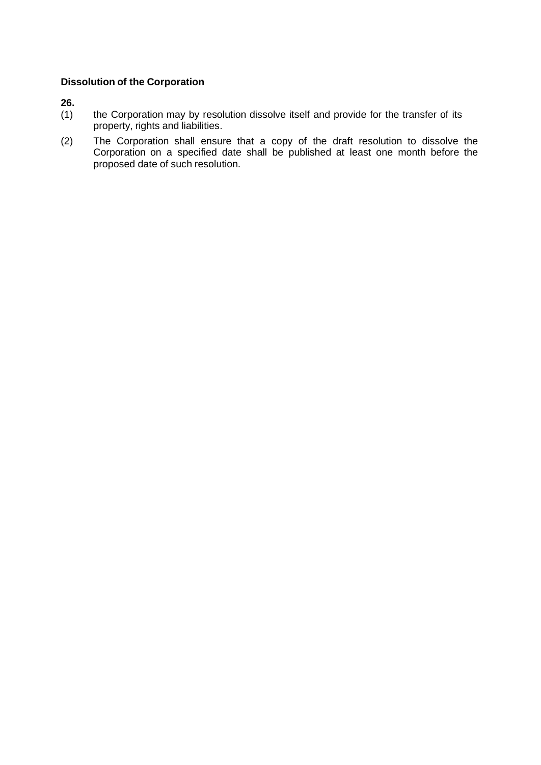**Dissolution of the Corporation**

**26.**

(1) the Corporation may by resolution dissolve itself and provide for the transfer of its property, rights and liabilities.

(2) The Corporation shall ensure that a copy of the draft resolution to dissolve the Corporation on a specified date shall be published at least one month before the proposed date of such resolution.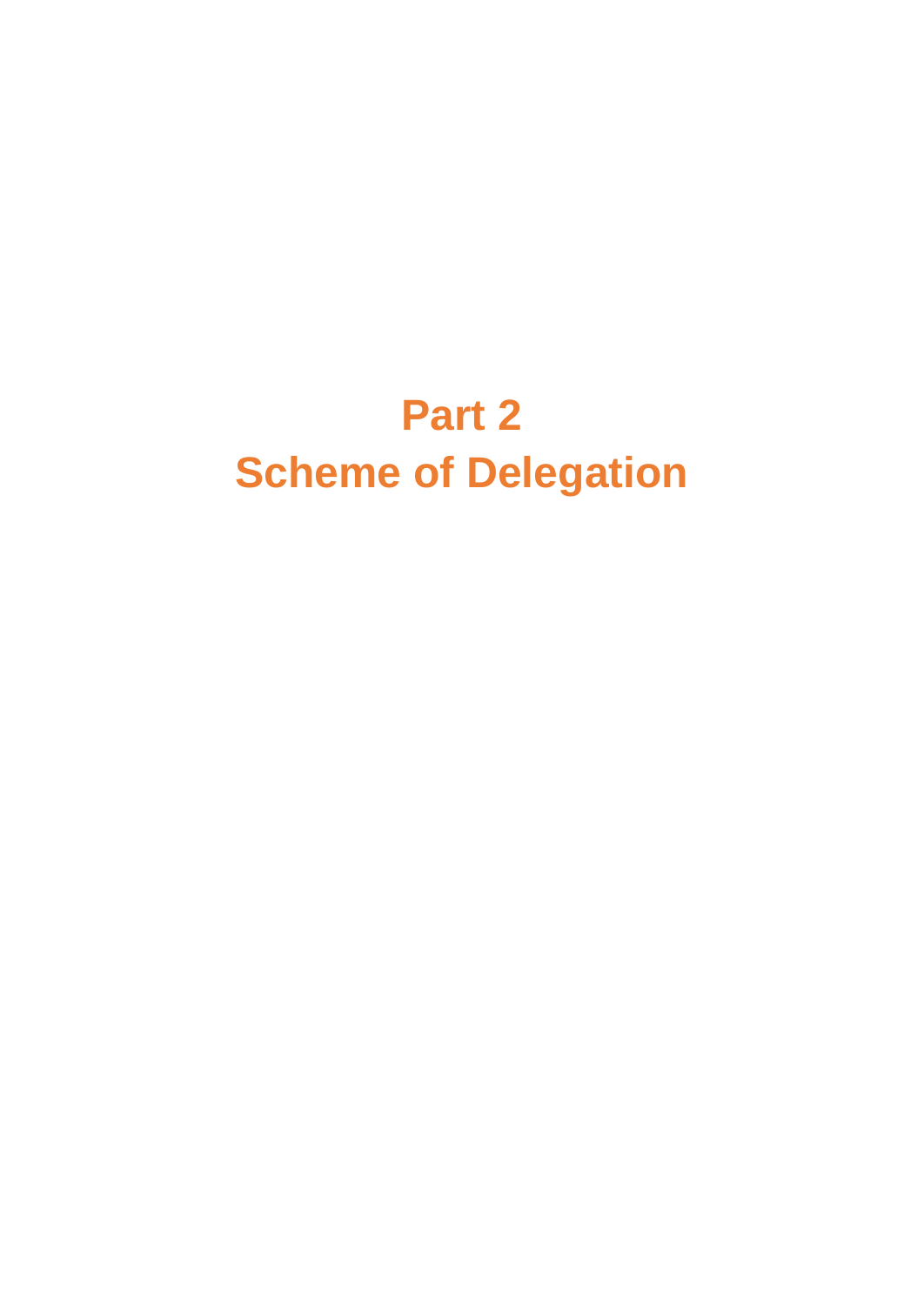# Part 2
# Scheme of Delegation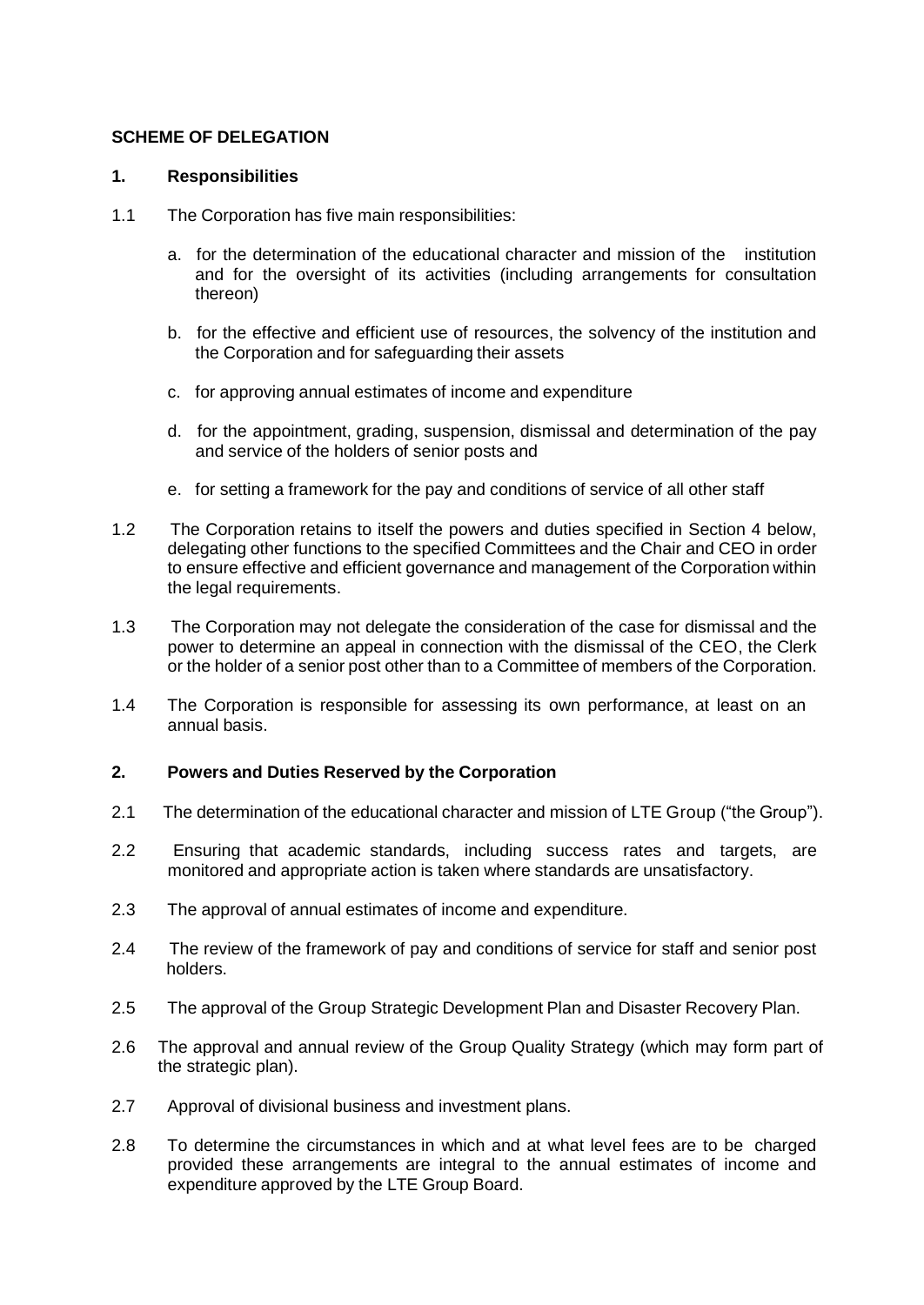**SCHEME OF DELEGATION**

**1. Responsibilities**

1.1 The Corporation has five main responsibilities:

a. for the determination of the educational character and mission of the institution and for the oversight of its activities (including arrangements for consultation thereon)

b. for the effective and efficient use of resources, the solvency of the institution and the Corporation and for safeguarding their assets

c. for approving annual estimates of income and expenditure

d. for the appointment, grading, suspension, dismissal and determination of the pay and service of the holders of senior posts and

e. for setting a framework for the pay and conditions of service of all other staff

1.2 The Corporation retains to itself the powers and duties specified in Section 4 below, delegating other functions to the specified Committees and the Chair and CEO in order to ensure effective and efficient governance and management of the Corporation within the legal requirements.

1.3 The Corporation may not delegate the consideration of the case for dismissal and the power to determine an appeal in connection with the dismissal of the CEO, the Clerk or the holder of a senior post other than to a Committee of members of the Corporation.

1.4 The Corporation is responsible for assessing its own performance, at least on an annual basis.

**2. Powers and Duties Reserved by the Corporation**

2.1 The determination of the educational character and mission of LTE Group ("the Group").

2.2 Ensuring that academic standards, including success rates and targets, are monitored and appropriate action is taken where standards are unsatisfactory.

2.3 The approval of annual estimates of income and expenditure.

2.4 The review of the framework of pay and conditions of service for staff and senior post holders.

2.5 The approval of the Group Strategic Development Plan and Disaster Recovery Plan.

2.6 The approval and annual review of the Group Quality Strategy (which may form part of the strategic plan).

2.7 Approval of divisional business and investment plans.

2.8 To determine the circumstances in which and at what level fees are to be charged provided these arrangements are integral to the annual estimates of income and expenditure approved by the LTE Group Board.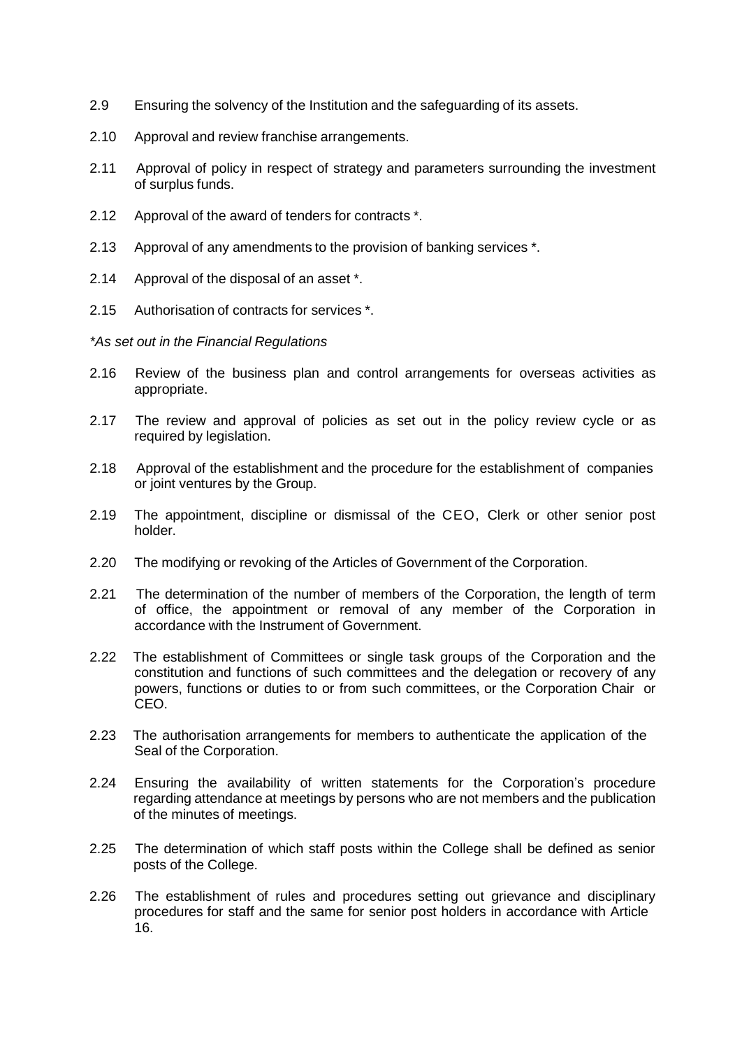2.9 Ensuring the solvency of the Institution and the safeguarding of its assets.

2.10 Approval and review franchise arrangements.

2.11 Approval of policy in respect of strategy and parameters surrounding the investment of surplus funds.

2.12 Approval of the award of tenders for contracts *.

2.13 Approval of any amendments to the provision of banking services *.

2.14 Approval of the disposal of an asset *.

2.15 Authorisation of contracts for services *.

*\*As set out in the Financial Regulations*

2.16 Review of the business plan and control arrangements for overseas activities as appropriate.

2.17 The review and approval of policies as set out in the policy review cycle or as required by legislation.

2.18 Approval of the establishment and the procedure for the establishment of companies or joint ventures by the Group.

2.19 The appointment, discipline or dismissal of the CEO, Clerk or other senior post holder.

2.20 The modifying or revoking of the Articles of Government of the Corporation.

2.21 The determination of the number of members of the Corporation, the length of term of office, the appointment or removal of any member of the Corporation in accordance with the Instrument of Government.

2.22 The establishment of Committees or single task groups of the Corporation and the constitution and functions of such committees and the delegation or recovery of any powers, functions or duties to or from such committees, or the Corporation Chair or CEO.

2.23 The authorisation arrangements for members to authenticate the application of the Seal of the Corporation.

2.24 Ensuring the availability of written statements for the Corporation's procedure regarding attendance at meetings by persons who are not members and the publication of the minutes of meetings.

2.25 The determination of which staff posts within the College shall be defined as senior posts of the College.

2.26 The establishment of rules and procedures setting out grievance and disciplinary procedures for staff and the same for senior post holders in accordance with Article 16.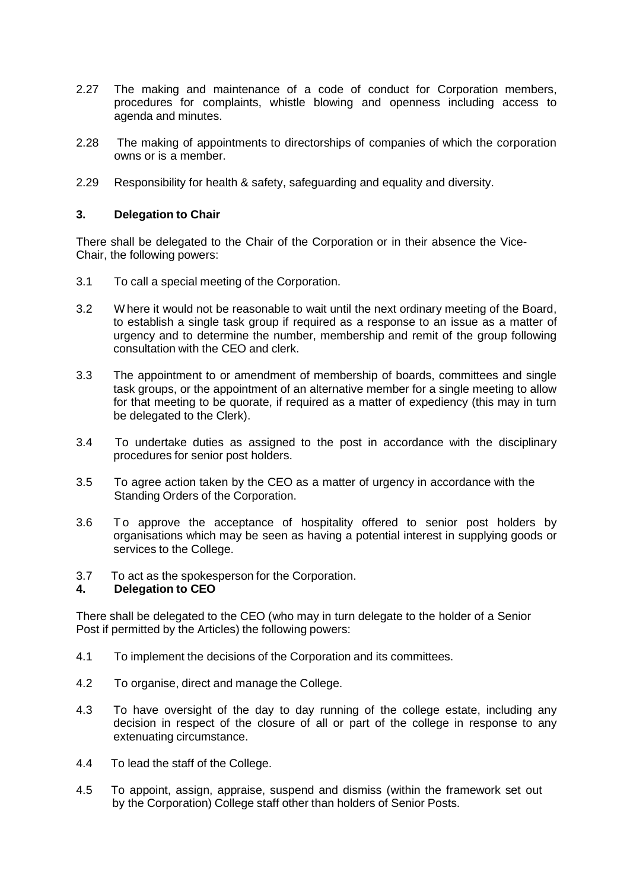2.27 The making and maintenance of a code of conduct for Corporation members, procedures for complaints, whistle blowing and openness including access to agenda and minutes.

2.28 The making of appointments to directorships of companies of which the corporation owns or is a member.

2.29 Responsibility for health & safety, safeguarding and equality and diversity.

## 3. Delegation to Chair

There shall be delegated to the Chair of the Corporation or in their absence the Vice-Chair, the following powers:

3.1 To call a special meeting of the Corporation.

3.2 Where it would not be reasonable to wait until the next ordinary meeting of the Board, to establish a single task group if required as a response to an issue as a matter of urgency and to determine the number, membership and remit of the group following consultation with the CEO and clerk.

3.3 The appointment to or amendment of membership of boards, committees and single task groups, or the appointment of an alternative member for a single meeting to allow for that meeting to be quorate, if required as a matter of expediency (this may in turn be delegated to the Clerk).

3.4 To undertake duties as assigned to the post in accordance with the disciplinary procedures for senior post holders.

3.5 To agree action taken by the CEO as a matter of urgency in accordance with the Standing Orders of the Corporation.

3.6 To approve the acceptance of hospitality offered to senior post holders by organisations which may be seen as having a potential interest in supplying goods or services to the College.

3.7 To act as the spokesperson for the Corporation.

## 4. Delegation to CEO

There shall be delegated to the CEO (who may in turn delegate to the holder of a Senior Post if permitted by the Articles) the following powers:

4.1 To implement the decisions of the Corporation and its committees.

4.2 To organise, direct and manage the College.

4.3 To have oversight of the day to day running of the college estate, including any decision in respect of the closure of all or part of the college in response to any extenuating circumstance.

4.4 To lead the staff of the College.

4.5 To appoint, assign, appraise, suspend and dismiss (within the framework set out by the Corporation) College staff other than holders of Senior Posts.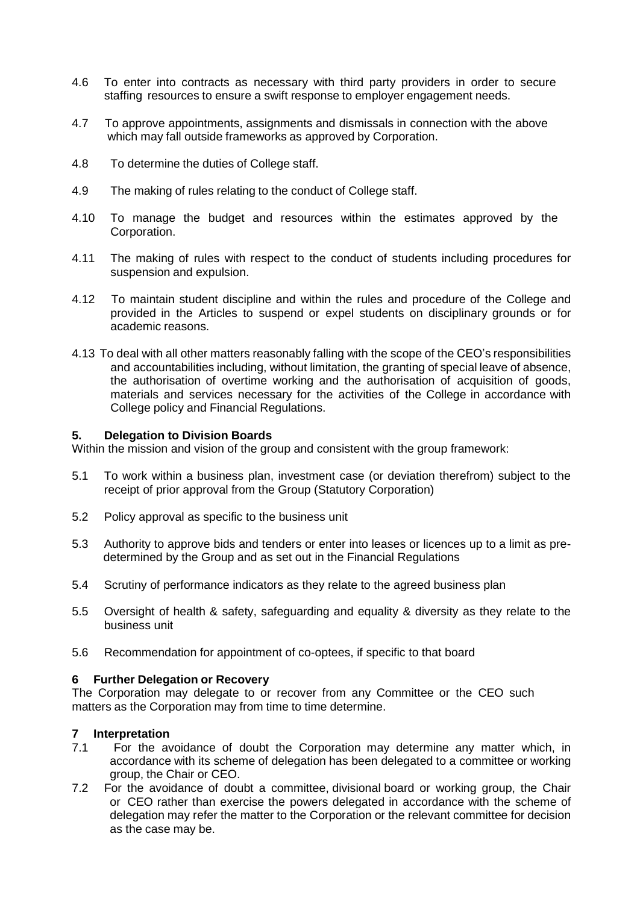4.6 To enter into contracts as necessary with third party providers in order to secure staffing resources to ensure a swift response to employer engagement needs.

4.7 To approve appointments, assignments and dismissals in connection with the above which may fall outside frameworks as approved by Corporation.

4.8 To determine the duties of College staff.

4.9 The making of rules relating to the conduct of College staff.

4.10 To manage the budget and resources within the estimates approved by the Corporation.

4.11 The making of rules with respect to the conduct of students including procedures for suspension and expulsion.

4.12 To maintain student discipline and within the rules and procedure of the College and provided in the Articles to suspend or expel students on disciplinary grounds or for academic reasons.

4.13 To deal with all other matters reasonably falling with the scope of the CEO's responsibilities and accountabilities including, without limitation, the granting of special leave of absence, the authorisation of overtime working and the authorisation of acquisition of goods, materials and services necessary for the activities of the College in accordance with College policy and Financial Regulations.

## 5. Delegation to Division Boards

Within the mission and vision of the group and consistent with the group framework:

5.1 To work within a business plan, investment case (or deviation therefrom) subject to the receipt of prior approval from the Group (Statutory Corporation)

5.2 Policy approval as specific to the business unit

5.3 Authority to approve bids and tenders or enter into leases or licences up to a limit as pre-determined by the Group and as set out in the Financial Regulations

5.4 Scrutiny of performance indicators as they relate to the agreed business plan

5.5 Oversight of health & safety, safeguarding and equality & diversity as they relate to the business unit

5.6 Recommendation for appointment of co-optees, if specific to that board

## 6 Further Delegation or Recovery

The Corporation may delegate to or recover from any Committee or the CEO such matters as the Corporation may from time to time determine.

## 7 Interpretation

7.1 For the avoidance of doubt the Corporation may determine any matter which, in accordance with its scheme of delegation has been delegated to a committee or working group, the Chair or CEO.

7.2 For the avoidance of doubt a committee, divisional board or working group, the Chair or CEO rather than exercise the powers delegated in accordance with the scheme of delegation may refer the matter to the Corporation or the relevant committee for decision as the case may be.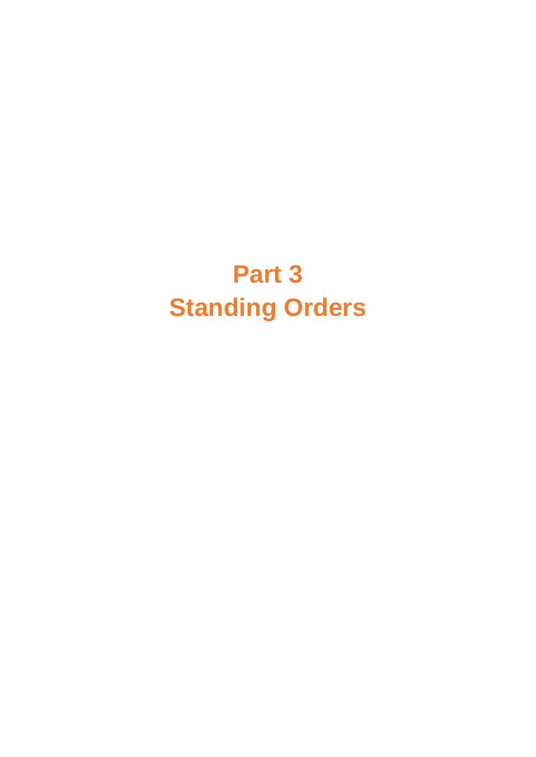# Part 3
# Standing Orders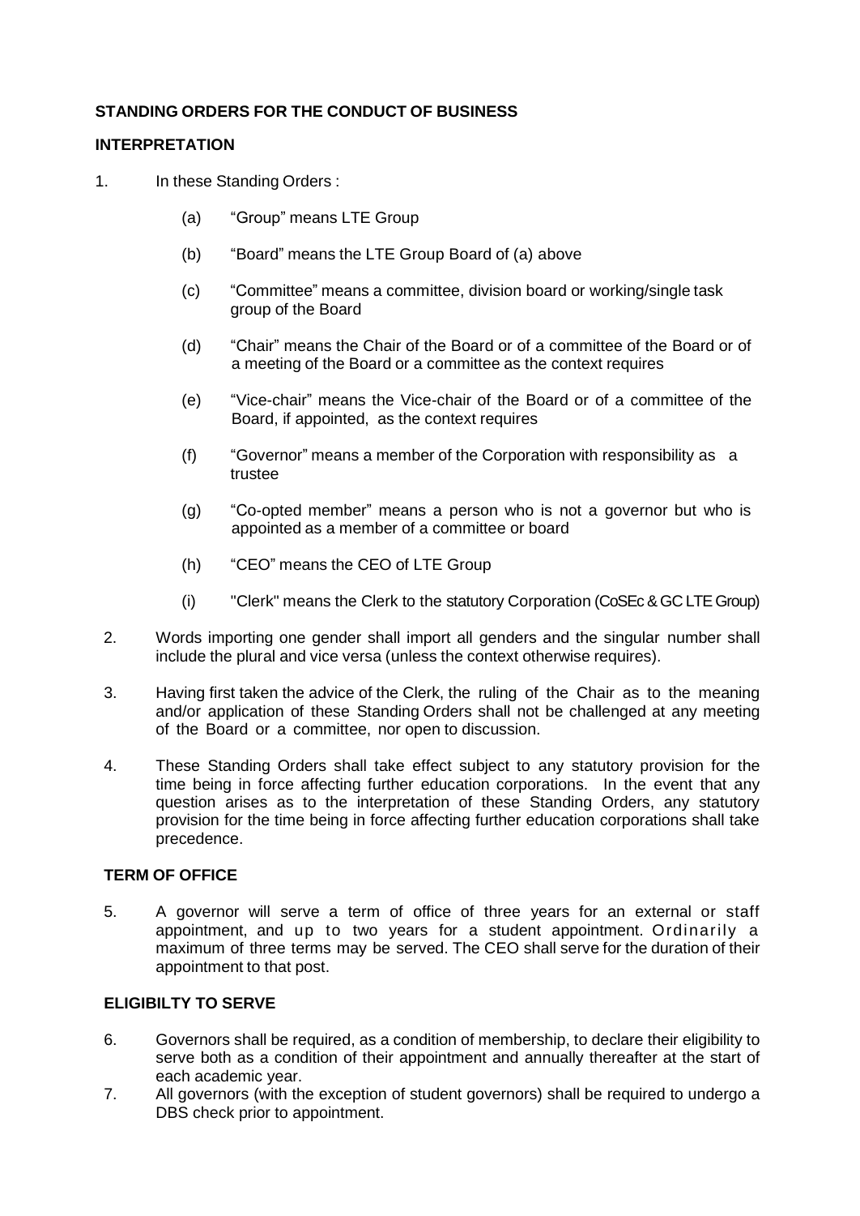**STANDING ORDERS FOR THE CONDUCT OF BUSINESS**

**INTERPRETATION**

1. In these Standing Orders :

   (a) "Group" means LTE Group

   (b) "Board" means the LTE Group Board of (a) above

   (c) "Committee" means a committee, division board or working/single task group of the Board

   (d) "Chair" means the Chair of the Board or of a committee of the Board or of a meeting of the Board or a committee as the context requires

   (e) "Vice-chair" means the Vice-chair of the Board or of a committee of the Board, if appointed, as the context requires

   (f) "Governor" means a member of the Corporation with responsibility as a trustee

   (g) "Co-opted member" means a person who is not a governor but who is appointed as a member of a committee or board

   (h) "CEO" means the CEO of LTE Group

   (i) "Clerk" means the Clerk to the statutory Corporation (CoSEc & GC LTE Group)

2. Words importing one gender shall import all genders and the singular number shall include the plural and vice versa (unless the context otherwise requires).

3. Having first taken the advice of the Clerk, the ruling of the Chair as to the meaning and/or application of these Standing Orders shall not be challenged at any meeting of the Board or a committee, nor open to discussion.

4. These Standing Orders shall take effect subject to any statutory provision for the time being in force affecting further education corporations. In the event that any question arises as to the interpretation of these Standing Orders, any statutory provision for the time being in force affecting further education corporations shall take precedence.

**TERM OF OFFICE**

5. A governor will serve a term of office of three years for an external or staff appointment, and up to two years for a student appointment. Ordinarily a maximum of three terms may be served. The CEO shall serve for the duration of their appointment to that post.

**ELIGIBILTY TO SERVE**

6. Governors shall be required, as a condition of membership, to declare their eligibility to serve both as a condition of their appointment and annually thereafter at the start of each academic year.

7. All governors (with the exception of student governors) shall be required to undergo a DBS check prior to appointment.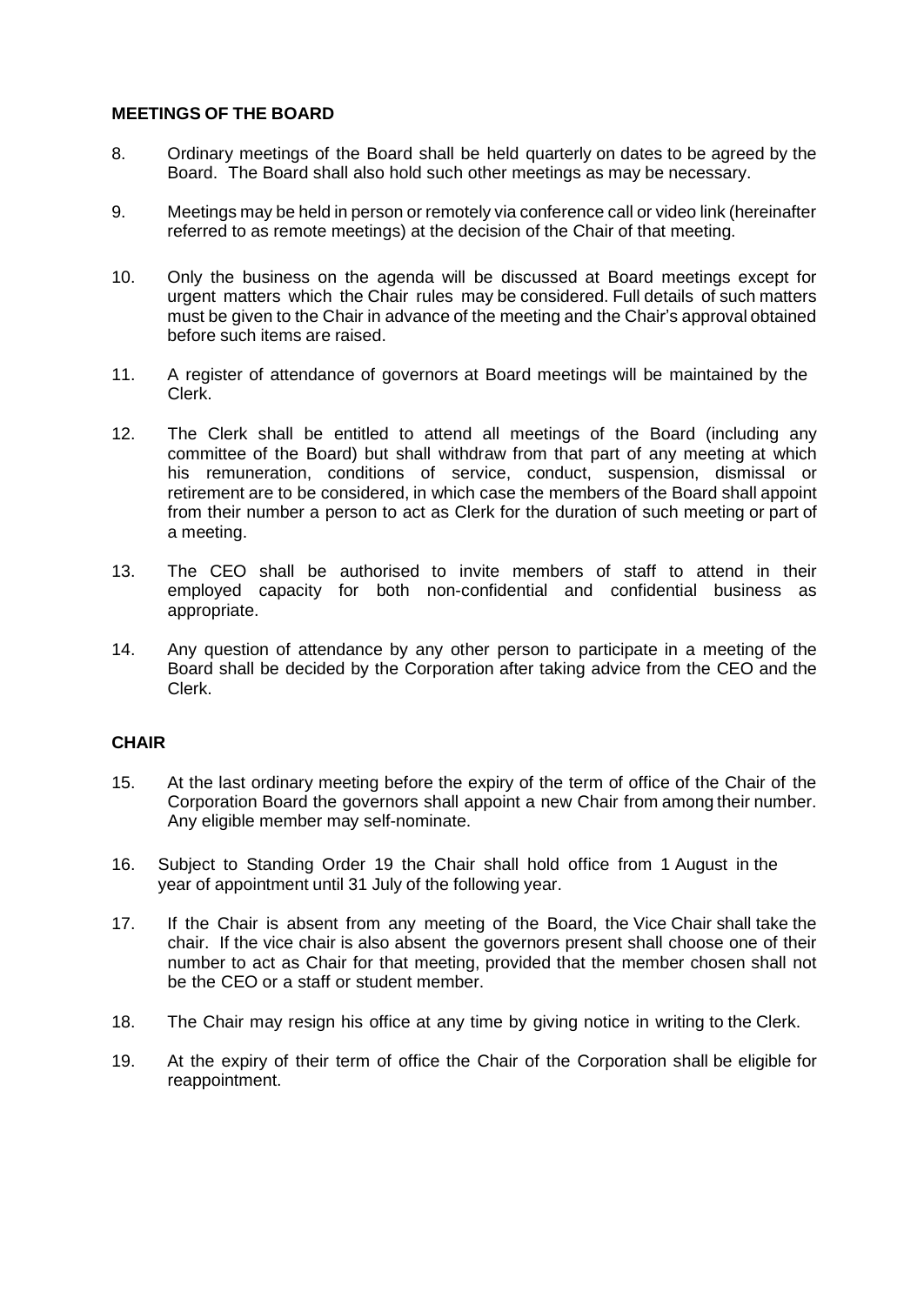## MEETINGS OF THE BOARD

8. Ordinary meetings of the Board shall be held quarterly on dates to be agreed by the Board. The Board shall also hold such other meetings as may be necessary.

9. Meetings may be held in person or remotely via conference call or video link (hereinafter referred to as remote meetings) at the decision of the Chair of that meeting.

10. Only the business on the agenda will be discussed at Board meetings except for urgent matters which the Chair rules may be considered. Full details of such matters must be given to the Chair in advance of the meeting and the Chair's approval obtained before such items are raised.

11. A register of attendance of governors at Board meetings will be maintained by the Clerk.

12. The Clerk shall be entitled to attend all meetings of the Board (including any committee of the Board) but shall withdraw from that part of any meeting at which his remuneration, conditions of service, conduct, suspension, dismissal or retirement are to be considered, in which case the members of the Board shall appoint from their number a person to act as Clerk for the duration of such meeting or part of a meeting.

13. The CEO shall be authorised to invite members of staff to attend in their employed capacity for both non-confidential and confidential business as appropriate.

14. Any question of attendance by any other person to participate in a meeting of the Board shall be decided by the Corporation after taking advice from the CEO and the Clerk.

## CHAIR

15. At the last ordinary meeting before the expiry of the term of office of the Chair of the Corporation Board the governors shall appoint a new Chair from among their number. Any eligible member may self-nominate.

16. Subject to Standing Order 19 the Chair shall hold office from 1 August in the year of appointment until 31 July of the following year.

17. If the Chair is absent from any meeting of the Board, the Vice Chair shall take the chair. If the vice chair is also absent the governors present shall choose one of their number to act as Chair for that meeting, provided that the member chosen shall not be the CEO or a staff or student member.

18. The Chair may resign his office at any time by giving notice in writing to the Clerk.

19. At the expiry of their term of office the Chair of the Corporation shall be eligible for reappointment.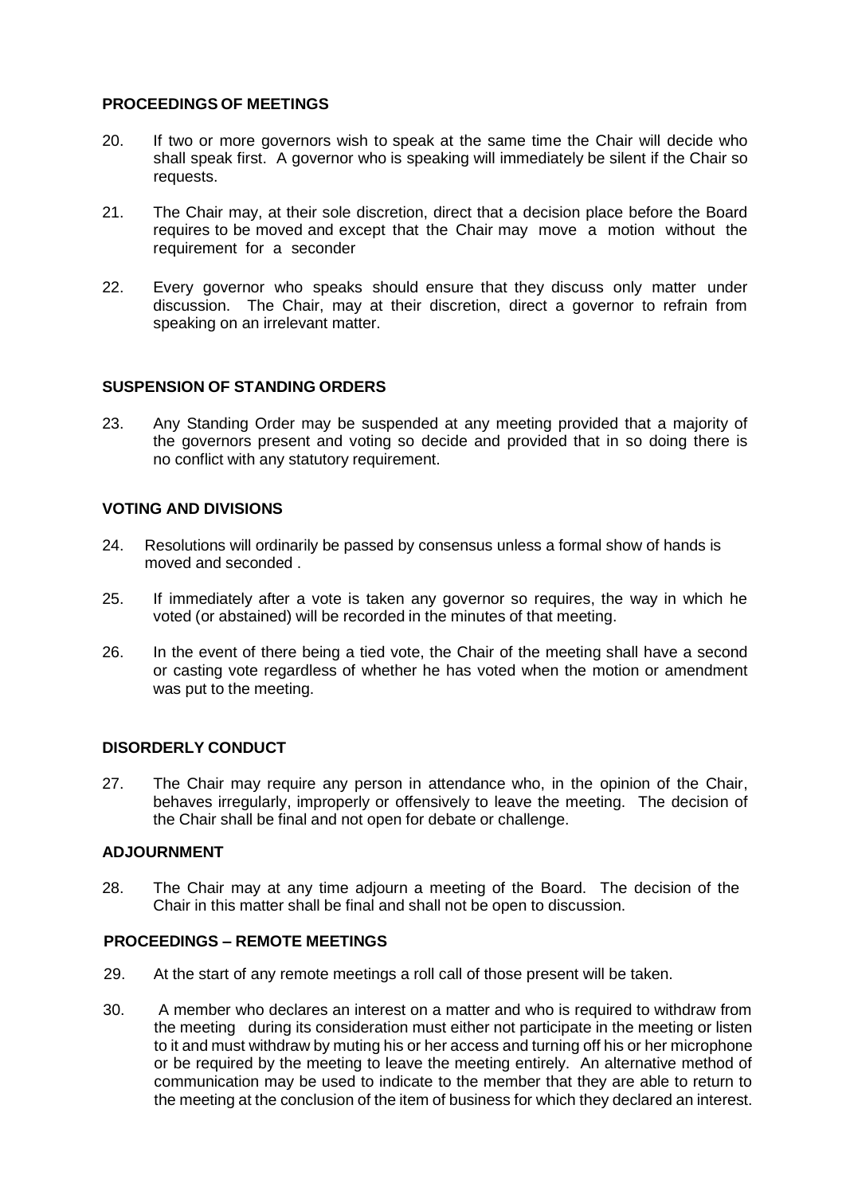## PROCEEDINGS OF MEETINGS

20. If two or more governors wish to speak at the same time the Chair will decide who shall speak first. A governor who is speaking will immediately be silent if the Chair so requests.

21. The Chair may, at their sole discretion, direct that a decision place before the Board requires to be moved and except that the Chair may move a motion without the requirement for a seconder

22. Every governor who speaks should ensure that they discuss only matter under discussion. The Chair, may at their discretion, direct a governor to refrain from speaking on an irrelevant matter.

## SUSPENSION OF STANDING ORDERS

23. Any Standing Order may be suspended at any meeting provided that a majority of the governors present and voting so decide and provided that in so doing there is no conflict with any statutory requirement.

## VOTING AND DIVISIONS

24. Resolutions will ordinarily be passed by consensus unless a formal show of hands is moved and seconded .

25. If immediately after a vote is taken any governor so requires, the way in which he voted (or abstained) will be recorded in the minutes of that meeting.

26. In the event of there being a tied vote, the Chair of the meeting shall have a second or casting vote regardless of whether he has voted when the motion or amendment was put to the meeting.

## DISORDERLY CONDUCT

27. The Chair may require any person in attendance who, in the opinion of the Chair, behaves irregularly, improperly or offensively to leave the meeting. The decision of the Chair shall be final and not open for debate or challenge.

## ADJOURNMENT

28. The Chair may at any time adjourn a meeting of the Board. The decision of the Chair in this matter shall be final and shall not be open to discussion.

## PROCEEDINGS – REMOTE MEETINGS

29. At the start of any remote meetings a roll call of those present will be taken.

30. A member who declares an interest on a matter and who is required to withdraw from the meeting during its consideration must either not participate in the meeting or listen to it and must withdraw by muting his or her access and turning off his or her microphone or be required by the meeting to leave the meeting entirely. An alternative method of communication may be used to indicate to the member that they are able to return to the meeting at the conclusion of the item of business for which they declared an interest.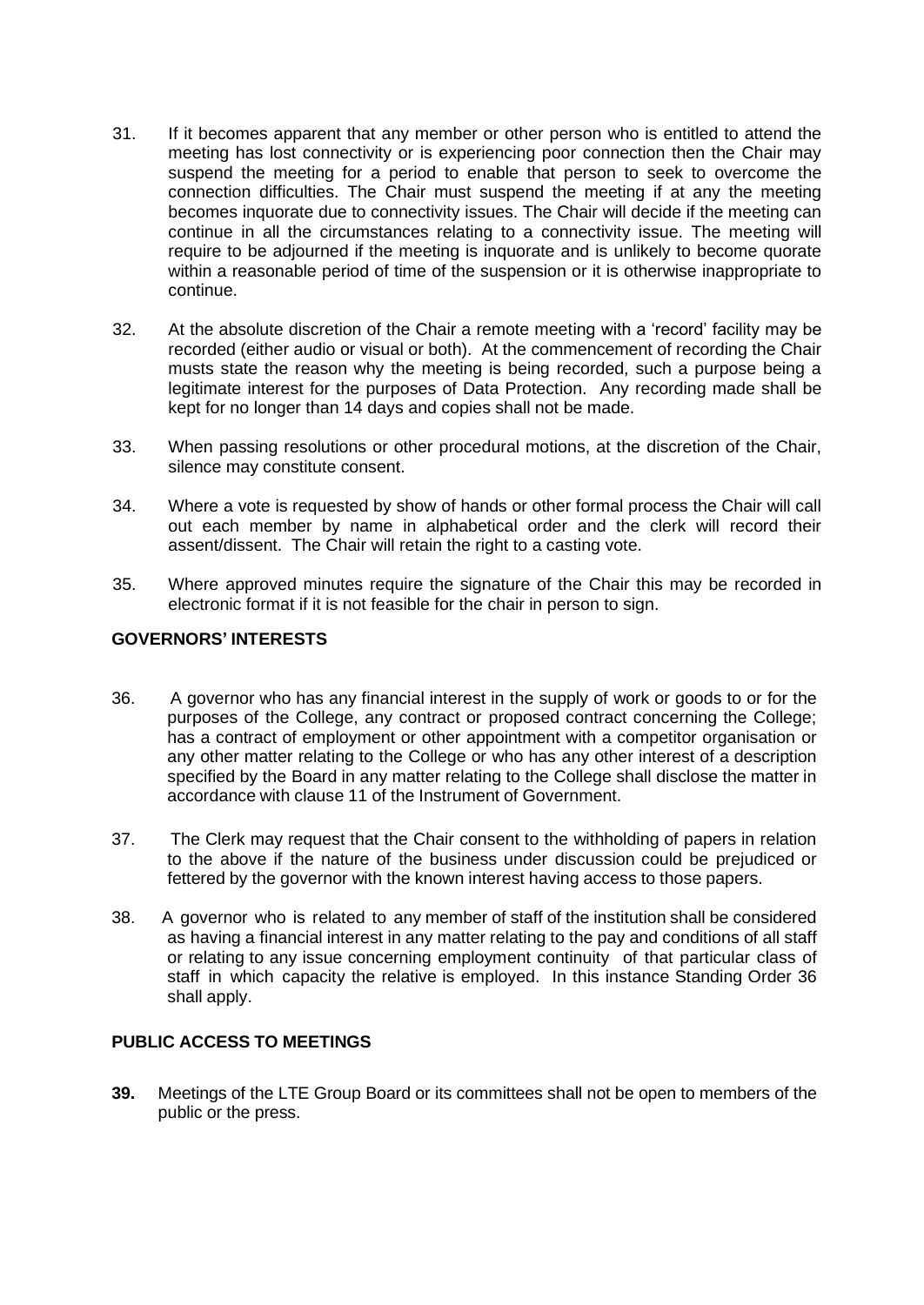31. If it becomes apparent that any member or other person who is entitled to attend the meeting has lost connectivity or is experiencing poor connection then the Chair may suspend the meeting for a period to enable that person to seek to overcome the connection difficulties. The Chair must suspend the meeting if at any the meeting becomes inquorate due to connectivity issues. The Chair will decide if the meeting can continue in all the circumstances relating to a connectivity issue. The meeting will require to be adjourned if the meeting is inquorate and is unlikely to become quorate within a reasonable period of time of the suspension or it is otherwise inappropriate to continue.

32. At the absolute discretion of the Chair a remote meeting with a 'record' facility may be recorded (either audio or visual or both). At the commencement of recording the Chair musts state the reason why the meeting is being recorded, such a purpose being a legitimate interest for the purposes of Data Protection. Any recording made shall be kept for no longer than 14 days and copies shall not be made.

33. When passing resolutions or other procedural motions, at the discretion of the Chair, silence may constitute consent.

34. Where a vote is requested by show of hands or other formal process the Chair will call out each member by name in alphabetical order and the clerk will record their assent/dissent. The Chair will retain the right to a casting vote.

35. Where approved minutes require the signature of the Chair this may be recorded in electronic format if it is not feasible for the chair in person to sign.

### GOVERNORS' INTERESTS

36. A governor who has any financial interest in the supply of work or goods to or for the purposes of the College, any contract or proposed contract concerning the College; has a contract of employment or other appointment with a competitor organisation or any other matter relating to the College or who has any other interest of a description specified by the Board in any matter relating to the College shall disclose the matter in accordance with clause 11 of the Instrument of Government.

37. The Clerk may request that the Chair consent to the withholding of papers in relation to the above if the nature of the business under discussion could be prejudiced or fettered by the governor with the known interest having access to those papers.

38. A governor who is related to any member of staff of the institution shall be considered as having a financial interest in any matter relating to the pay and conditions of all staff or relating to any issue concerning employment continuity of that particular class of staff in which capacity the relative is employed. In this instance Standing Order 36 shall apply.

### PUBLIC ACCESS TO MEETINGS

**39.** Meetings of the LTE Group Board or its committees shall not be open to members of the public or the press.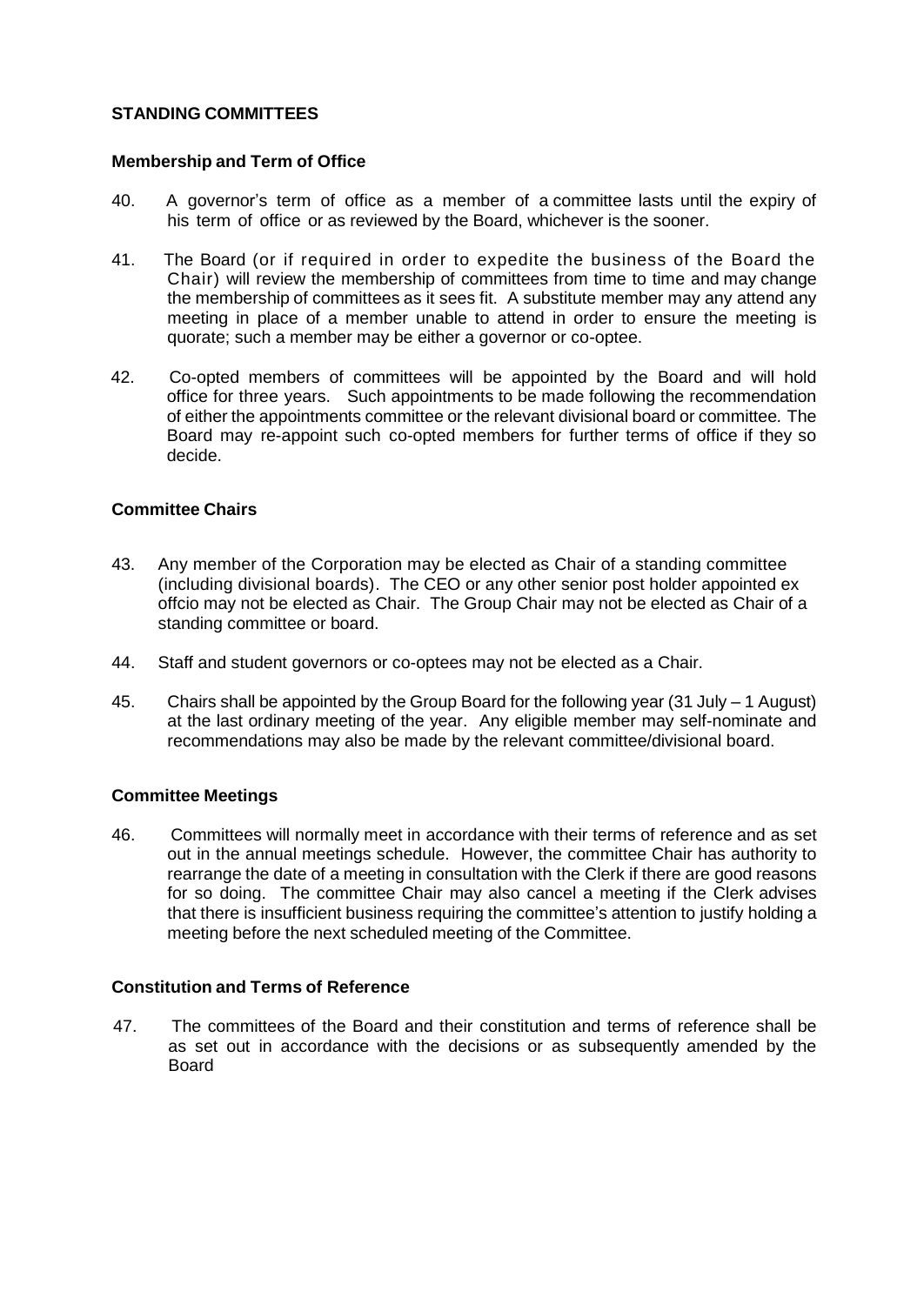## STANDING COMMITTEES

### Membership and Term of Office

40. A governor's term of office as a member of a committee lasts until the expiry of his term of office or as reviewed by the Board, whichever is the sooner.

41. The Board (or if required in order to expedite the business of the Board the Chair) will review the membership of committees from time to time and may change the membership of committees as it sees fit. A substitute member may any attend any meeting in place of a member unable to attend in order to ensure the meeting is quorate; such a member may be either a governor or co-optee.

42. Co-opted members of committees will be appointed by the Board and will hold office for three years. Such appointments to be made following the recommendation of either the appointments committee or the relevant divisional board or committee. The Board may re-appoint such co-opted members for further terms of office if they so decide.

### Committee Chairs

43. Any member of the Corporation may be elected as Chair of a standing committee (including divisional boards). The CEO or any other senior post holder appointed ex offcio may not be elected as Chair. The Group Chair may not be elected as Chair of a standing committee or board.

44. Staff and student governors or co-optees may not be elected as a Chair.

45. Chairs shall be appointed by the Group Board for the following year (31 July – 1 August) at the last ordinary meeting of the year. Any eligible member may self-nominate and recommendations may also be made by the relevant committee/divisional board.

### Committee Meetings

46. Committees will normally meet in accordance with their terms of reference and as set out in the annual meetings schedule. However, the committee Chair has authority to rearrange the date of a meeting in consultation with the Clerk if there are good reasons for so doing. The committee Chair may also cancel a meeting if the Clerk advises that there is insufficient business requiring the committee's attention to justify holding a meeting before the next scheduled meeting of the Committee.

### Constitution and Terms of Reference

47. The committees of the Board and their constitution and terms of reference shall be as set out in accordance with the decisions or as subsequently amended by the Board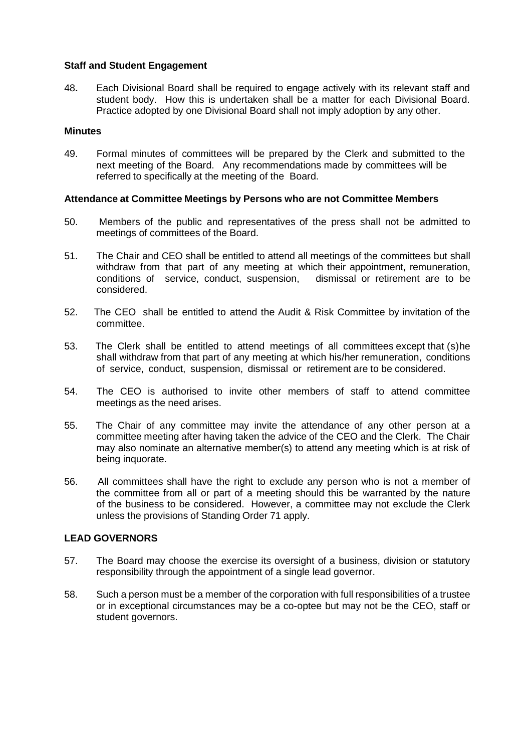**Staff and Student Engagement**

48. Each Divisional Board shall be required to engage actively with its relevant staff and student body. How this is undertaken shall be a matter for each Divisional Board. Practice adopted by one Divisional Board shall not imply adoption by any other.

**Minutes**

49. Formal minutes of committees will be prepared by the Clerk and submitted to the next meeting of the Board. Any recommendations made by committees will be referred to specifically at the meeting of the Board.

**Attendance at Committee Meetings by Persons who are not Committee Members**

50. Members of the public and representatives of the press shall not be admitted to meetings of committees of the Board.

51. The Chair and CEO shall be entitled to attend all meetings of the committees but shall withdraw from that part of any meeting at which their appointment, remuneration, conditions of service, conduct, suspension, dismissal or retirement are to be considered.

52. The CEO shall be entitled to attend the Audit & Risk Committee by invitation of the committee.

53. The Clerk shall be entitled to attend meetings of all committees except that (s)he shall withdraw from that part of any meeting at which his/her remuneration, conditions of service, conduct, suspension, dismissal or retirement are to be considered.

54. The CEO is authorised to invite other members of staff to attend committee meetings as the need arises.

55. The Chair of any committee may invite the attendance of any other person at a committee meeting after having taken the advice of the CEO and the Clerk. The Chair may also nominate an alternative member(s) to attend any meeting which is at risk of being inquorate.

56. All committees shall have the right to exclude any person who is not a member of the committee from all or part of a meeting should this be warranted by the nature of the business to be considered. However, a committee may not exclude the Clerk unless the provisions of Standing Order 71 apply.

**LEAD GOVERNORS**

57. The Board may choose the exercise its oversight of a business, division or statutory responsibility through the appointment of a single lead governor.

58. Such a person must be a member of the corporation with full responsibilities of a trustee or in exceptional circumstances may be a co-optee but may not be the CEO, staff or student governors.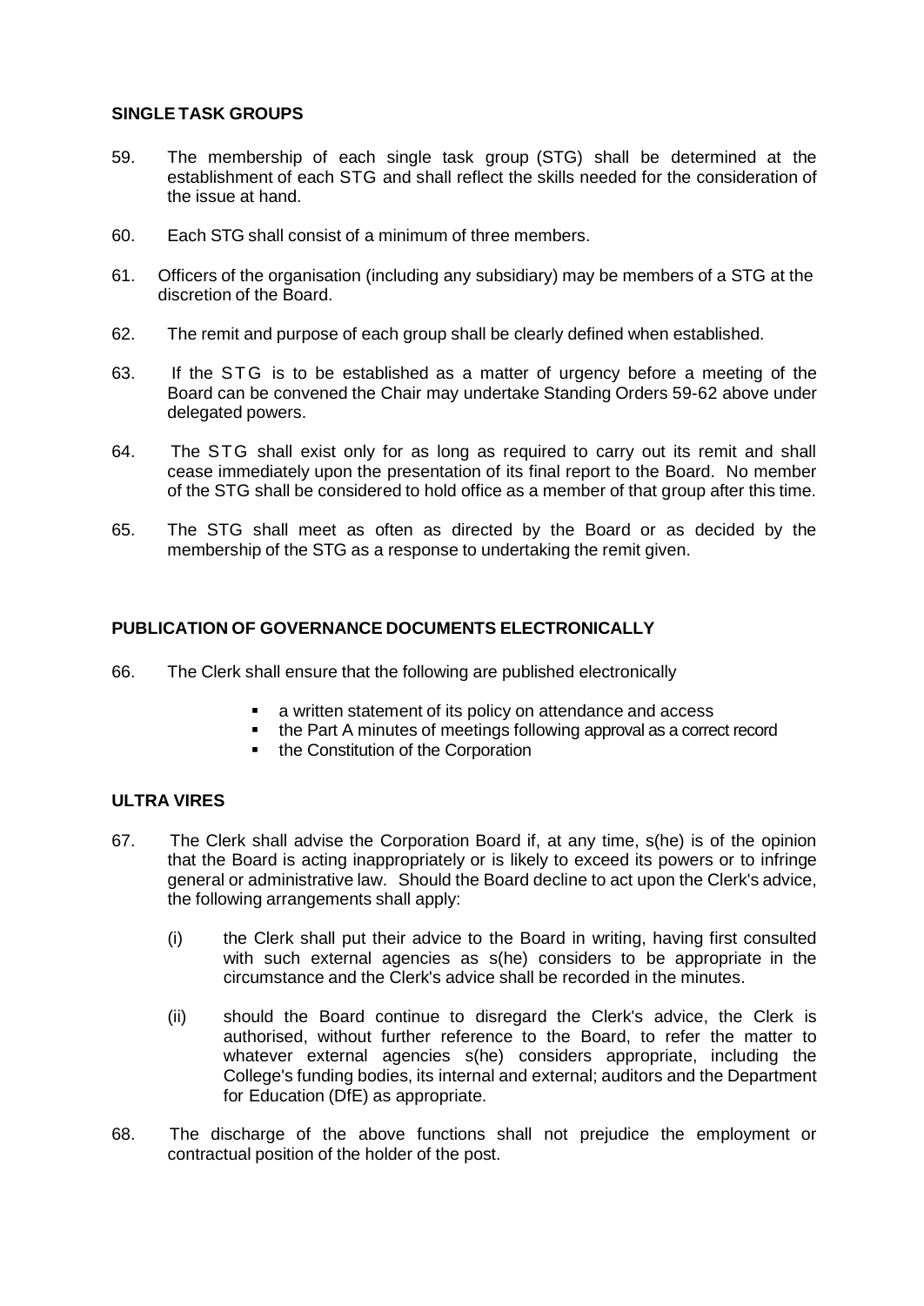## SINGLE TASK GROUPS

59. The membership of each single task group (STG) shall be determined at the establishment of each STG and shall reflect the skills needed for the consideration of the issue at hand.

60. Each STG shall consist of a minimum of three members.

61. Officers of the organisation (including any subsidiary) may be members of a STG at the discretion of the Board.

62. The remit and purpose of each group shall be clearly defined when established.

63. If the STG is to be established as a matter of urgency before a meeting of the Board can be convened the Chair may undertake Standing Orders 59-62 above under delegated powers.

64. The STG shall exist only for as long as required to carry out its remit and shall cease immediately upon the presentation of its final report to the Board. No member of the STG shall be considered to hold office as a member of that group after this time.

65. The STG shall meet as often as directed by the Board or as decided by the membership of the STG as a response to undertaking the remit given.

## PUBLICATION OF GOVERNANCE DOCUMENTS ELECTRONICALLY

66. The Clerk shall ensure that the following are published electronically

- a written statement of its policy on attendance and access
- the Part A minutes of meetings following approval as a correct record
- the Constitution of the Corporation

## ULTRA VIRES

67. The Clerk shall advise the Corporation Board if, at any time, s(he) is of the opinion that the Board is acting inappropriately or is likely to exceed its powers or to infringe general or administrative law. Should the Board decline to act upon the Clerk's advice, the following arrangements shall apply:

    (i) the Clerk shall put their advice to the Board in writing, having first consulted with such external agencies as s(he) considers to be appropriate in the circumstance and the Clerk's advice shall be recorded in the minutes.

    (ii) should the Board continue to disregard the Clerk's advice, the Clerk is authorised, without further reference to the Board, to refer the matter to whatever external agencies s(he) considers appropriate, including the College's funding bodies, its internal and external; auditors and the Department for Education (DfE) as appropriate.

68. The discharge of the above functions shall not prejudice the employment or contractual position of the holder of the post.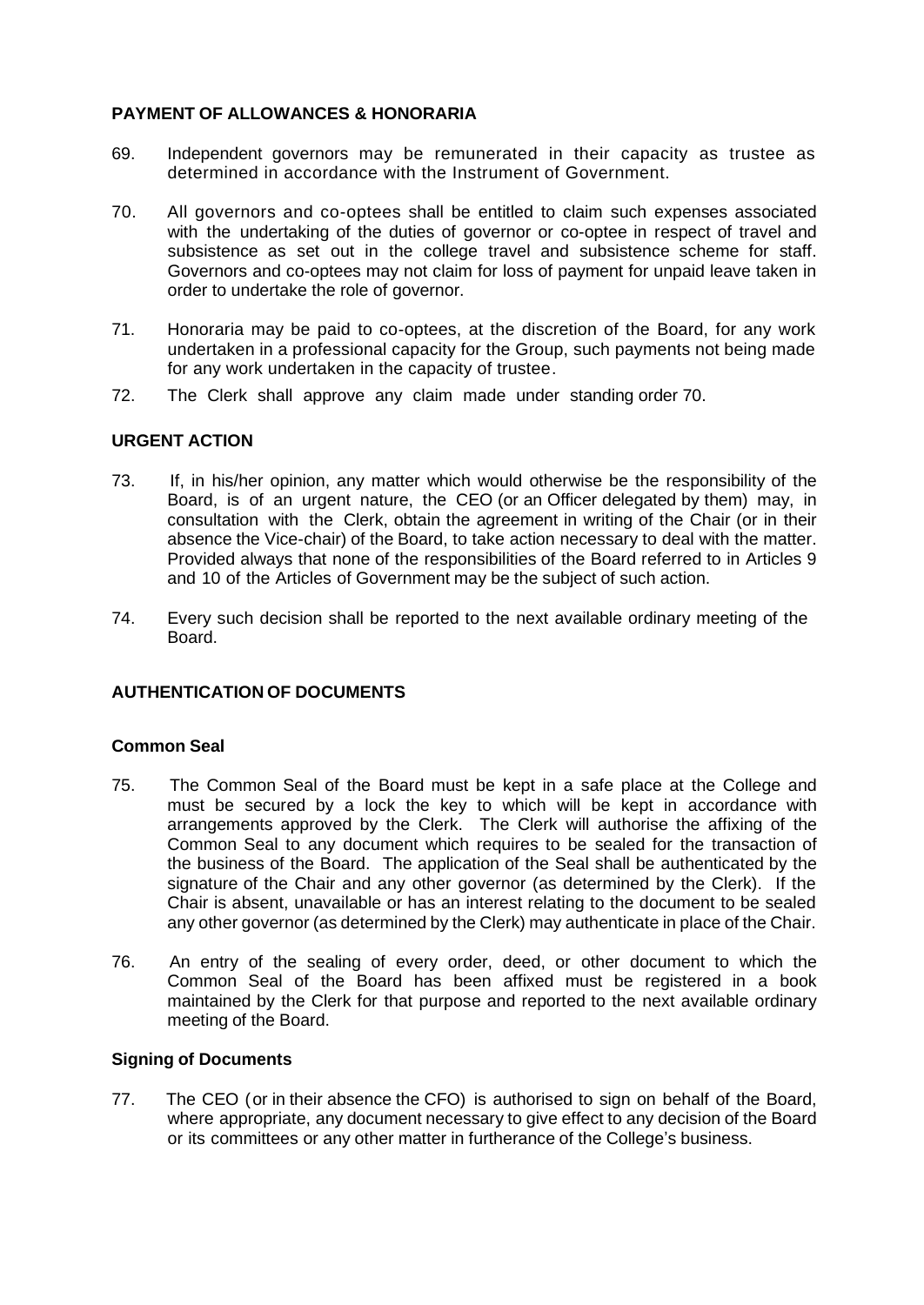## PAYMENT OF ALLOWANCES & HONORARIA

69. Independent governors may be remunerated in their capacity as trustee as determined in accordance with the Instrument of Government.

70. All governors and co-optees shall be entitled to claim such expenses associated with the undertaking of the duties of governor or co-optee in respect of travel and subsistence as set out in the college travel and subsistence scheme for staff. Governors and co-optees may not claim for loss of payment for unpaid leave taken in order to undertake the role of governor.

71. Honoraria may be paid to co-optees, at the discretion of the Board, for any work undertaken in a professional capacity for the Group, such payments not being made for any work undertaken in the capacity of trustee.

72. The Clerk shall approve any claim made under standing order 70.

## URGENT ACTION

73. If, in his/her opinion, any matter which would otherwise be the responsibility of the Board, is of an urgent nature, the CEO (or an Officer delegated by them) may, in consultation with the Clerk, obtain the agreement in writing of the Chair (or in their absence the Vice-chair) of the Board, to take action necessary to deal with the matter. Provided always that none of the responsibilities of the Board referred to in Articles 9 and 10 of the Articles of Government may be the subject of such action.

74. Every such decision shall be reported to the next available ordinary meeting of the Board.

## AUTHENTICATION OF DOCUMENTS

### Common Seal

75. The Common Seal of the Board must be kept in a safe place at the College and must be secured by a lock the key to which will be kept in accordance with arrangements approved by the Clerk. The Clerk will authorise the affixing of the Common Seal to any document which requires to be sealed for the transaction of the business of the Board. The application of the Seal shall be authenticated by the signature of the Chair and any other governor (as determined by the Clerk). If the Chair is absent, unavailable or has an interest relating to the document to be sealed any other governor (as determined by the Clerk) may authenticate in place of the Chair.

76. An entry of the sealing of every order, deed, or other document to which the Common Seal of the Board has been affixed must be registered in a book maintained by the Clerk for that purpose and reported to the next available ordinary meeting of the Board.

### Signing of Documents

77. The CEO (or in their absence the CFO) is authorised to sign on behalf of the Board, where appropriate, any document necessary to give effect to any decision of the Board or its committees or any other matter in furtherance of the College's business.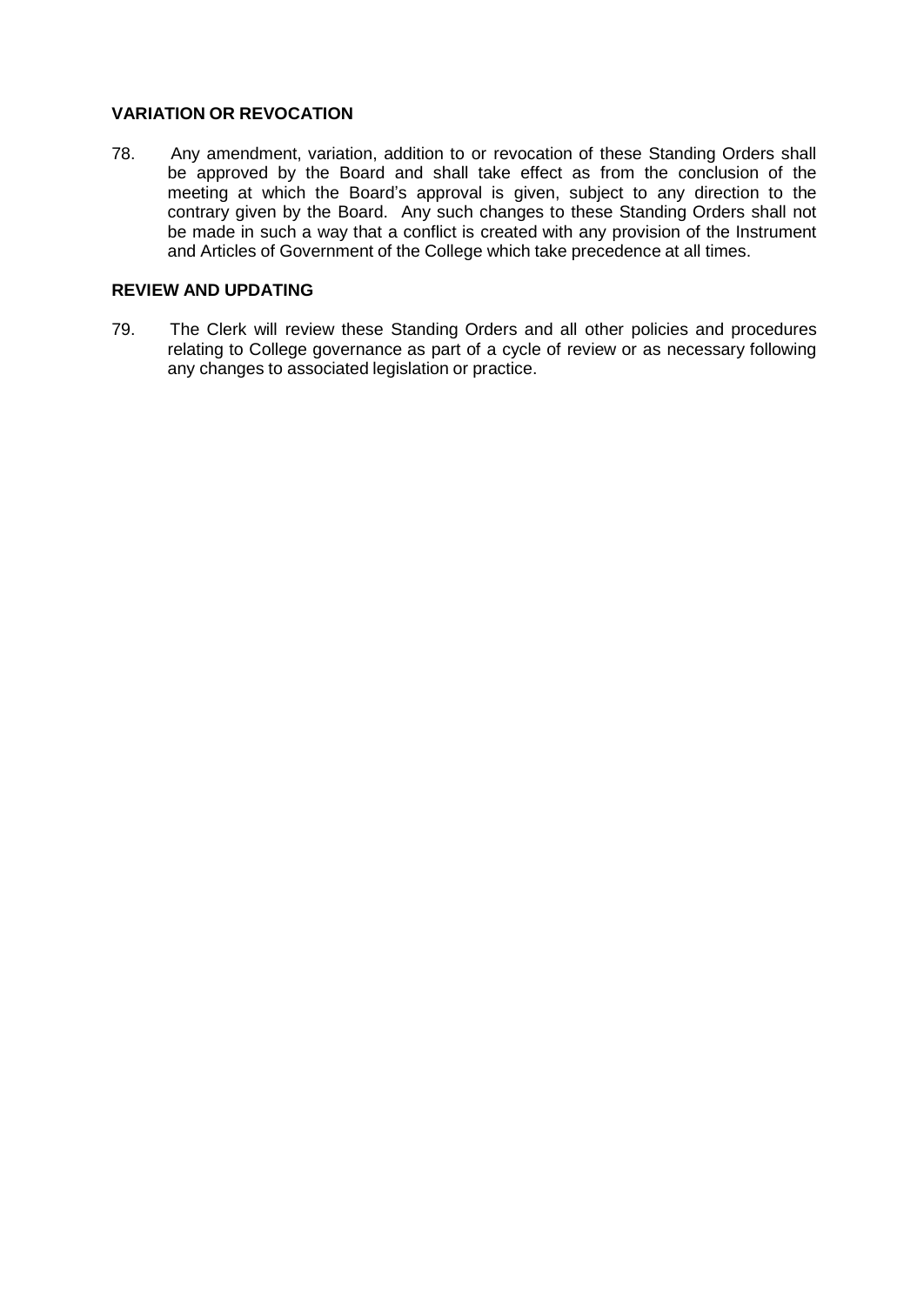**VARIATION OR REVOCATION**

78. Any amendment, variation, addition to or revocation of these Standing Orders shall be approved by the Board and shall take effect as from the conclusion of the meeting at which the Board's approval is given, subject to any direction to the contrary given by the Board. Any such changes to these Standing Orders shall not be made in such a way that a conflict is created with any provision of the Instrument and Articles of Government of the College which take precedence at all times.

**REVIEW AND UPDATING**

79. The Clerk will review these Standing Orders and all other policies and procedures relating to College governance as part of a cycle of review or as necessary following any changes to associated legislation or practice.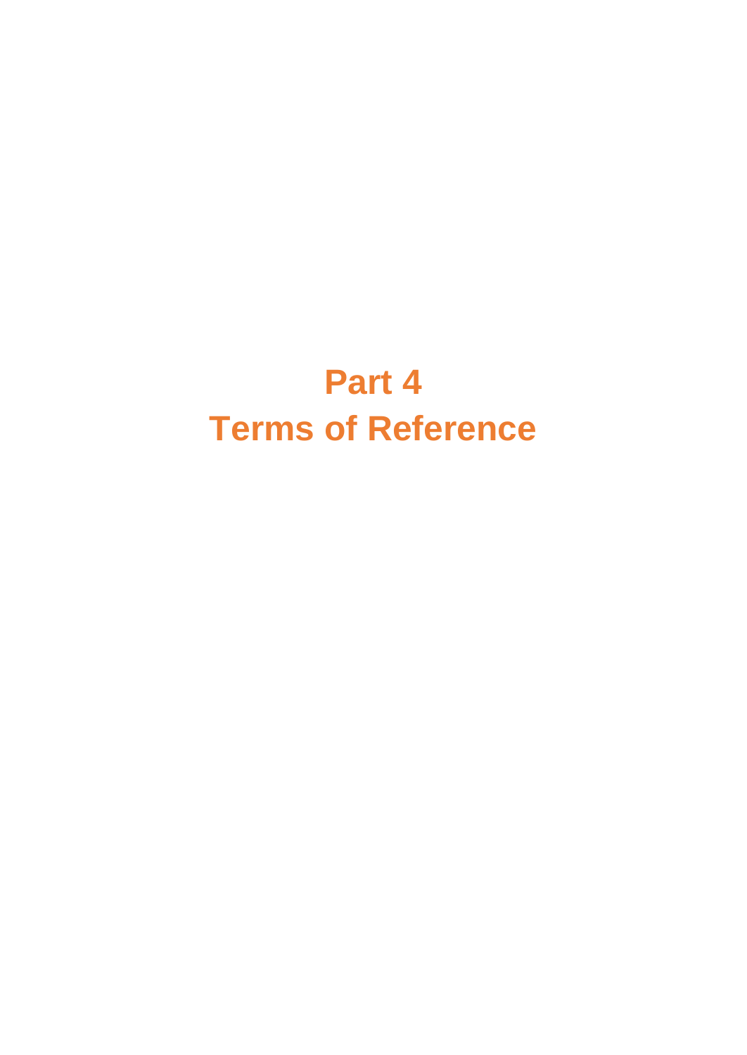# Part 4
# Terms of Reference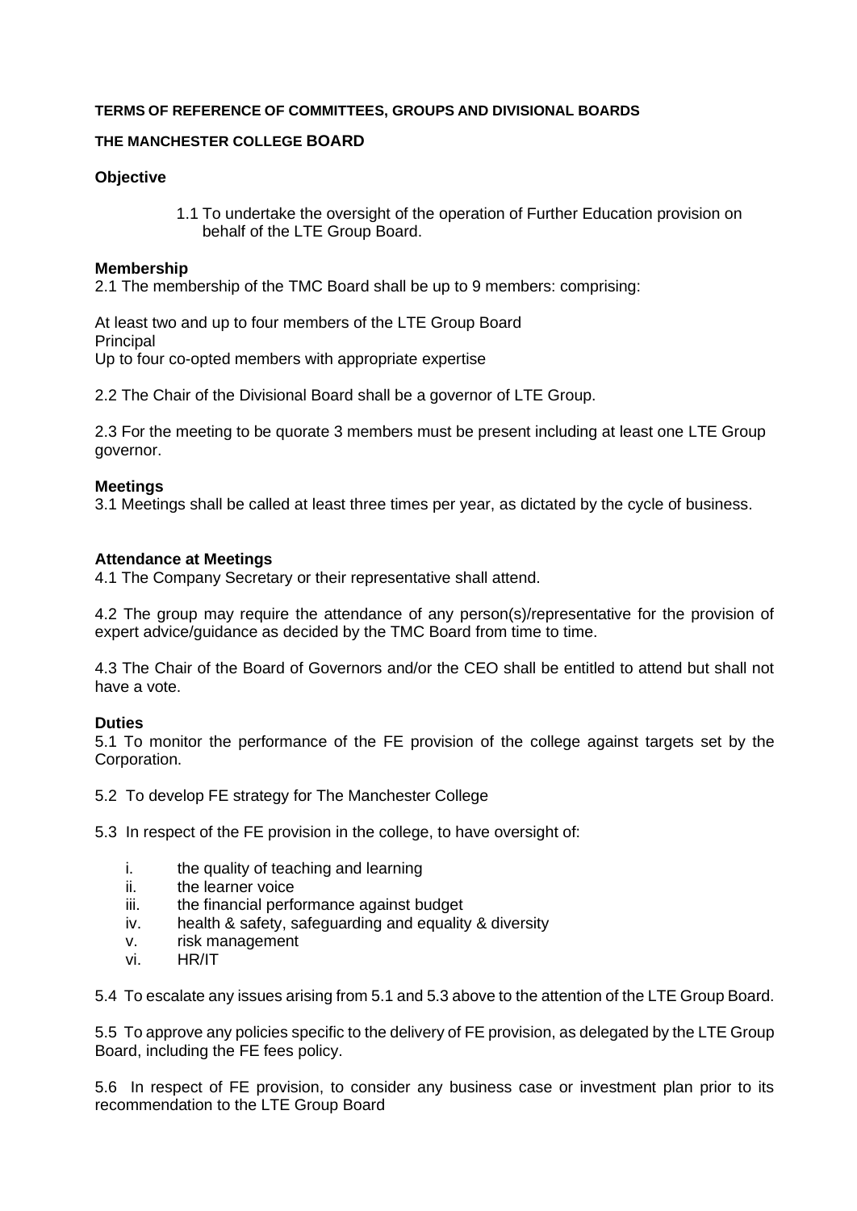**TERMS OF REFERENCE OF COMMITTEES, GROUPS AND DIVISIONAL BOARDS**

**THE MANCHESTER COLLEGE BOARD**

**Objective**

1.1 To undertake the oversight of the operation of Further Education provision on behalf of the LTE Group Board.

**Membership**

2.1 The membership of the TMC Board shall be up to 9 members: comprising:

At least two and up to four members of the LTE Group Board
Principal
Up to four co-opted members with appropriate expertise

2.2 The Chair of the Divisional Board shall be a governor of LTE Group.

2.3 For the meeting to be quorate 3 members must be present including at least one LTE Group governor.

**Meetings**

3.1 Meetings shall be called at least three times per year, as dictated by the cycle of business.

**Attendance at Meetings**

4.1 The Company Secretary or their representative shall attend.

4.2 The group may require the attendance of any person(s)/representative for the provision of expert advice/guidance as decided by the TMC Board from time to time.

4.3 The Chair of the Board of Governors and/or the CEO shall be entitled to attend but shall not have a vote.

**Duties**

5.1 To monitor the performance of the FE provision of the college against targets set by the Corporation.

5.2 To develop FE strategy for The Manchester College

5.3 In respect of the FE provision in the college, to have oversight of:

i. the quality of teaching and learning
ii. the learner voice
iii. the financial performance against budget
iv. health & safety, safeguarding and equality & diversity
v. risk management
vi. HR/IT

5.4 To escalate any issues arising from 5.1 and 5.3 above to the attention of the LTE Group Board.

5.5 To approve any policies specific to the delivery of FE provision, as delegated by the LTE Group Board, including the FE fees policy.

5.6 In respect of FE provision, to consider any business case or investment plan prior to its recommendation to the LTE Group Board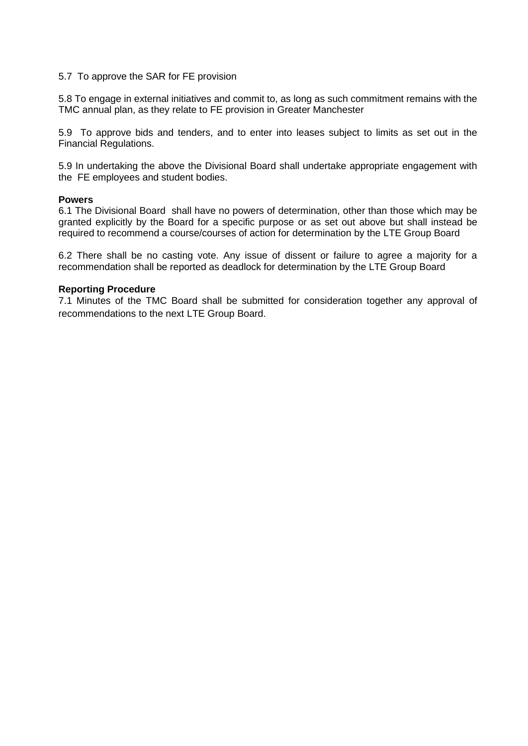5.7 To approve the SAR for FE provision

5.8 To engage in external initiatives and commit to, as long as such commitment remains with the TMC annual plan, as they relate to FE provision in Greater Manchester

5.9 To approve bids and tenders, and to enter into leases subject to limits as set out in the Financial Regulations.

5.9 In undertaking the above the Divisional Board shall undertake appropriate engagement with the FE employees and student bodies.

**Powers**

6.1 The Divisional Board shall have no powers of determination, other than those which may be granted explicitly by the Board for a specific purpose or as set out above but shall instead be required to recommend a course/courses of action for determination by the LTE Group Board

6.2 There shall be no casting vote. Any issue of dissent or failure to agree a majority for a recommendation shall be reported as deadlock for determination by the LTE Group Board

**Reporting Procedure**

7.1 Minutes of the TMC Board shall be submitted for consideration together any approval of recommendations to the next LTE Group Board.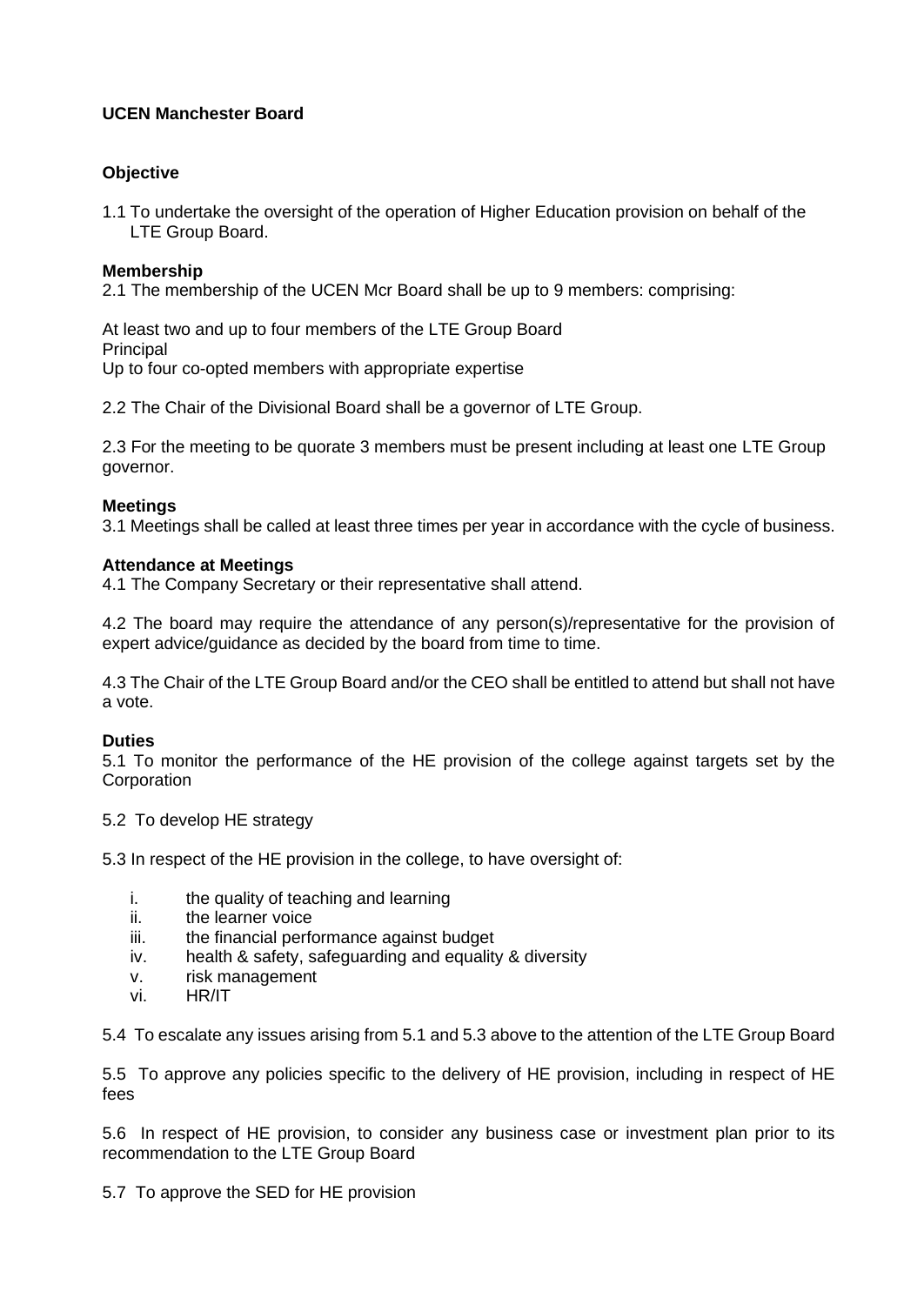**UCEN Manchester Board**

**Objective**

1.1 To undertake the oversight of the operation of Higher Education provision on behalf of the LTE Group Board.

**Membership**

2.1 The membership of the UCEN Mcr Board shall be up to 9 members: comprising:

At least two and up to four members of the LTE Group Board
Principal
Up to four co-opted members with appropriate expertise

2.2 The Chair of the Divisional Board shall be a governor of LTE Group.

2.3 For the meeting to be quorate 3 members must be present including at least one LTE Group governor.

**Meetings**

3.1 Meetings shall be called at least three times per year in accordance with the cycle of business.

**Attendance at Meetings**

4.1 The Company Secretary or their representative shall attend.

4.2 The board may require the attendance of any person(s)/representative for the provision of expert advice/guidance as decided by the board from time to time.

4.3 The Chair of the LTE Group Board and/or the CEO shall be entitled to attend but shall not have a vote.

**Duties**

5.1 To monitor the performance of the HE provision of the college against targets set by the Corporation

5.2 To develop HE strategy

5.3 In respect of the HE provision in the college, to have oversight of:

i. the quality of teaching and learning
ii. the learner voice
iii. the financial performance against budget
iv. health & safety, safeguarding and equality & diversity
v. risk management
vi. HR/IT

5.4 To escalate any issues arising from 5.1 and 5.3 above to the attention of the LTE Group Board

5.5 To approve any policies specific to the delivery of HE provision, including in respect of HE fees

5.6 In respect of HE provision, to consider any business case or investment plan prior to its recommendation to the LTE Group Board

5.7 To approve the SED for HE provision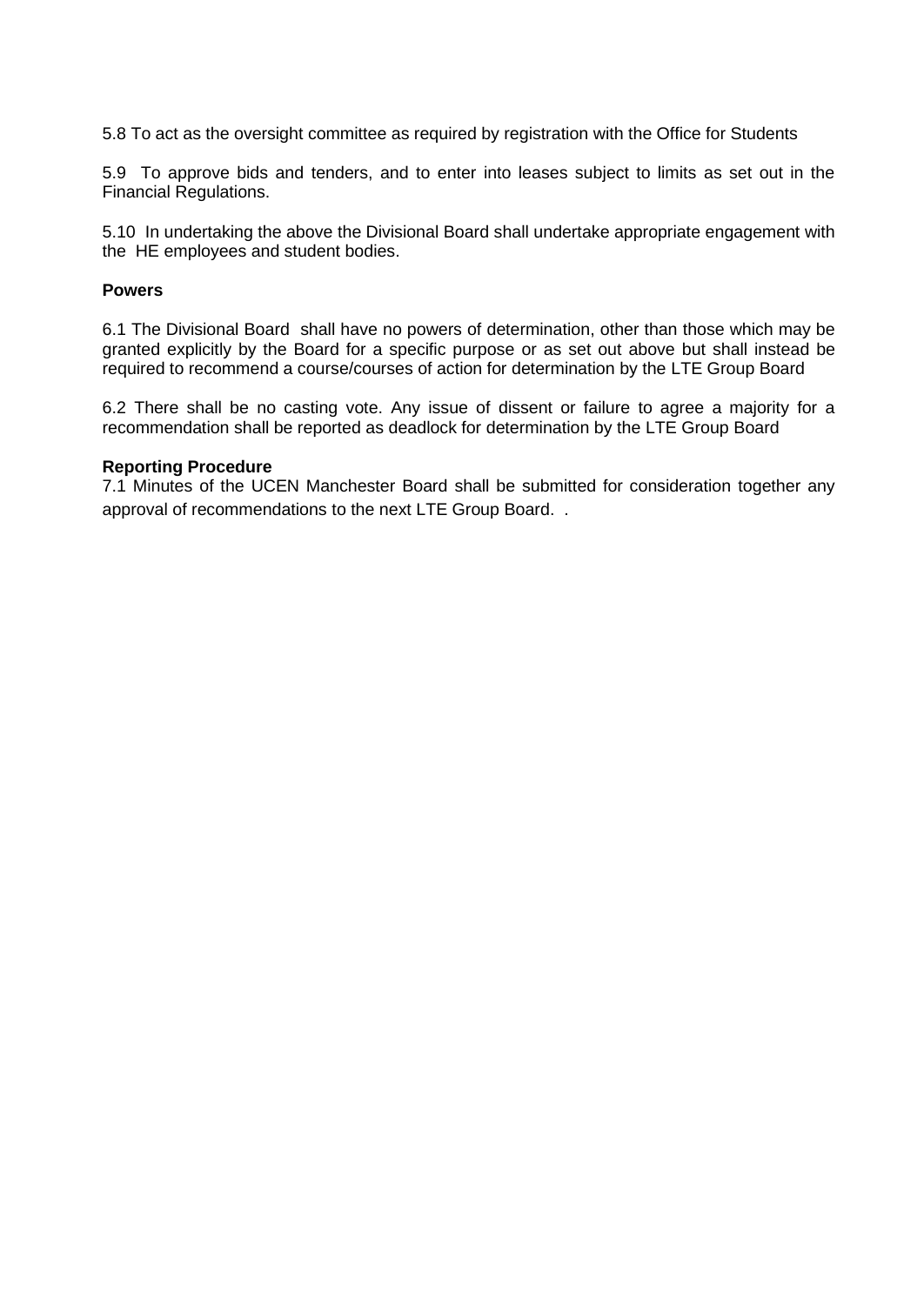5.8 To act as the oversight committee as required by registration with the Office for Students

5.9 To approve bids and tenders, and to enter into leases subject to limits as set out in the Financial Regulations.

5.10 In undertaking the above the Divisional Board shall undertake appropriate engagement with the HE employees and student bodies.

**Powers**

6.1 The Divisional Board shall have no powers of determination, other than those which may be granted explicitly by the Board for a specific purpose or as set out above but shall instead be required to recommend a course/courses of action for determination by the LTE Group Board

6.2 There shall be no casting vote. Any issue of dissent or failure to agree a majority for a recommendation shall be reported as deadlock for determination by the LTE Group Board

**Reporting Procedure**

7.1 Minutes of the UCEN Manchester Board shall be submitted for consideration together any approval of recommendations to the next LTE Group Board. .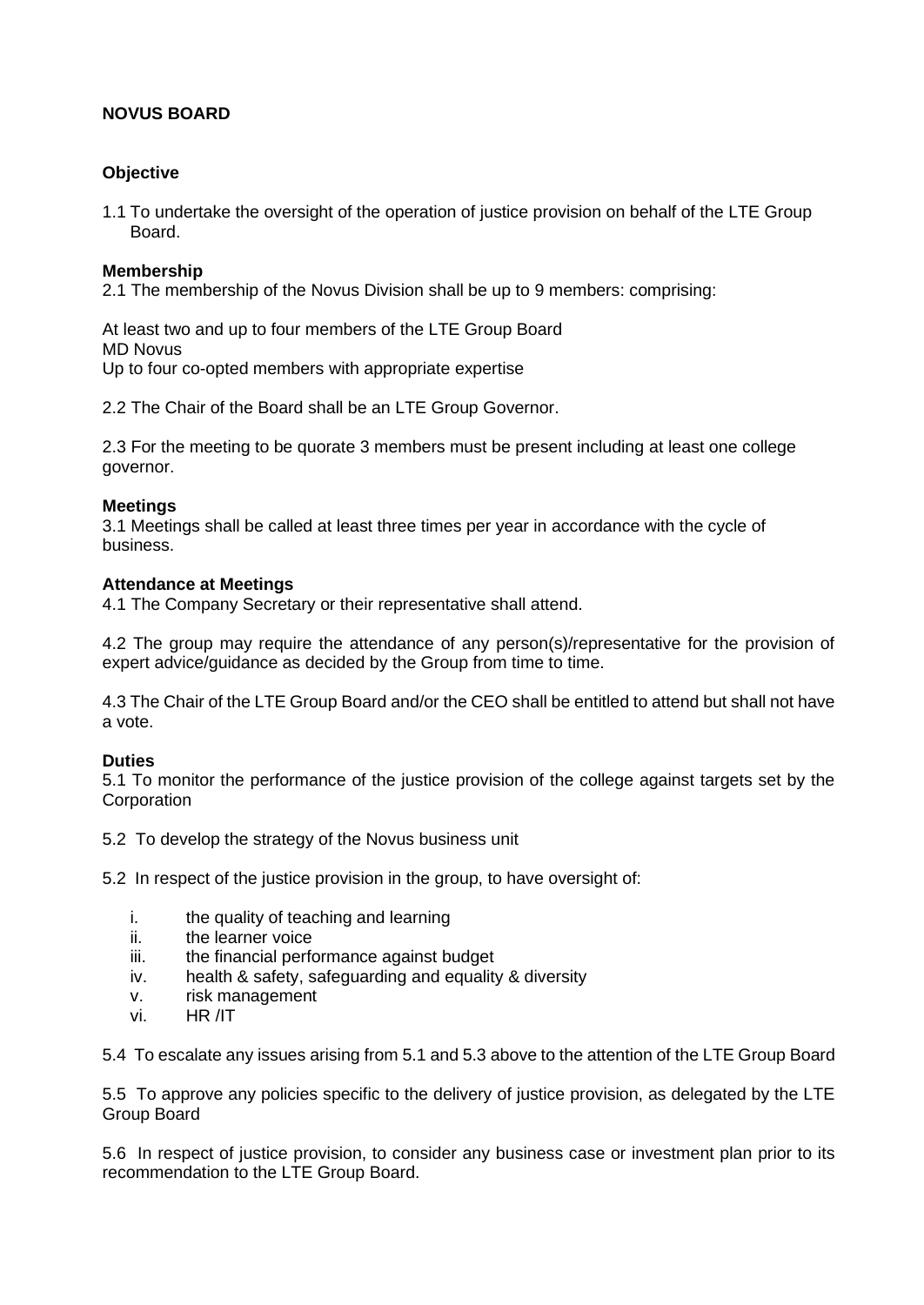**NOVUS BOARD**

**Objective**

1.1 To undertake the oversight of the operation of justice provision on behalf of the LTE Group Board.

**Membership**

2.1 The membership of the Novus Division shall be up to 9 members: comprising:

At least two and up to four members of the LTE Group Board
MD Novus
Up to four co-opted members with appropriate expertise

2.2 The Chair of the Board shall be an LTE Group Governor.

2.3 For the meeting to be quorate 3 members must be present including at least one college governor.

**Meetings**

3.1 Meetings shall be called at least three times per year in accordance with the cycle of business.

**Attendance at Meetings**

4.1 The Company Secretary or their representative shall attend.

4.2 The group may require the attendance of any person(s)/representative for the provision of expert advice/guidance as decided by the Group from time to time.

4.3 The Chair of the LTE Group Board and/or the CEO shall be entitled to attend but shall not have a vote.

**Duties**

5.1 To monitor the performance of the justice provision of the college against targets set by the Corporation

5.2 To develop the strategy of the Novus business unit

5.2 In respect of the justice provision in the group, to have oversight of:

i. the quality of teaching and learning
ii. the learner voice
iii. the financial performance against budget
iv. health & safety, safeguarding and equality & diversity
v. risk management
vi. HR /IT

5.4 To escalate any issues arising from 5.1 and 5.3 above to the attention of the LTE Group Board

5.5 To approve any policies specific to the delivery of justice provision, as delegated by the LTE Group Board

5.6 In respect of justice provision, to consider any business case or investment plan prior to its recommendation to the LTE Group Board.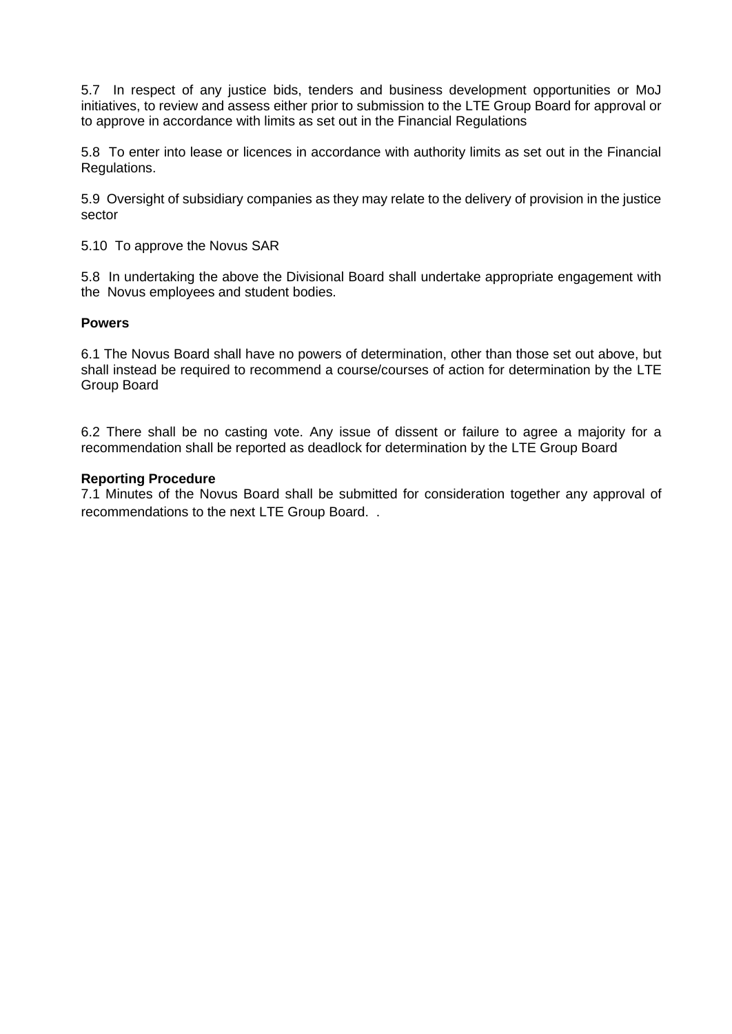5.7 In respect of any justice bids, tenders and business development opportunities or MoJ initiatives, to review and assess either prior to submission to the LTE Group Board for approval or to approve in accordance with limits as set out in the Financial Regulations

5.8 To enter into lease or licences in accordance with authority limits as set out in the Financial Regulations.

5.9 Oversight of subsidiary companies as they may relate to the delivery of provision in the justice sector

5.10 To approve the Novus SAR

5.8 In undertaking the above the Divisional Board shall undertake appropriate engagement with the Novus employees and student bodies.

**Powers**

6.1 The Novus Board shall have no powers of determination, other than those set out above, but shall instead be required to recommend a course/courses of action for determination by the LTE Group Board

6.2 There shall be no casting vote. Any issue of dissent or failure to agree a majority for a recommendation shall be reported as deadlock for determination by the LTE Group Board

**Reporting Procedure**

7.1 Minutes of the Novus Board shall be submitted for consideration together any approval of recommendations to the next LTE Group Board. .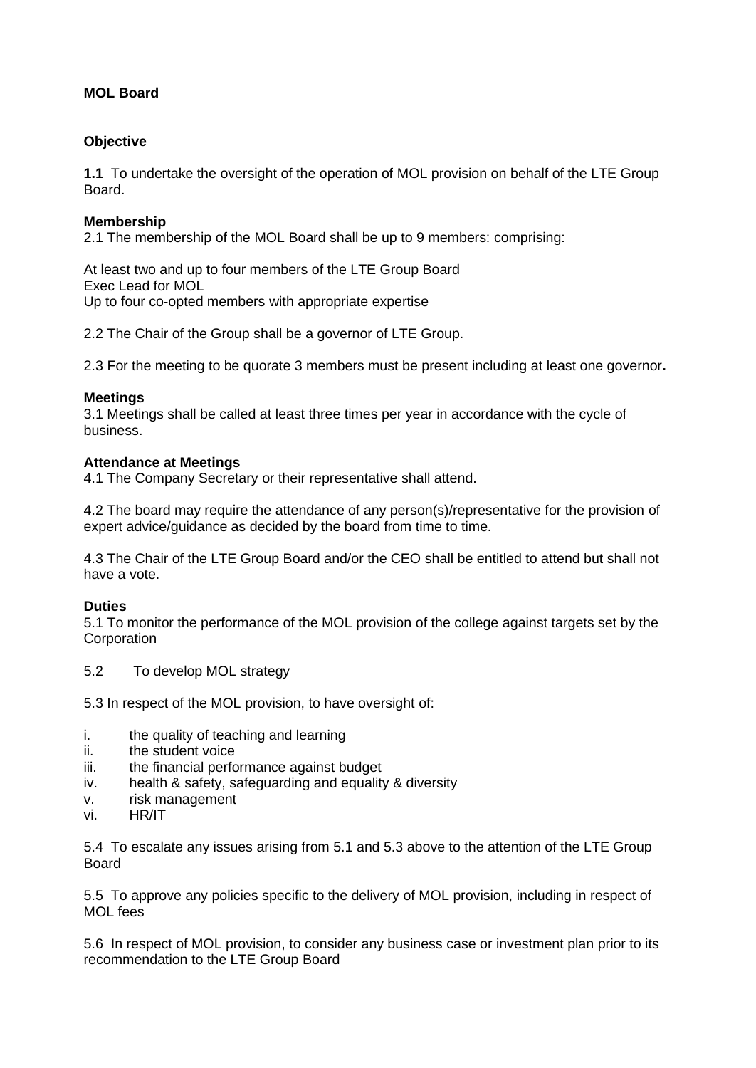**MOL Board**

**Objective**

**1.1** To undertake the oversight of the operation of MOL provision on behalf of the LTE Group Board.

**Membership**

2.1 The membership of the MOL Board shall be up to 9 members: comprising:

At least two and up to four members of the LTE Group Board
Exec Lead for MOL
Up to four co-opted members with appropriate expertise

2.2 The Chair of the Group shall be a governor of LTE Group.

2.3 For the meeting to be quorate 3 members must be present including at least one governor**.**

**Meetings**

3.1 Meetings shall be called at least three times per year in accordance with the cycle of business.

**Attendance at Meetings**

4.1 The Company Secretary or their representative shall attend.

4.2 The board may require the attendance of any person(s)/representative for the provision of expert advice/guidance as decided by the board from time to time.

4.3 The Chair of the LTE Group Board and/or the CEO shall be entitled to attend but shall not have a vote.

**Duties**

5.1 To monitor the performance of the MOL provision of the college against targets set by the Corporation

5.2 To develop MOL strategy

5.3 In respect of the MOL provision, to have oversight of:

i. the quality of teaching and learning
ii. the student voice
iii. the financial performance against budget
iv. health & safety, safeguarding and equality & diversity
v. risk management
vi. HR/IT

5.4 To escalate any issues arising from 5.1 and 5.3 above to the attention of the LTE Group Board

5.5 To approve any policies specific to the delivery of MOL provision, including in respect of MOL fees

5.6 In respect of MOL provision, to consider any business case or investment plan prior to its recommendation to the LTE Group Board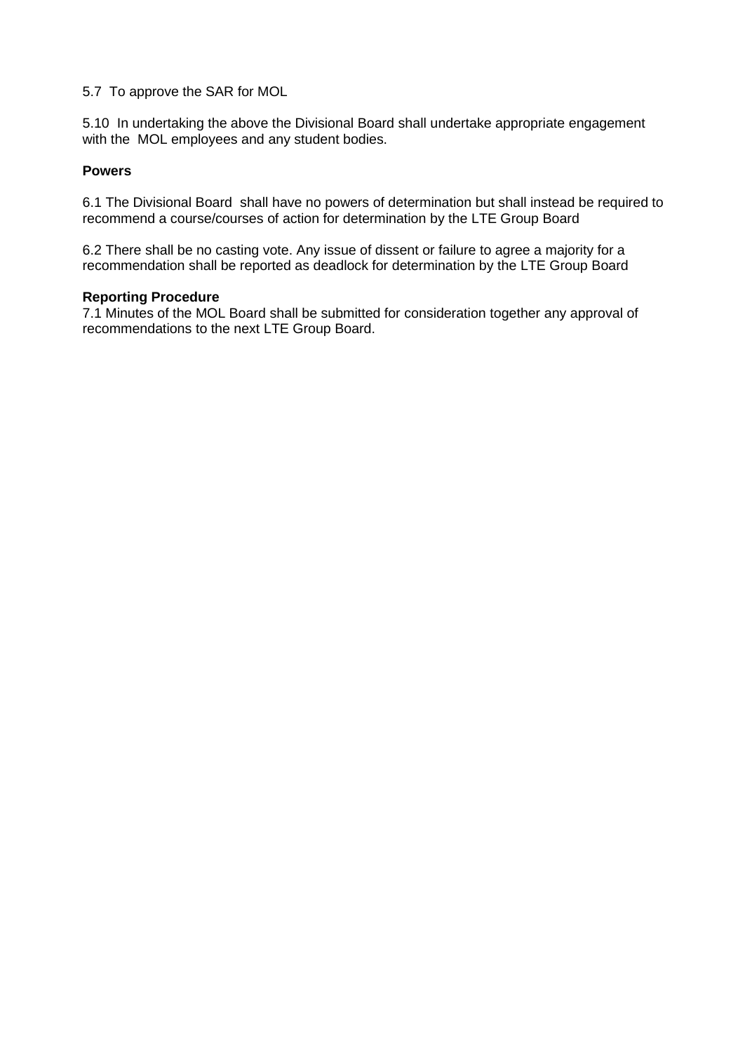5.7 To approve the SAR for MOL

5.10 In undertaking the above the Divisional Board shall undertake appropriate engagement with the MOL employees and any student bodies.

**Powers**

6.1 The Divisional Board shall have no powers of determination but shall instead be required to recommend a course/courses of action for determination by the LTE Group Board

6.2 There shall be no casting vote. Any issue of dissent or failure to agree a majority for a recommendation shall be reported as deadlock for determination by the LTE Group Board

**Reporting Procedure**

7.1 Minutes of the MOL Board shall be submitted for consideration together any approval of recommendations to the next LTE Group Board.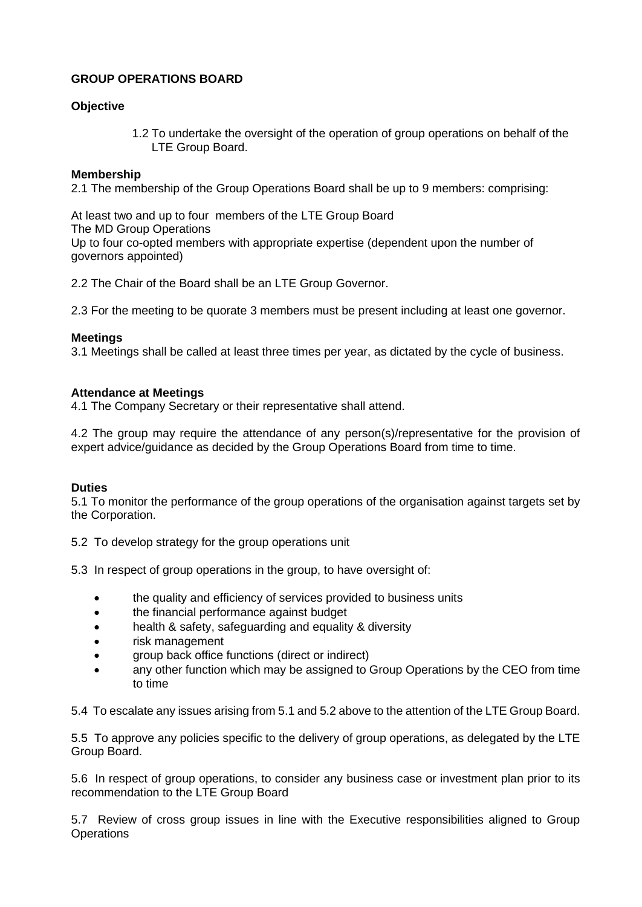**GROUP OPERATIONS BOARD**

**Objective**

1.2 To undertake the oversight of the operation of group operations on behalf of the LTE Group Board.

**Membership**

2.1 The membership of the Group Operations Board shall be up to 9 members: comprising:

At least two and up to four members of the LTE Group Board
The MD Group Operations
Up to four co-opted members with appropriate expertise (dependent upon the number of governors appointed)

2.2 The Chair of the Board shall be an LTE Group Governor.

2.3 For the meeting to be quorate 3 members must be present including at least one governor.

**Meetings**

3.1 Meetings shall be called at least three times per year, as dictated by the cycle of business.

**Attendance at Meetings**

4.1 The Company Secretary or their representative shall attend.

4.2 The group may require the attendance of any person(s)/representative for the provision of expert advice/guidance as decided by the Group Operations Board from time to time.

**Duties**

5.1 To monitor the performance of the group operations of the organisation against targets set by the Corporation.

5.2 To develop strategy for the group operations unit

5.3 In respect of group operations in the group, to have oversight of:

- the quality and efficiency of services provided to business units
- the financial performance against budget
- health & safety, safeguarding and equality & diversity
- risk management
- group back office functions (direct or indirect)
- any other function which may be assigned to Group Operations by the CEO from time to time

5.4 To escalate any issues arising from 5.1 and 5.2 above to the attention of the LTE Group Board.

5.5 To approve any policies specific to the delivery of group operations, as delegated by the LTE Group Board.

5.6 In respect of group operations, to consider any business case or investment plan prior to its recommendation to the LTE Group Board

5.7 Review of cross group issues in line with the Executive responsibilities aligned to Group Operations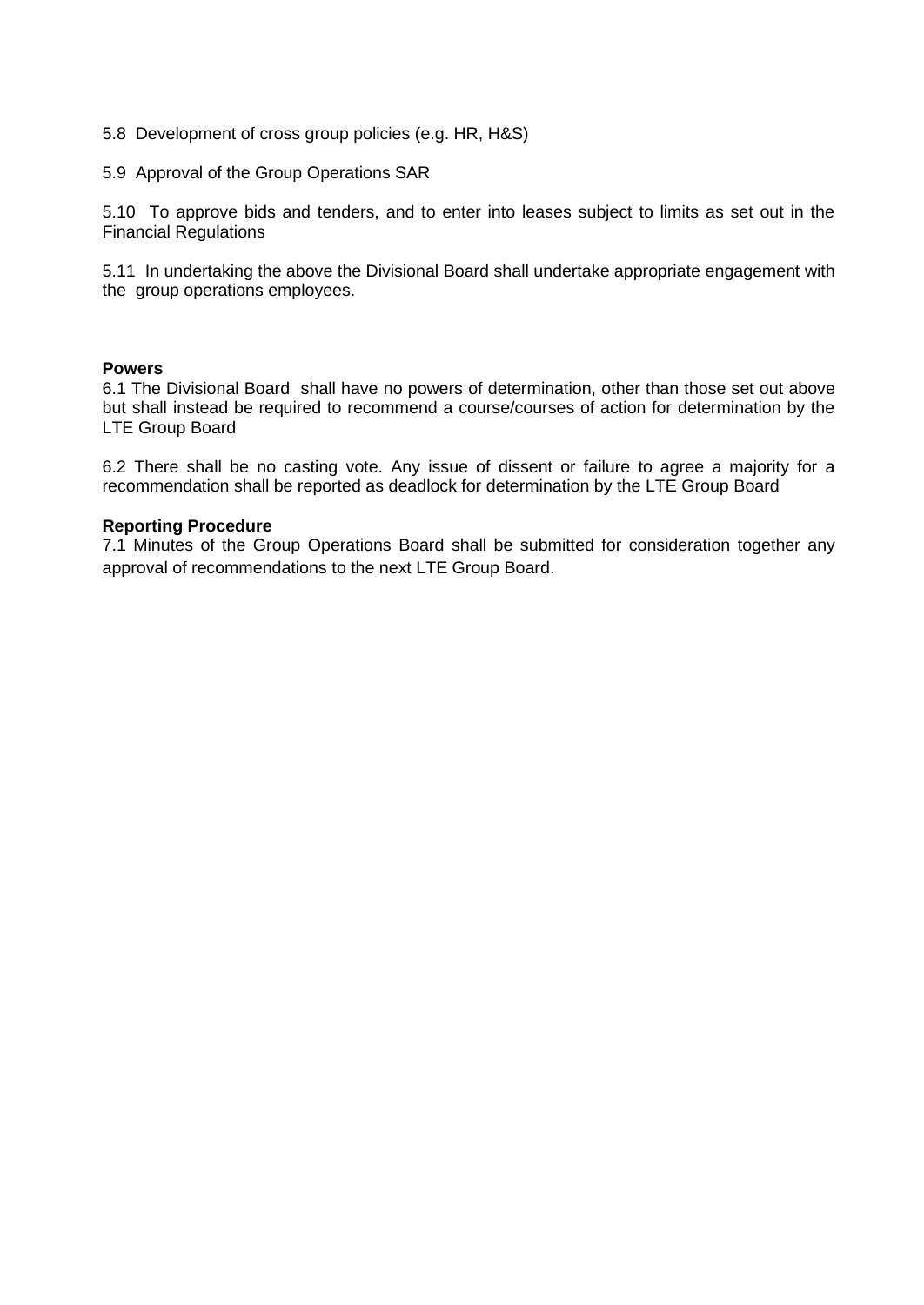5.8 Development of cross group policies (e.g. HR, H&S)

5.9 Approval of the Group Operations SAR

5.10 To approve bids and tenders, and to enter into leases subject to limits as set out in the Financial Regulations

5.11 In undertaking the above the Divisional Board shall undertake appropriate engagement with the group operations employees.

**Powers**

6.1 The Divisional Board shall have no powers of determination, other than those set out above but shall instead be required to recommend a course/courses of action for determination by the LTE Group Board

6.2 There shall be no casting vote. Any issue of dissent or failure to agree a majority for a recommendation shall be reported as deadlock for determination by the LTE Group Board

**Reporting Procedure**

7.1 Minutes of the Group Operations Board shall be submitted for consideration together any approval of recommendations to the next LTE Group Board.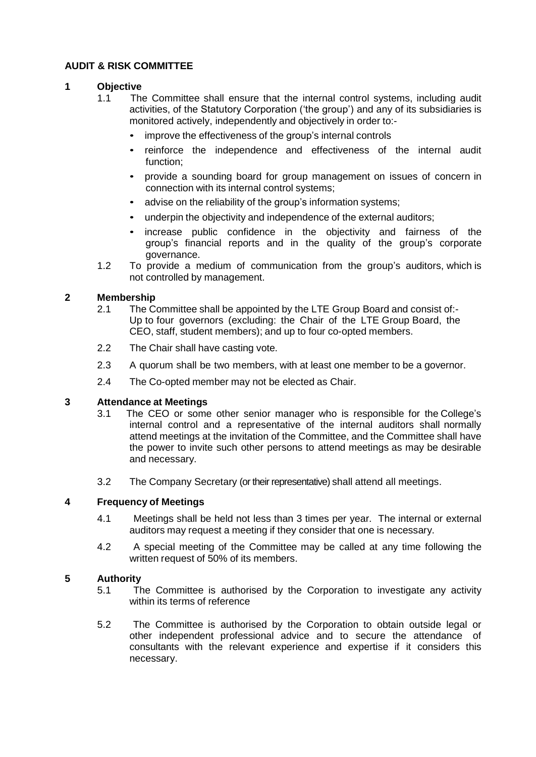**AUDIT & RISK COMMITTEE**

**1 Objective**

1.1 The Committee shall ensure that the internal control systems, including audit activities, of the Statutory Corporation ('the group') and any of its subsidiaries is monitored actively, independently and objectively in order to:-

- improve the effectiveness of the group's internal controls
- reinforce the independence and effectiveness of the internal audit function;
- provide a sounding board for group management on issues of concern in connection with its internal control systems;
- advise on the reliability of the group's information systems;
- underpin the objectivity and independence of the external auditors;
- increase public confidence in the objectivity and fairness of the group's financial reports and in the quality of the group's corporate governance.

1.2 To provide a medium of communication from the group's auditors, which is not controlled by management.

**2 Membership**

2.1 The Committee shall be appointed by the LTE Group Board and consist of:- Up to four governors (excluding: the Chair of the LTE Group Board, the CEO, staff, student members); and up to four co-opted members.

2.2 The Chair shall have casting vote.

2.3 A quorum shall be two members, with at least one member to be a governor.

2.4 The Co-opted member may not be elected as Chair.

**3 Attendance at Meetings**

3.1 The CEO or some other senior manager who is responsible for the College's internal control and a representative of the internal auditors shall normally attend meetings at the invitation of the Committee, and the Committee shall have the power to invite such other persons to attend meetings as may be desirable and necessary.

3.2 The Company Secretary (or their representative) shall attend all meetings.

**4 Frequency of Meetings**

4.1 Meetings shall be held not less than 3 times per year. The internal or external auditors may request a meeting if they consider that one is necessary.

4.2 A special meeting of the Committee may be called at any time following the written request of 50% of its members.

**5 Authority**

5.1 The Committee is authorised by the Corporation to investigate any activity within its terms of reference

5.2 The Committee is authorised by the Corporation to obtain outside legal or other independent professional advice and to secure the attendance of consultants with the relevant experience and expertise if it considers this necessary.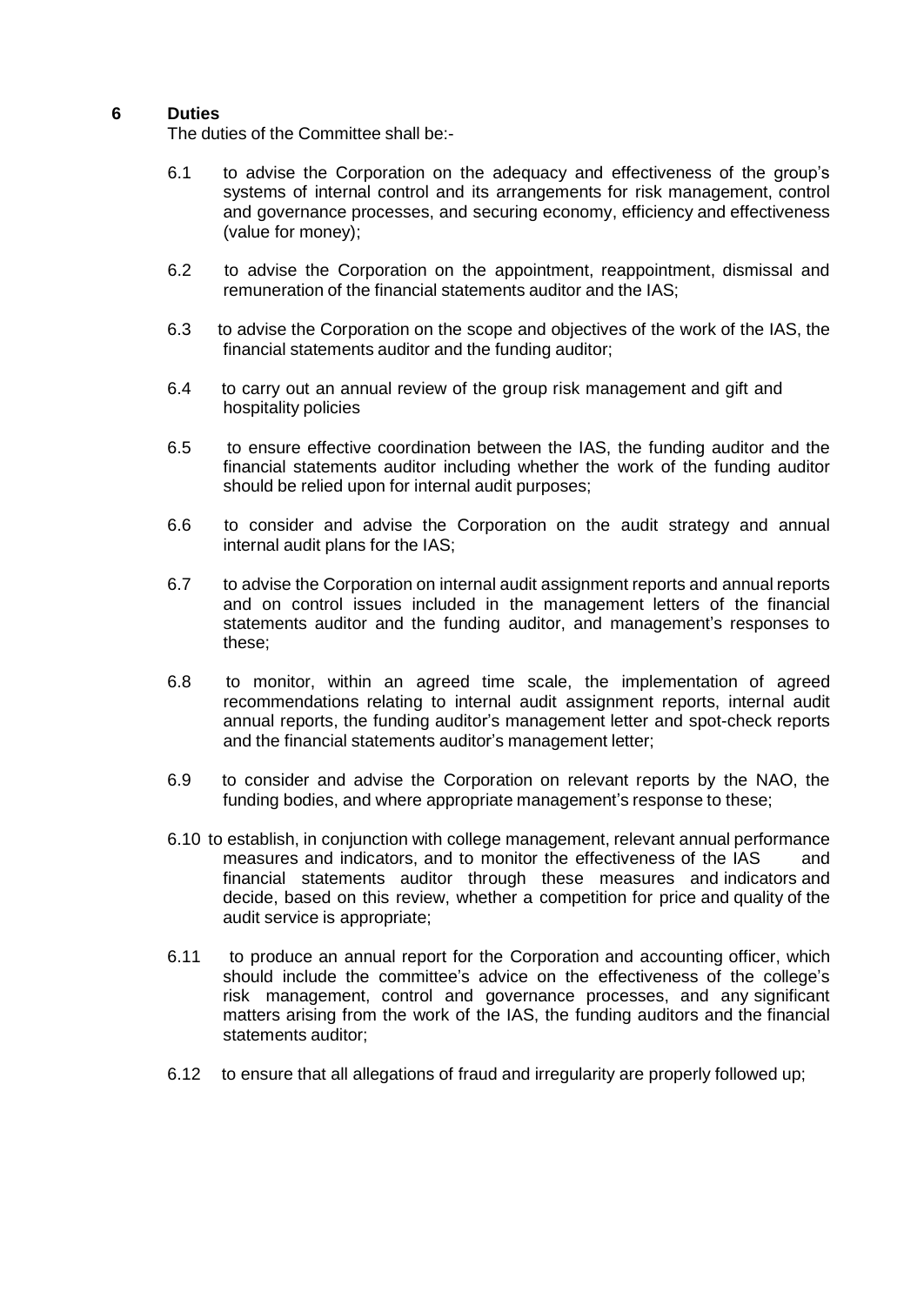## 6 Duties

The duties of the Committee shall be:-

6.1 to advise the Corporation on the adequacy and effectiveness of the group's systems of internal control and its arrangements for risk management, control and governance processes, and securing economy, efficiency and effectiveness (value for money);

6.2 to advise the Corporation on the appointment, reappointment, dismissal and remuneration of the financial statements auditor and the IAS;

6.3 to advise the Corporation on the scope and objectives of the work of the IAS, the financial statements auditor and the funding auditor;

6.4 to carry out an annual review of the group risk management and gift and hospitality policies

6.5 to ensure effective coordination between the IAS, the funding auditor and the financial statements auditor including whether the work of the funding auditor should be relied upon for internal audit purposes;

6.6 to consider and advise the Corporation on the audit strategy and annual internal audit plans for the IAS;

6.7 to advise the Corporation on internal audit assignment reports and annual reports and on control issues included in the management letters of the financial statements auditor and the funding auditor, and management's responses to these;

6.8 to monitor, within an agreed time scale, the implementation of agreed recommendations relating to internal audit assignment reports, internal audit annual reports, the funding auditor's management letter and spot-check reports and the financial statements auditor's management letter;

6.9 to consider and advise the Corporation on relevant reports by the NAO, the funding bodies, and where appropriate management's response to these;

6.10 to establish, in conjunction with college management, relevant annual performance measures and indicators, and to monitor the effectiveness of the IAS and financial statements auditor through these measures and indicators and decide, based on this review, whether a competition for price and quality of the audit service is appropriate;

6.11 to produce an annual report for the Corporation and accounting officer, which should include the committee's advice on the effectiveness of the college's risk management, control and governance processes, and any significant matters arising from the work of the IAS, the funding auditors and the financial statements auditor;

6.12 to ensure that all allegations of fraud and irregularity are properly followed up;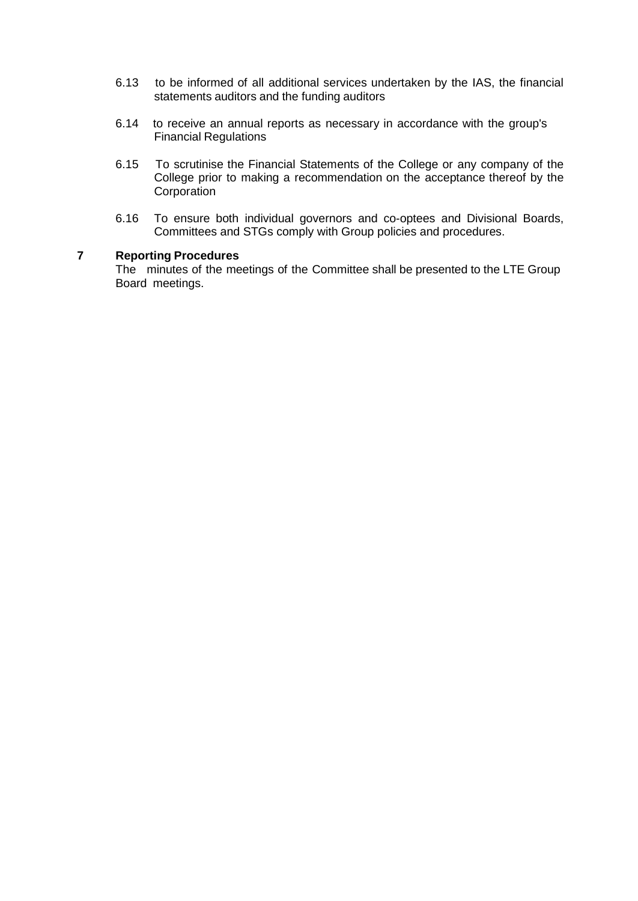6.13 to be informed of all additional services undertaken by the IAS, the financial statements auditors and the funding auditors

6.14 to receive an annual reports as necessary in accordance with the group's Financial Regulations

6.15 To scrutinise the Financial Statements of the College or any company of the College prior to making a recommendation on the acceptance thereof by the Corporation

6.16 To ensure both individual governors and co-optees and Divisional Boards, Committees and STGs comply with Group policies and procedures.

## 7 Reporting Procedures

The minutes of the meetings of the Committee shall be presented to the LTE Group Board meetings.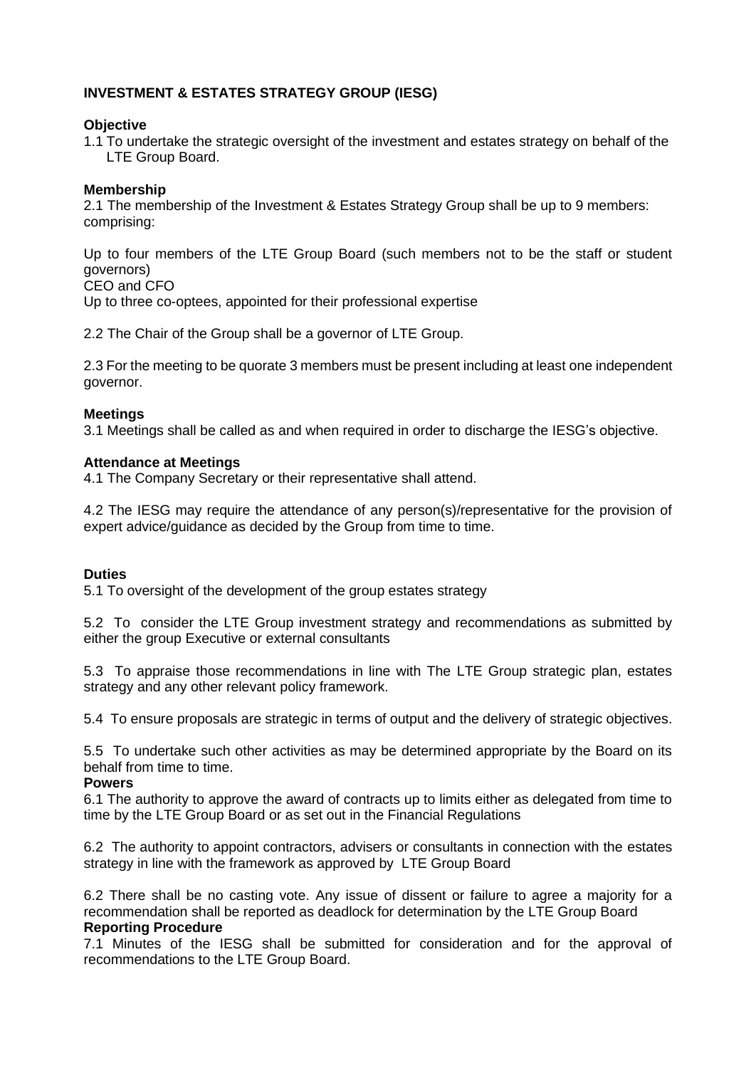## INVESTMENT & ESTATES STRATEGY GROUP (IESG)

**Objective**

1.1 To undertake the strategic oversight of the investment and estates strategy on behalf of the LTE Group Board.

**Membership**

2.1 The membership of the Investment & Estates Strategy Group shall be up to 9 members: comprising:

Up to four members of the LTE Group Board (such members not to be the staff or student governors)
CEO and CFO
Up to three co-optees, appointed for their professional expertise

2.2 The Chair of the Group shall be a governor of LTE Group.

2.3 For the meeting to be quorate 3 members must be present including at least one independent governor.

**Meetings**

3.1 Meetings shall be called as and when required in order to discharge the IESG's objective.

**Attendance at Meetings**

4.1 The Company Secretary or their representative shall attend.

4.2 The IESG may require the attendance of any person(s)/representative for the provision of expert advice/guidance as decided by the Group from time to time.

**Duties**

5.1 To oversight of the development of the group estates strategy

5.2 To consider the LTE Group investment strategy and recommendations as submitted by either the group Executive or external consultants

5.3 To appraise those recommendations in line with The LTE Group strategic plan, estates strategy and any other relevant policy framework.

5.4 To ensure proposals are strategic in terms of output and the delivery of strategic objectives.

5.5 To undertake such other activities as may be determined appropriate by the Board on its behalf from time to time.

**Powers**

6.1 The authority to approve the award of contracts up to limits either as delegated from time to time by the LTE Group Board or as set out in the Financial Regulations

6.2 The authority to appoint contractors, advisers or consultants in connection with the estates strategy in line with the framework as approved by LTE Group Board

6.2 There shall be no casting vote. Any issue of dissent or failure to agree a majority for a recommendation shall be reported as deadlock for determination by the LTE Group Board

**Reporting Procedure**

7.1 Minutes of the IESG shall be submitted for consideration and for the approval of recommendations to the LTE Group Board.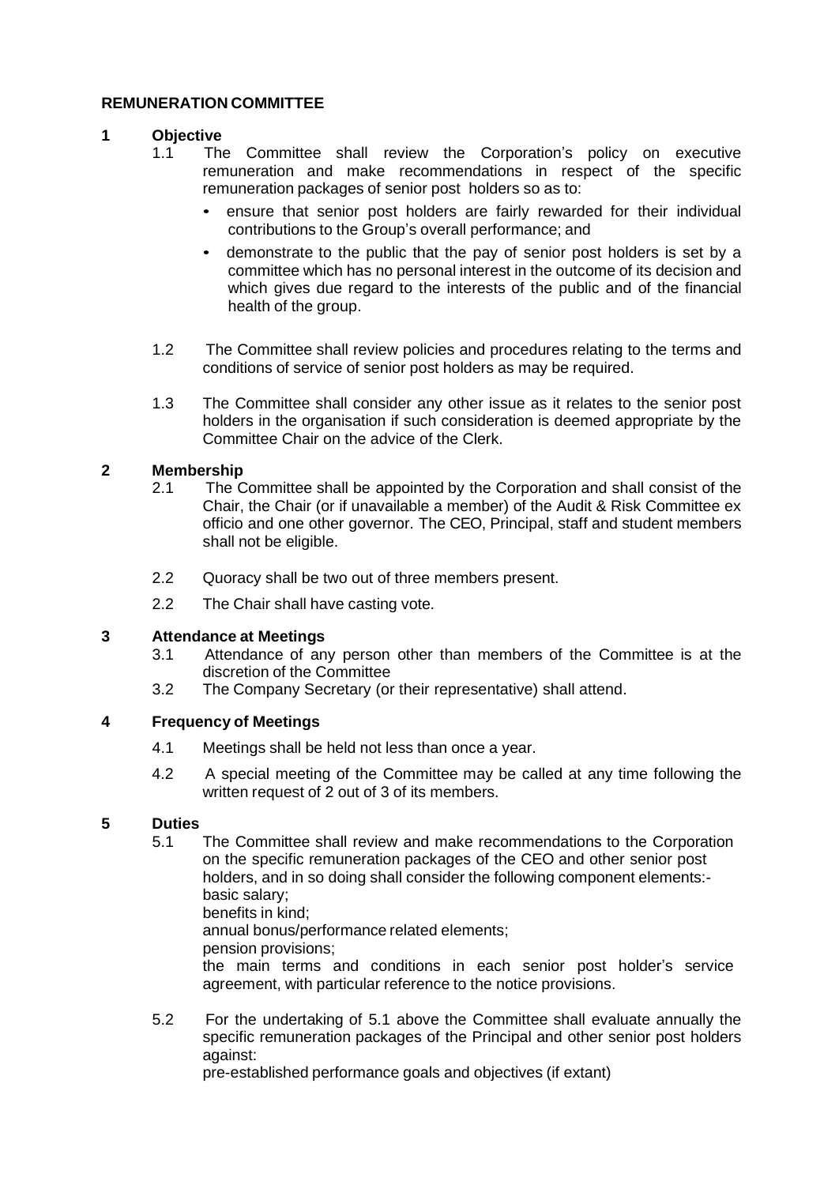## REMUNERATION COMMITTEE

### 1 Objective

1.1 The Committee shall review the Corporation's policy on executive remuneration and make recommendations in respect of the specific remuneration packages of senior post holders so as to:

- ensure that senior post holders are fairly rewarded for their individual contributions to the Group's overall performance; and
- demonstrate to the public that the pay of senior post holders is set by a committee which has no personal interest in the outcome of its decision and which gives due regard to the interests of the public and of the financial health of the group.

1.2 The Committee shall review policies and procedures relating to the terms and conditions of service of senior post holders as may be required.

1.3 The Committee shall consider any other issue as it relates to the senior post holders in the organisation if such consideration is deemed appropriate by the Committee Chair on the advice of the Clerk.

### 2 Membership

2.1 The Committee shall be appointed by the Corporation and shall consist of the Chair, the Chair (or if unavailable a member) of the Audit & Risk Committee ex officio and one other governor. The CEO, Principal, staff and student members shall not be eligible.

2.2 Quoracy shall be two out of three members present.

2.2 The Chair shall have casting vote.

### 3 Attendance at Meetings

3.1 Attendance of any person other than members of the Committee is at the discretion of the Committee

3.2 The Company Secretary (or their representative) shall attend.

### 4 Frequency of Meetings

4.1 Meetings shall be held not less than once a year.

4.2 A special meeting of the Committee may be called at any time following the written request of 2 out of 3 of its members.

### 5 Duties

5.1 The Committee shall review and make recommendations to the Corporation on the specific remuneration packages of the CEO and other senior post holders, and in so doing shall consider the following component elements:-
basic salary;
benefits in kind;
annual bonus/performance related elements;
pension provisions;
the main terms and conditions in each senior post holder's service agreement, with particular reference to the notice provisions.

5.2 For the undertaking of 5.1 above the Committee shall evaluate annually the specific remuneration packages of the Principal and other senior post holders against:
pre-established performance goals and objectives (if extant)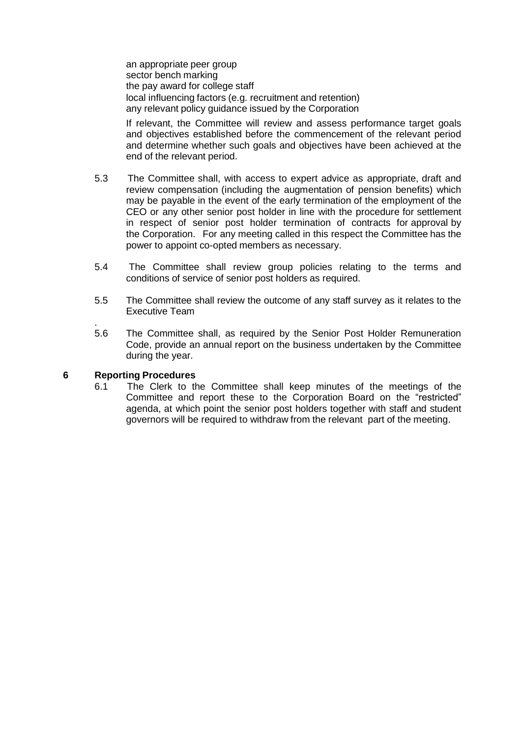an appropriate peer group
sector bench marking
the pay award for college staff
local influencing factors (e.g. recruitment and retention)
any relevant policy guidance issued by the Corporation

If relevant, the Committee will review and assess performance target goals and objectives established before the commencement of the relevant period and determine whether such goals and objectives have been achieved at the end of the relevant period.

5.3 The Committee shall, with access to expert advice as appropriate, draft and review compensation (including the augmentation of pension benefits) which may be payable in the event of the early termination of the employment of the CEO or any other senior post holder in line with the procedure for settlement in respect of senior post holder termination of contracts for approval by the Corporation. For any meeting called in this respect the Committee has the power to appoint co-opted members as necessary.

5.4 The Committee shall review group policies relating to the terms and conditions of service of senior post holders as required.

5.5 The Committee shall review the outcome of any staff survey as it relates to the Executive Team

.

5.6 The Committee shall, as required by the Senior Post Holder Remuneration Code, provide an annual report on the business undertaken by the Committee during the year.

## 6 Reporting Procedures

6.1 The Clerk to the Committee shall keep minutes of the meetings of the Committee and report these to the Corporation Board on the "restricted" agenda, at which point the senior post holders together with staff and student governors will be required to withdraw from the relevant part of the meeting.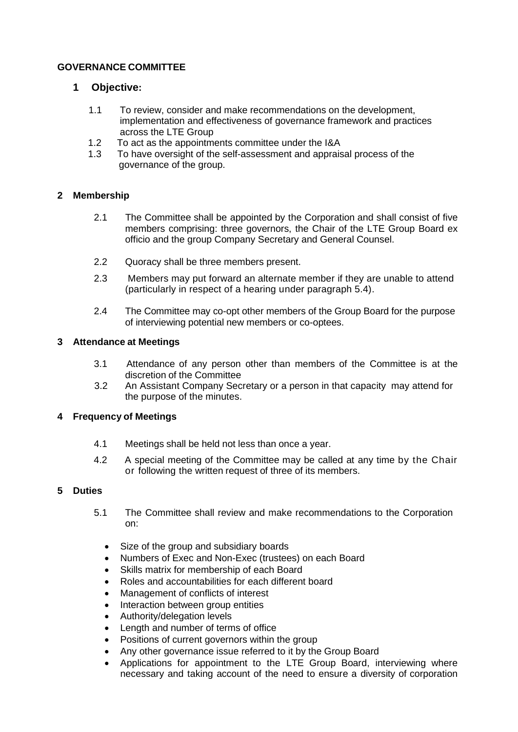## GOVERNANCE COMMITTEE

### 1 Objective:

1.1 To review, consider and make recommendations on the development, implementation and effectiveness of governance framework and practices across the LTE Group

1.2 To act as the appointments committee under the I&A

1.3 To have oversight of the self-assessment and appraisal process of the governance of the group.

### 2 Membership

2.1 The Committee shall be appointed by the Corporation and shall consist of five members comprising: three governors, the Chair of the LTE Group Board ex officio and the group Company Secretary and General Counsel.

2.2 Quoracy shall be three members present.

2.3 Members may put forward an alternate member if they are unable to attend (particularly in respect of a hearing under paragraph 5.4).

2.4 The Committee may co-opt other members of the Group Board for the purpose of interviewing potential new members or co-optees.

### 3 Attendance at Meetings

3.1 Attendance of any person other than members of the Committee is at the discretion of the Committee

3.2 An Assistant Company Secretary or a person in that capacity may attend for the purpose of the minutes.

### 4 Frequency of Meetings

4.1 Meetings shall be held not less than once a year.

4.2 A special meeting of the Committee may be called at any time by the Chair or following the written request of three of its members.

### 5 Duties

5.1 The Committee shall review and make recommendations to the Corporation on:

- Size of the group and subsidiary boards
- Numbers of Exec and Non-Exec (trustees) on each Board
- Skills matrix for membership of each Board
- Roles and accountabilities for each different board
- Management of conflicts of interest
- Interaction between group entities
- Authority/delegation levels
- Length and number of terms of office
- Positions of current governors within the group
- Any other governance issue referred to it by the Group Board
- Applications for appointment to the LTE Group Board, interviewing where necessary and taking account of the need to ensure a diversity of corporation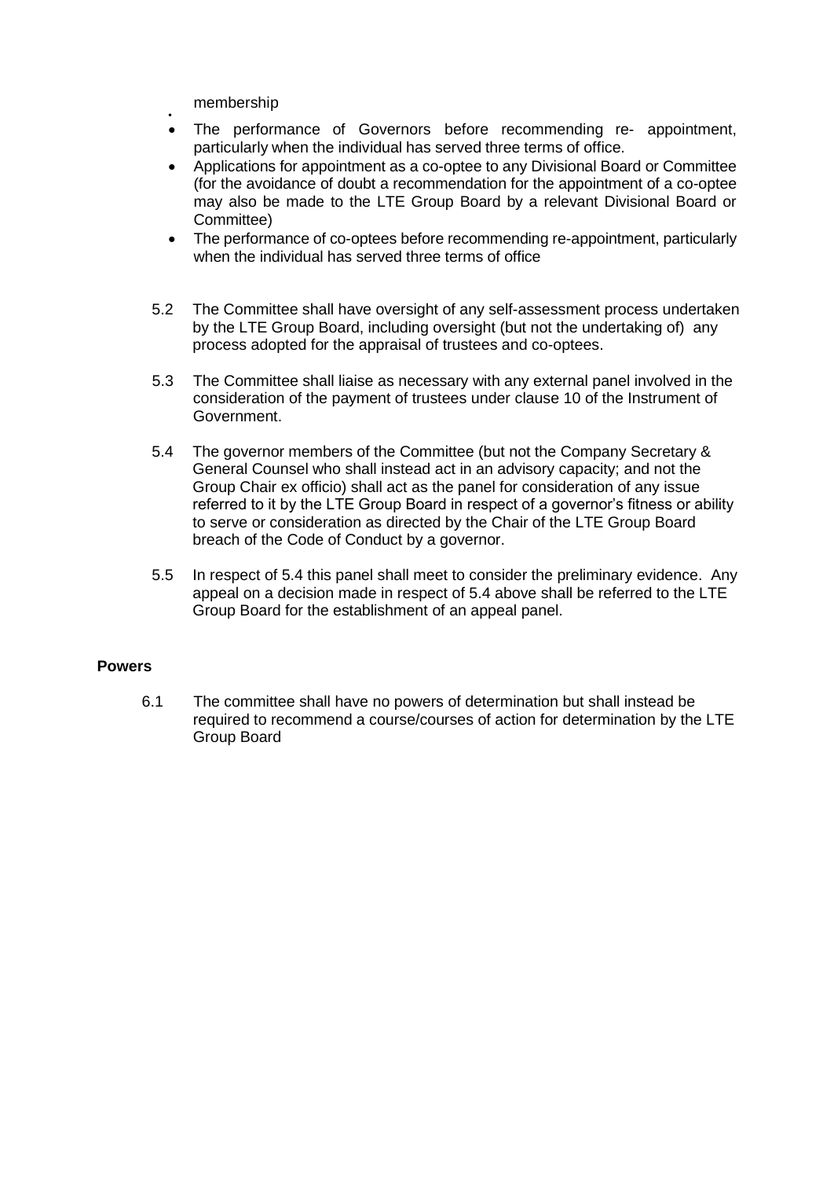membership

- The performance of Governors before recommending re- appointment, particularly when the individual has served three terms of office.
- Applications for appointment as a co-optee to any Divisional Board or Committee (for the avoidance of doubt a recommendation for the appointment of a co-optee may also be made to the LTE Group Board by a relevant Divisional Board or Committee)
- The performance of co-optees before recommending re-appointment, particularly when the individual has served three terms of office

5.2 The Committee shall have oversight of any self-assessment process undertaken by the LTE Group Board, including oversight (but not the undertaking of) any process adopted for the appraisal of trustees and co-optees.

5.3 The Committee shall liaise as necessary with any external panel involved in the consideration of the payment of trustees under clause 10 of the Instrument of Government.

5.4 The governor members of the Committee (but not the Company Secretary & General Counsel who shall instead act in an advisory capacity; and not the Group Chair ex officio) shall act as the panel for consideration of any issue referred to it by the LTE Group Board in respect of a governor's fitness or ability to serve or consideration as directed by the Chair of the LTE Group Board breach of the Code of Conduct by a governor.

5.5 In respect of 5.4 this panel shall meet to consider the preliminary evidence. Any appeal on a decision made in respect of 5.4 above shall be referred to the LTE Group Board for the establishment of an appeal panel.

**Powers**

6.1 The committee shall have no powers of determination but shall instead be required to recommend a course/courses of action for determination by the LTE Group Board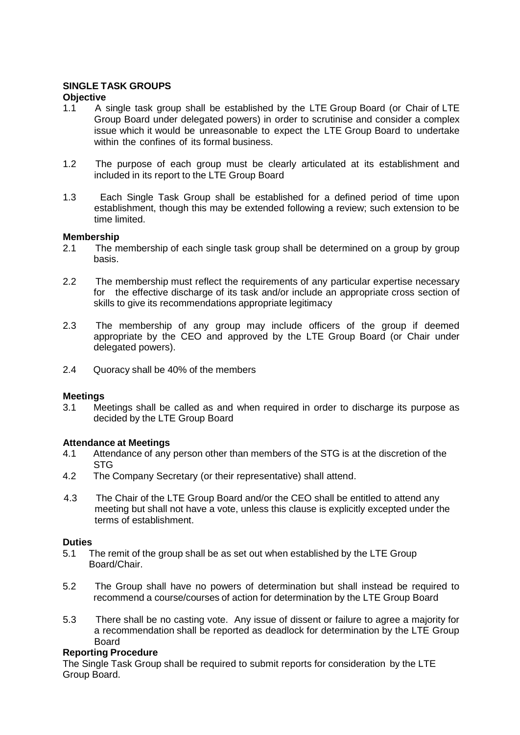**SINGLE TASK GROUPS**

**Objective**

1.1 A single task group shall be established by the LTE Group Board (or Chair of LTE Group Board under delegated powers) in order to scrutinise and consider a complex issue which it would be unreasonable to expect the LTE Group Board to undertake within the confines of its formal business.

1.2 The purpose of each group must be clearly articulated at its establishment and included in its report to the LTE Group Board

1.3 Each Single Task Group shall be established for a defined period of time upon establishment, though this may be extended following a review; such extension to be time limited.

**Membership**

2.1 The membership of each single task group shall be determined on a group by group basis.

2.2 The membership must reflect the requirements of any particular expertise necessary for the effective discharge of its task and/or include an appropriate cross section of skills to give its recommendations appropriate legitimacy

2.3 The membership of any group may include officers of the group if deemed appropriate by the CEO and approved by the LTE Group Board (or Chair under delegated powers).

2.4 Quoracy shall be 40% of the members

**Meetings**

3.1 Meetings shall be called as and when required in order to discharge its purpose as decided by the LTE Group Board

**Attendance at Meetings**

4.1 Attendance of any person other than members of the STG is at the discretion of the STG

4.2 The Company Secretary (or their representative) shall attend.

4.3 The Chair of the LTE Group Board and/or the CEO shall be entitled to attend any meeting but shall not have a vote, unless this clause is explicitly excepted under the terms of establishment.

**Duties**

5.1 The remit of the group shall be as set out when established by the LTE Group Board/Chair.

5.2 The Group shall have no powers of determination but shall instead be required to recommend a course/courses of action for determination by the LTE Group Board

5.3 There shall be no casting vote. Any issue of dissent or failure to agree a majority for a recommendation shall be reported as deadlock for determination by the LTE Group Board

**Reporting Procedure**

The Single Task Group shall be required to submit reports for consideration by the LTE Group Board.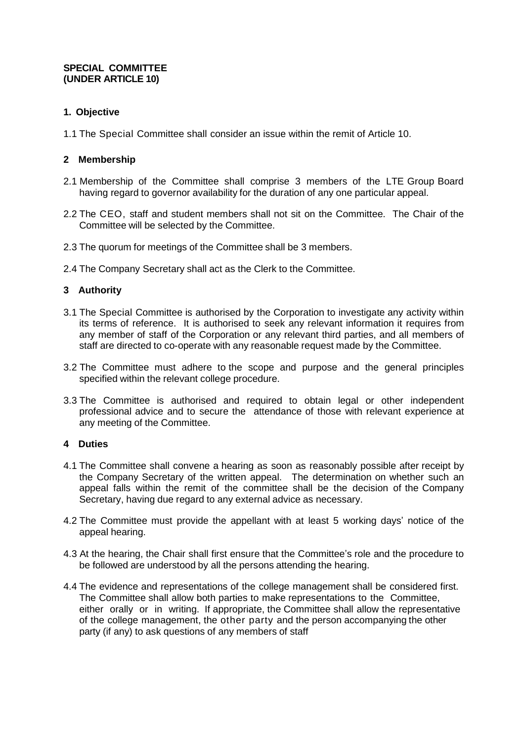**SPECIAL COMMITTEE (UNDER ARTICLE 10)**

## 1. Objective

1.1 The Special Committee shall consider an issue within the remit of Article 10.

## 2 Membership

2.1 Membership of the Committee shall comprise 3 members of the LTE Group Board having regard to governor availability for the duration of any one particular appeal.

2.2 The CEO, staff and student members shall not sit on the Committee. The Chair of the Committee will be selected by the Committee.

2.3 The quorum for meetings of the Committee shall be 3 members.

2.4 The Company Secretary shall act as the Clerk to the Committee.

## 3 Authority

3.1 The Special Committee is authorised by the Corporation to investigate any activity within its terms of reference. It is authorised to seek any relevant information it requires from any member of staff of the Corporation or any relevant third parties, and all members of staff are directed to co-operate with any reasonable request made by the Committee.

3.2 The Committee must adhere to the scope and purpose and the general principles specified within the relevant college procedure.

3.3 The Committee is authorised and required to obtain legal or other independent professional advice and to secure the attendance of those with relevant experience at any meeting of the Committee.

## 4 Duties

4.1 The Committee shall convene a hearing as soon as reasonably possible after receipt by the Company Secretary of the written appeal. The determination on whether such an appeal falls within the remit of the committee shall be the decision of the Company Secretary, having due regard to any external advice as necessary.

4.2 The Committee must provide the appellant with at least 5 working days' notice of the appeal hearing.

4.3 At the hearing, the Chair shall first ensure that the Committee's role and the procedure to be followed are understood by all the persons attending the hearing.

4.4 The evidence and representations of the college management shall be considered first. The Committee shall allow both parties to make representations to the Committee, either orally or in writing. If appropriate, the Committee shall allow the representative of the college management, the other party and the person accompanying the other party (if any) to ask questions of any members of staff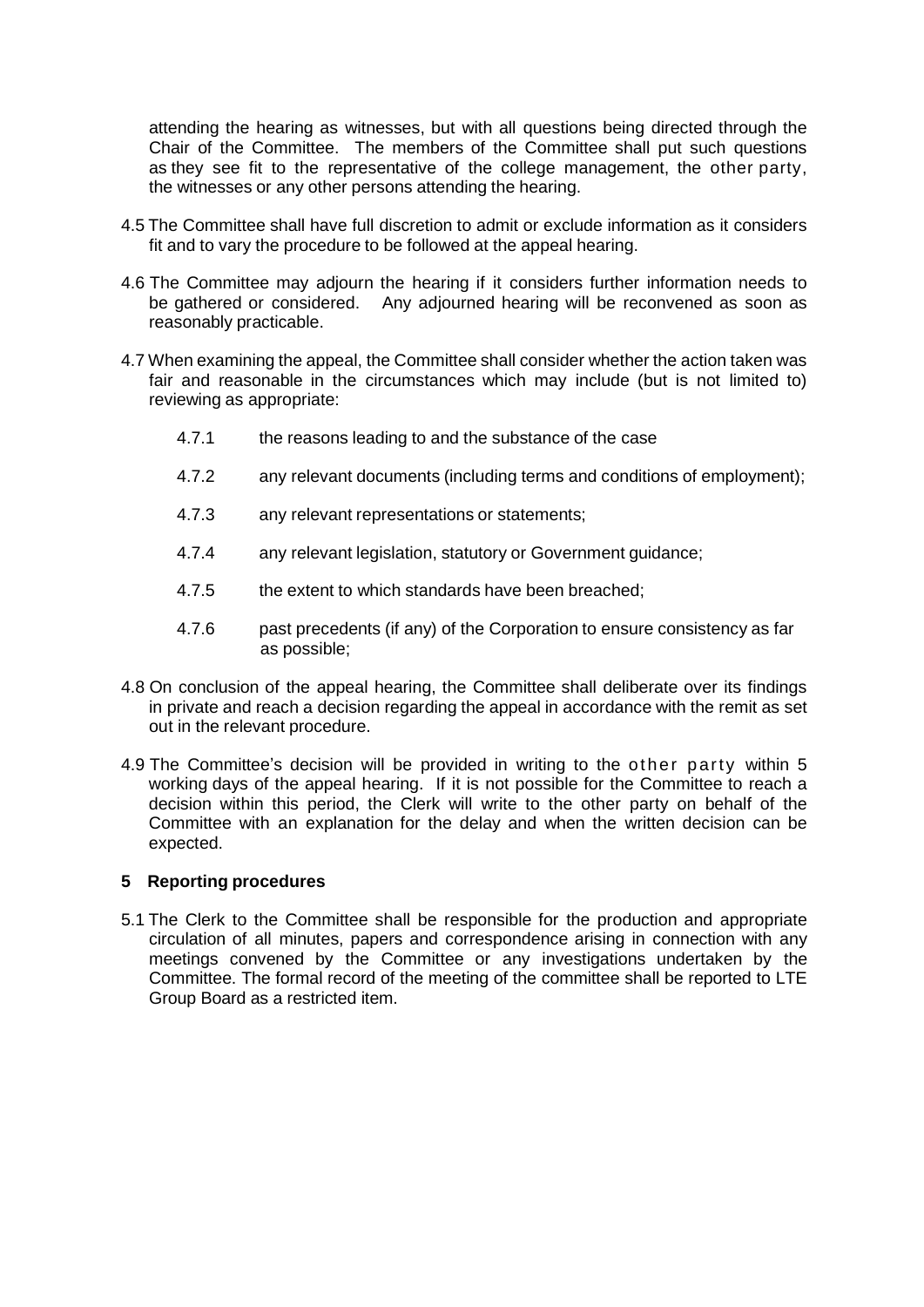attending the hearing as witnesses, but with all questions being directed through the Chair of the Committee. The members of the Committee shall put such questions as they see fit to the representative of the college management, the other party, the witnesses or any other persons attending the hearing.

4.5 The Committee shall have full discretion to admit or exclude information as it considers fit and to vary the procedure to be followed at the appeal hearing.

4.6 The Committee may adjourn the hearing if it considers further information needs to be gathered or considered. Any adjourned hearing will be reconvened as soon as reasonably practicable.

4.7 When examining the appeal, the Committee shall consider whether the action taken was fair and reasonable in the circumstances which may include (but is not limited to) reviewing as appropriate:

- 4.7.1 the reasons leading to and the substance of the case
- 4.7.2 any relevant documents (including terms and conditions of employment);
- 4.7.3 any relevant representations or statements;
- 4.7.4 any relevant legislation, statutory or Government guidance;
- 4.7.5 the extent to which standards have been breached;
- 4.7.6 past precedents (if any) of the Corporation to ensure consistency as far as possible;

4.8 On conclusion of the appeal hearing, the Committee shall deliberate over its findings in private and reach a decision regarding the appeal in accordance with the remit as set out in the relevant procedure.

4.9 The Committee's decision will be provided in writing to the other party within 5 working days of the appeal hearing. If it is not possible for the Committee to reach a decision within this period, the Clerk will write to the other party on behalf of the Committee with an explanation for the delay and when the written decision can be expected.

## 5 Reporting procedures

5.1 The Clerk to the Committee shall be responsible for the production and appropriate circulation of all minutes, papers and correspondence arising in connection with any meetings convened by the Committee or any investigations undertaken by the Committee. The formal record of the meeting of the committee shall be reported to LTE Group Board as a restricted item.